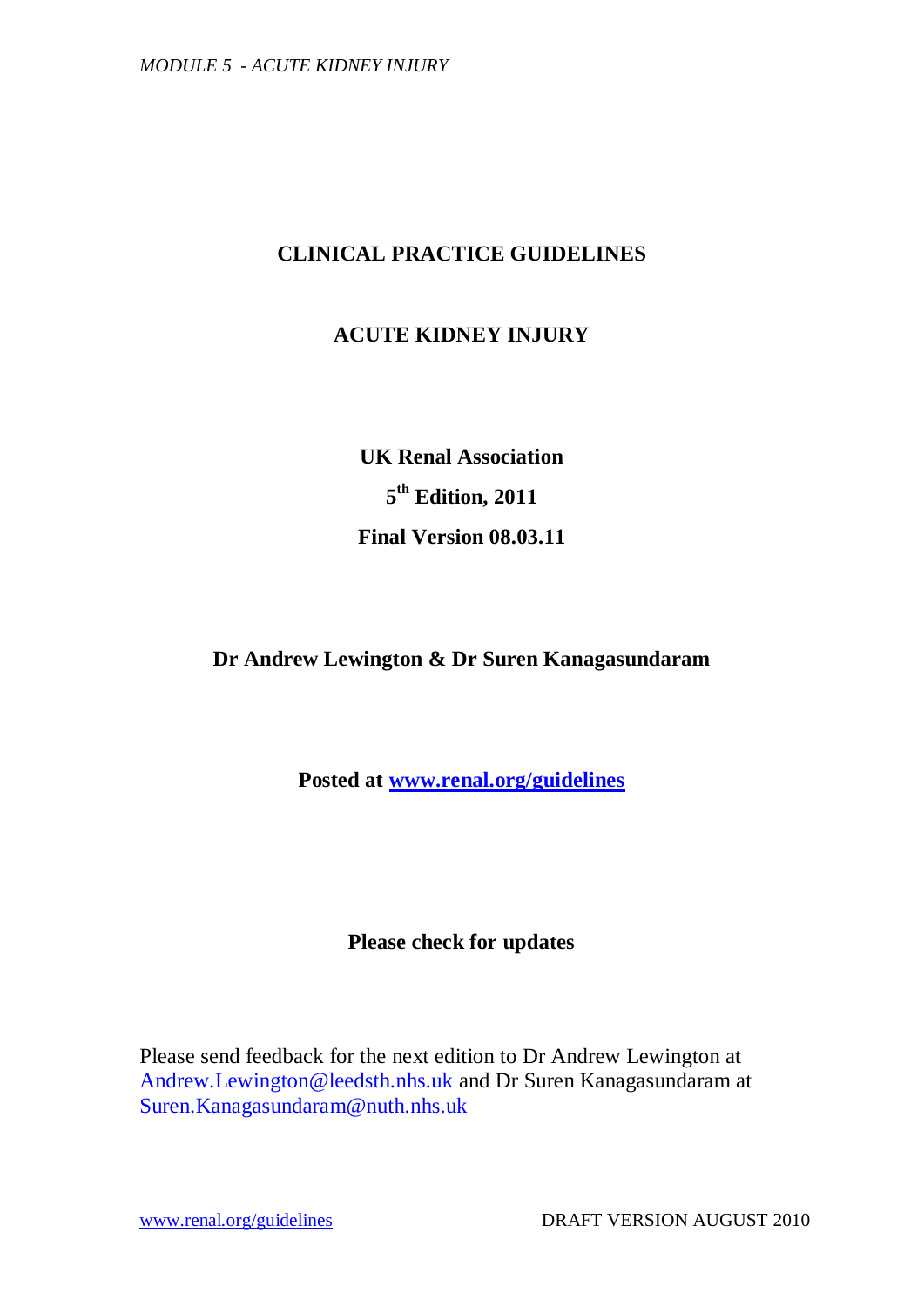# CLINICAL PRACTICE GUIDELINES

## ACUTE KIDNEY INJURY

**UK Renal Association**

**5th Edition, 2011**

**Final Version 08.03.11**

**Dr Andrew Lewington & Dr Suren Kanagasundaram**

**Posted at [www.renal.org/guidelines](www.renal.org/guidelines)**

**Please check for updates**

Please send feedback for the next edition to Dr Andrew Lewington at Andrew.Lewington@leedsth.nhs.uk and Dr Suren Kanagasundaram at Suren.Kanagasundaram@nuth.nhs.uk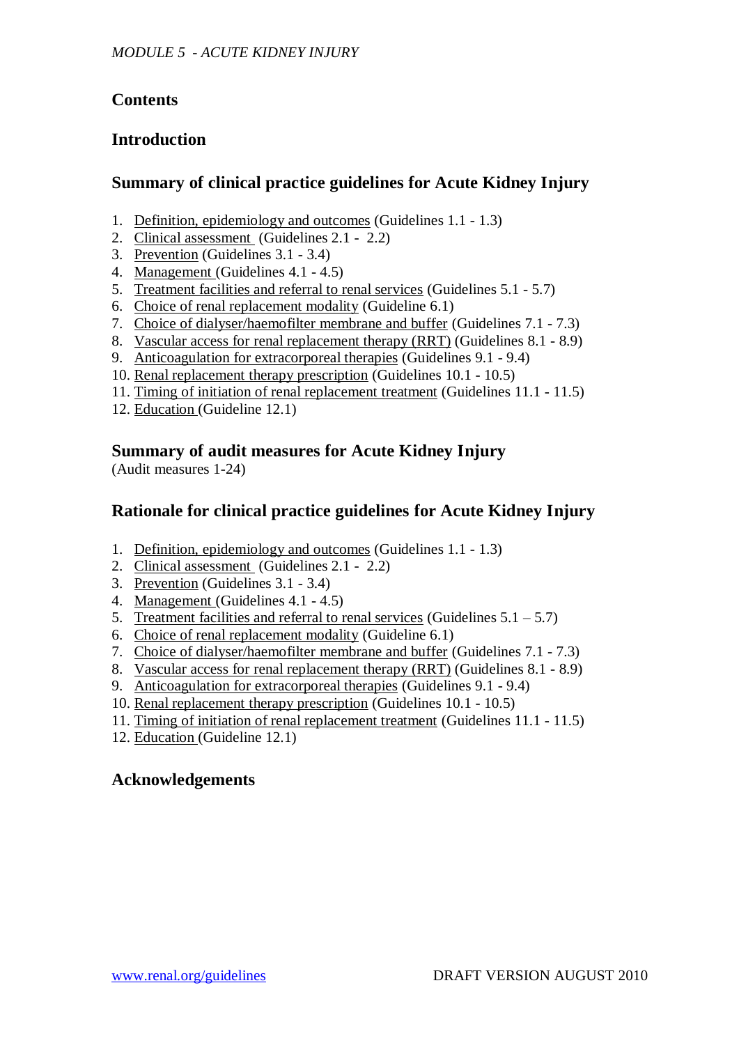## Contents

## Introduction

## Summary of clinical practice guidelines for Acute Kidney Injury

1. Definition, epidemiology and outcomes (Guidelines 1.1 - 1.3)
2. Clinical assessment (Guidelines 2.1 - 2.2)
3. Prevention (Guidelines 3.1 - 3.4)
4. Management (Guidelines 4.1 - 4.5)
5. Treatment facilities and referral to renal services (Guidelines 5.1 - 5.7)
6. Choice of renal replacement modality (Guideline 6.1)
7. Choice of dialyser/haemofilter membrane and buffer (Guidelines 7.1 - 7.3)
8. Vascular access for renal replacement therapy (RRT) (Guidelines 8.1 - 8.9)
9. Anticoagulation for extracorporeal therapies (Guidelines 9.1 - 9.4)
10. Renal replacement therapy prescription (Guidelines 10.1 - 10.5)
11. Timing of initiation of renal replacement treatment (Guidelines 11.1 - 11.5)
12. Education (Guideline 12.1)

## Summary of audit measures for Acute Kidney Injury

(Audit measures 1-24)

## Rationale for clinical practice guidelines for Acute Kidney Injury

1. Definition, epidemiology and outcomes (Guidelines 1.1 - 1.3)
2. Clinical assessment (Guidelines 2.1 - 2.2)
3. Prevention (Guidelines 3.1 - 3.4)
4. Management (Guidelines 4.1 - 4.5)
5. Treatment facilities and referral to renal services (Guidelines 5.1 – 5.7)
6. Choice of renal replacement modality (Guideline 6.1)
7. Choice of dialyser/haemofilter membrane and buffer (Guidelines 7.1 - 7.3)
8. Vascular access for renal replacement therapy (RRT) (Guidelines 8.1 - 8.9)
9. Anticoagulation for extracorporeal therapies (Guidelines 9.1 - 9.4)
10. Renal replacement therapy prescription (Guidelines 10.1 - 10.5)
11. Timing of initiation of renal replacement treatment (Guidelines 11.1 - 11.5)
12. Education (Guideline 12.1)

## Acknowledgements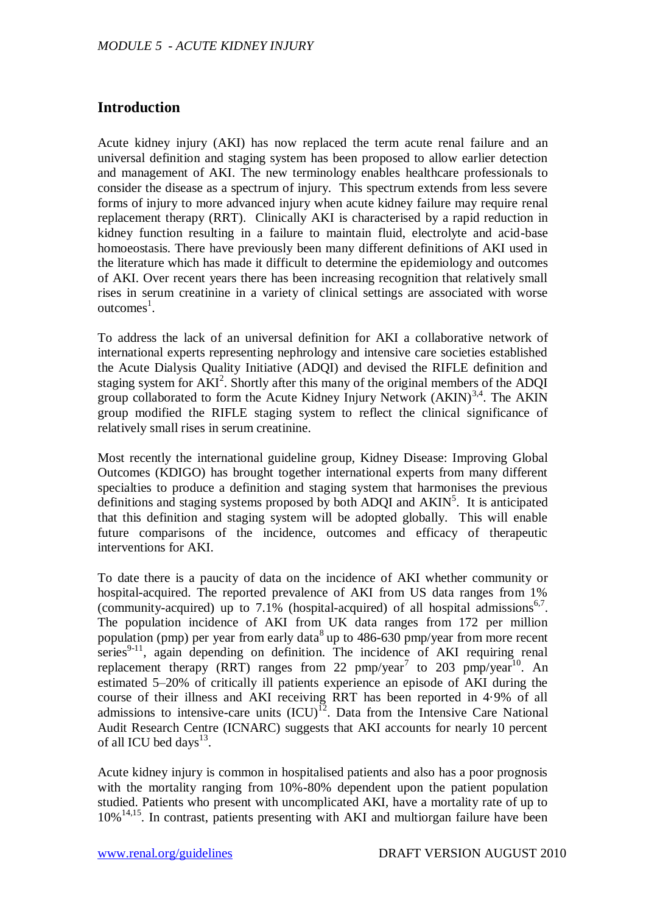## Introduction

Acute kidney injury (AKI) has now replaced the term acute renal failure and an universal definition and staging system has been proposed to allow earlier detection and management of AKI. The new terminology enables healthcare professionals to consider the disease as a spectrum of injury. This spectrum extends from less severe forms of injury to more advanced injury when acute kidney failure may require renal replacement therapy (RRT). Clinically AKI is characterised by a rapid reduction in kidney function resulting in a failure to maintain fluid, electrolyte and acid-base homoeostasis. There have previously been many different definitions of AKI used in the literature which has made it difficult to determine the epidemiology and outcomes of AKI. Over recent years there has been increasing recognition that relatively small rises in serum creatinine in a variety of clinical settings are associated with worse outcomes[1].

To address the lack of an universal definition for AKI a collaborative network of international experts representing nephrology and intensive care societies established the Acute Dialysis Quality Initiative (ADQI) and devised the RIFLE definition and staging system for AKI[2]. Shortly after this many of the original members of the ADQI group collaborated to form the Acute Kidney Injury Network (AKIN)[3,4]. The AKIN group modified the RIFLE staging system to reflect the clinical significance of relatively small rises in serum creatinine.

Most recently the international guideline group, Kidney Disease: Improving Global Outcomes (KDIGO) has brought together international experts from many different specialties to produce a definition and staging system that harmonises the previous definitions and staging systems proposed by both ADQI and AKIN[5]. It is anticipated that this definition and staging system will be adopted globally. This will enable future comparisons of the incidence, outcomes and efficacy of therapeutic interventions for AKI.

To date there is a paucity of data on the incidence of AKI whether community or hospital-acquired. The reported prevalence of AKI from US data ranges from 1% (community-acquired) up to 7.1% (hospital-acquired) of all hospital admissions[6,7]. The population incidence of AKI from UK data ranges from 172 per million population (pmp) per year from early data[8] up to 486-630 pmp/year from more recent series[9-11], again depending on definition. The incidence of AKI requiring renal replacement therapy (RRT) ranges from 22 pmp/year[7] to 203 pmp/year[10]. An estimated 5–20% of critically ill patients experience an episode of AKI during the course of their illness and AKI receiving RRT has been reported in 4·9% of all admissions to intensive-care units (ICU)[12]. Data from the Intensive Care National Audit Research Centre (ICNARC) suggests that AKI accounts for nearly 10 percent of all ICU bed days[13].

Acute kidney injury is common in hospitalised patients and also has a poor prognosis with the mortality ranging from 10%-80% dependent upon the patient population studied. Patients who present with uncomplicated AKI, have a mortality rate of up to 10%[14,15]. In contrast, patients presenting with AKI and multiorgan failure have been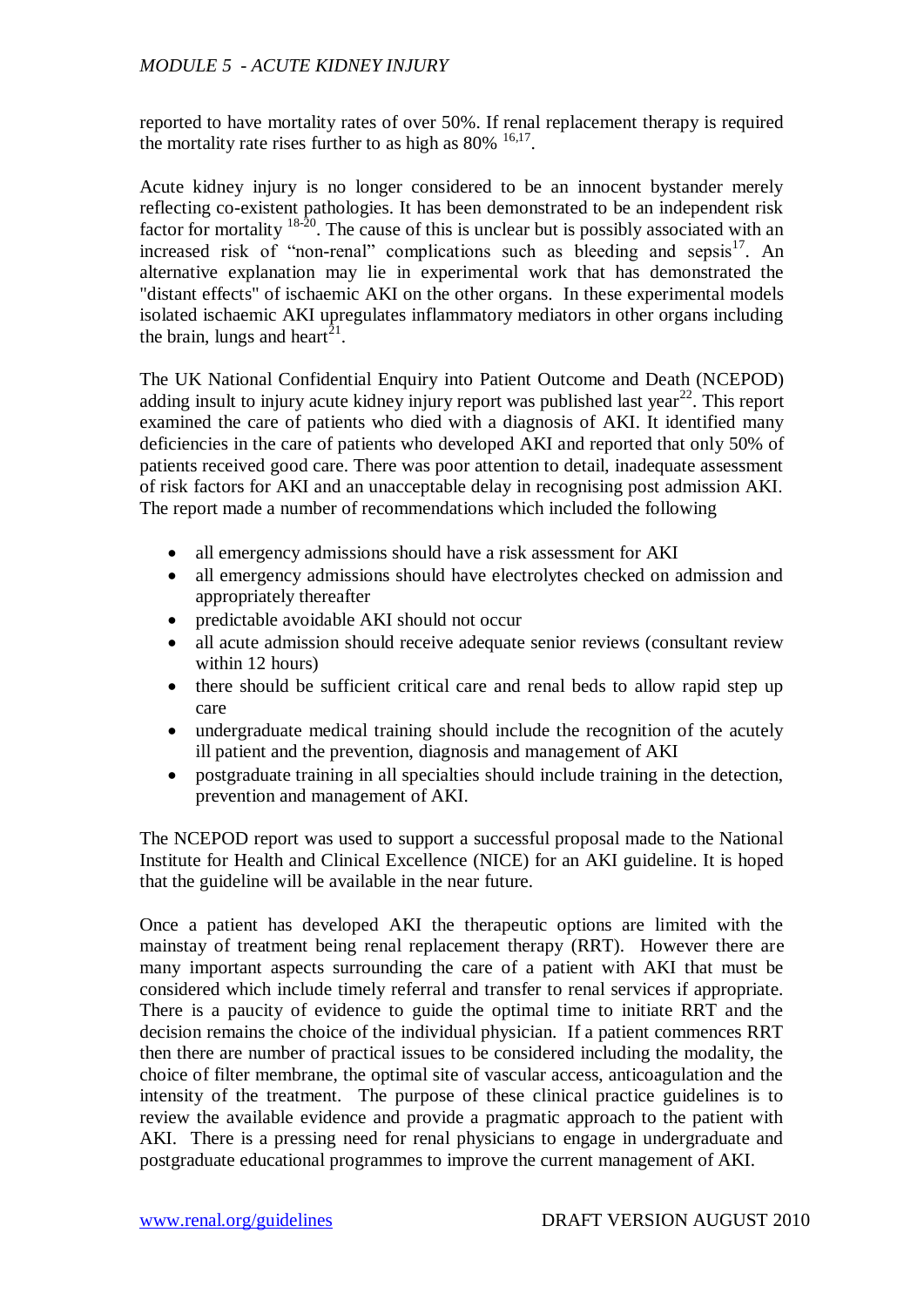reported to have mortality rates of over 50%. If renal replacement therapy is required the mortality rate rises further to as high as 80% [16,17].

Acute kidney injury is no longer considered to be an innocent bystander merely reflecting co-existent pathologies. It has been demonstrated to be an independent risk factor for mortality [18-20]. The cause of this is unclear but is possibly associated with an increased risk of "non-renal" complications such as bleeding and sepsis[17]. An alternative explanation may lie in experimental work that has demonstrated the "distant effects" of ischaemic AKI on the other organs. In these experimental models isolated ischaemic AKI upregulates inflammatory mediators in other organs including the brain, lungs and heart[21].

The UK National Confidential Enquiry into Patient Outcome and Death (NCEPOD) adding insult to injury acute kidney injury report was published last year[22]. This report examined the care of patients who died with a diagnosis of AKI. It identified many deficiencies in the care of patients who developed AKI and reported that only 50% of patients received good care. There was poor attention to detail, inadequate assessment of risk factors for AKI and an unacceptable delay in recognising post admission AKI. The report made a number of recommendations which included the following

- all emergency admissions should have a risk assessment for AKI
- all emergency admissions should have electrolytes checked on admission and appropriately thereafter
- predictable avoidable AKI should not occur
- all acute admission should receive adequate senior reviews (consultant review within 12 hours)
- there should be sufficient critical care and renal beds to allow rapid step up care
- undergraduate medical training should include the recognition of the acutely ill patient and the prevention, diagnosis and management of AKI
- postgraduate training in all specialties should include training in the detection, prevention and management of AKI.

The NCEPOD report was used to support a successful proposal made to the National Institute for Health and Clinical Excellence (NICE) for an AKI guideline. It is hoped that the guideline will be available in the near future.

Once a patient has developed AKI the therapeutic options are limited with the mainstay of treatment being renal replacement therapy (RRT). However there are many important aspects surrounding the care of a patient with AKI that must be considered which include timely referral and transfer to renal services if appropriate. There is a paucity of evidence to guide the optimal time to initiate RRT and the decision remains the choice of the individual physician. If a patient commences RRT then there are number of practical issues to be considered including the modality, the choice of filter membrane, the optimal site of vascular access, anticoagulation and the intensity of the treatment. The purpose of these clinical practice guidelines is to review the available evidence and provide a pragmatic approach to the patient with AKI. There is a pressing need for renal physicians to engage in undergraduate and postgraduate educational programmes to improve the current management of AKI.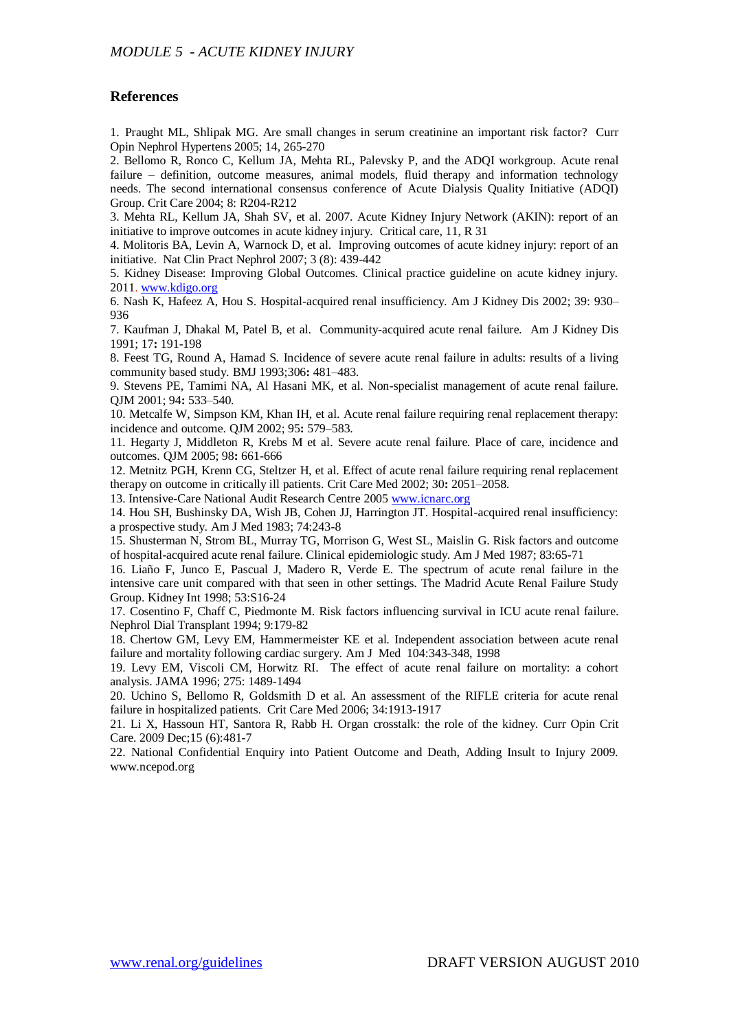## References

1. Praught ML, Shlipak MG. Are small changes in serum creatinine an important risk factor? Curr Opin Nephrol Hypertens 2005; 14, 265-270
2. Bellomo R, Ronco C, Kellum JA, Mehta RL, Palevsky P, and the ADQI workgroup. Acute renal failure – definition, outcome measures, animal models, fluid therapy and information technology needs. The second international consensus conference of Acute Dialysis Quality Initiative (ADQI) Group. Crit Care 2004; 8: R204-R212
3. Mehta RL, Kellum JA, Shah SV, et al. 2007. Acute Kidney Injury Network (AKIN): report of an initiative to improve outcomes in acute kidney injury. Critical care, 11, R 31
4. Molitoris BA, Levin A, Warnock D, et al. Improving outcomes of acute kidney injury: report of an initiative. Nat Clin Pract Nephrol 2007; 3 (8): 439-442
5. Kidney Disease: Improving Global Outcomes. Clinical practice guideline on acute kidney injury. 2011. www.kdigo.org
6. Nash K, Hafeez A, Hou S. Hospital-acquired renal insufficiency. Am J Kidney Dis 2002; 39: 930–936
7. Kaufman J, Dhakal M, Patel B, et al. Community-acquired acute renal failure. Am J Kidney Dis 1991; 17**:** 191-198
8. Feest TG, Round A, Hamad S. Incidence of severe acute renal failure in adults: results of a living community based study. BMJ 1993;306**:** 481–483.
9. Stevens PE, Tamimi NA, Al Hasani MK, et al. Non-specialist management of acute renal failure. QJM 2001; 94**:** 533–540.
10. Metcalfe W, Simpson KM, Khan IH, et al. Acute renal failure requiring renal replacement therapy: incidence and outcome. QJM 2002; 95**:** 579–583.
11. Hegarty J, Middleton R, Krebs M et al. Severe acute renal failure. Place of care, incidence and outcomes. QJM 2005; 98**:** 661-666
12. Metnitz PGH, Krenn CG, Steltzer H, et al. Effect of acute renal failure requiring renal replacement therapy on outcome in critically ill patients. Crit Care Med 2002; 30**:** 2051–2058.
13. Intensive-Care National Audit Research Centre 2005 www.icnarc.org
14. Hou SH, Bushinsky DA, Wish JB, Cohen JJ, Harrington JT. Hospital-acquired renal insufficiency: a prospective study. Am J Med 1983; 74:243-8
15. Shusterman N, Strom BL, Murray TG, Morrison G, West SL, Maislin G. Risk factors and outcome of hospital-acquired acute renal failure. Clinical epidemiologic study. Am J Med 1987; 83:65-71
16. Liaño F, Junco E, Pascual J, Madero R, Verde E. The spectrum of acute renal failure in the intensive care unit compared with that seen in other settings. The Madrid Acute Renal Failure Study Group. Kidney Int 1998; 53:S16-24
17. Cosentino F, Chaff C, Piedmonte M. Risk factors influencing survival in ICU acute renal failure. Nephrol Dial Transplant 1994; 9:179-82
18. Chertow GM, Levy EM, Hammermeister KE et al. Independent association between acute renal failure and mortality following cardiac surgery. Am J Med 104:343-348, 1998
19. Levy EM, Viscoli CM, Horwitz RI. The effect of acute renal failure on mortality: a cohort analysis. JAMA 1996; 275: 1489-1494
20. Uchino S, Bellomo R, Goldsmith D et al. An assessment of the RIFLE criteria for acute renal failure in hospitalized patients. Crit Care Med 2006; 34:1913-1917
21. Li X, Hassoun HT, Santora R, Rabb H. Organ crosstalk: the role of the kidney. Curr Opin Crit Care. 2009 Dec;15 (6):481-7
22. National Confidential Enquiry into Patient Outcome and Death, Adding Insult to Injury 2009. www.ncepod.org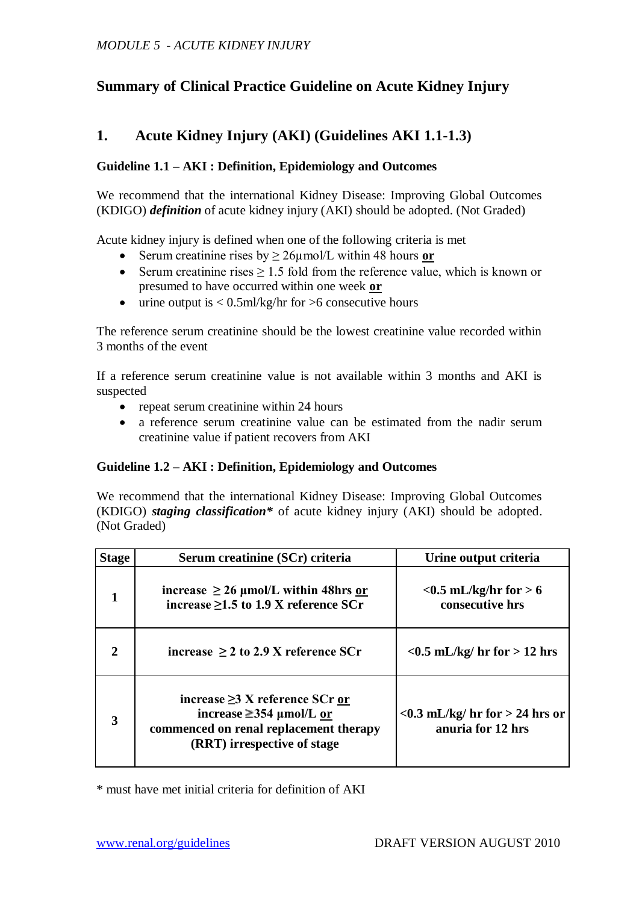# Summary of Clinical Practice Guideline on Acute Kidney Injury

## 1. Acute Kidney Injury (AKI) (Guidelines AKI 1.1-1.3)

### Guideline 1.1 – AKI : Definition, Epidemiology and Outcomes

We recommend that the international Kidney Disease: Improving Global Outcomes (KDIGO) ***definition*** of acute kidney injury (AKI) should be adopted. (Not Graded)

Acute kidney injury is defined when one of the following criteria is met

- Serum creatinine rises by ≥ 26µmol/L within 48 hours **or**
- Serum creatinine rises ≥ 1.5 fold from the reference value, which is known or presumed to have occurred within one week **or**
- urine output is < 0.5ml/kg/hr for >6 consecutive hours

The reference serum creatinine should be the lowest creatinine value recorded within 3 months of the event

If a reference serum creatinine value is not available within 3 months and AKI is suspected

- repeat serum creatinine within 24 hours
- a reference serum creatinine value can be estimated from the nadir serum creatinine value if patient recovers from AKI

### Guideline 1.2 – AKI : Definition, Epidemiology and Outcomes

We recommend that the international Kidney Disease: Improving Global Outcomes (KDIGO) ***staging classification**** of acute kidney injury (AKI) should be adopted. (Not Graded)

| Stage | Serum creatinine (SCr) criteria | Urine output criteria |
|---|---|---|
| **1** | **increase ≥ 26 µmol/L within 48hrs or increase ≥1.5 to 1.9 X reference SCr** | **<0.5 mL/kg/hr for > 6 consecutive hrs** |
| **2** | **increase ≥ 2 to 2.9 X reference SCr** | **<0.5 mL/kg/ hr for > 12 hrs** |
| **3** | **increase ≥3 X reference SCr or increase ≥354 µmol/L or commenced on renal replacement therapy (RRT) irrespective of stage** | **<0.3 mL/kg/ hr for > 24 hrs or anuria for 12 hrs** |

* must have met initial criteria for definition of AKI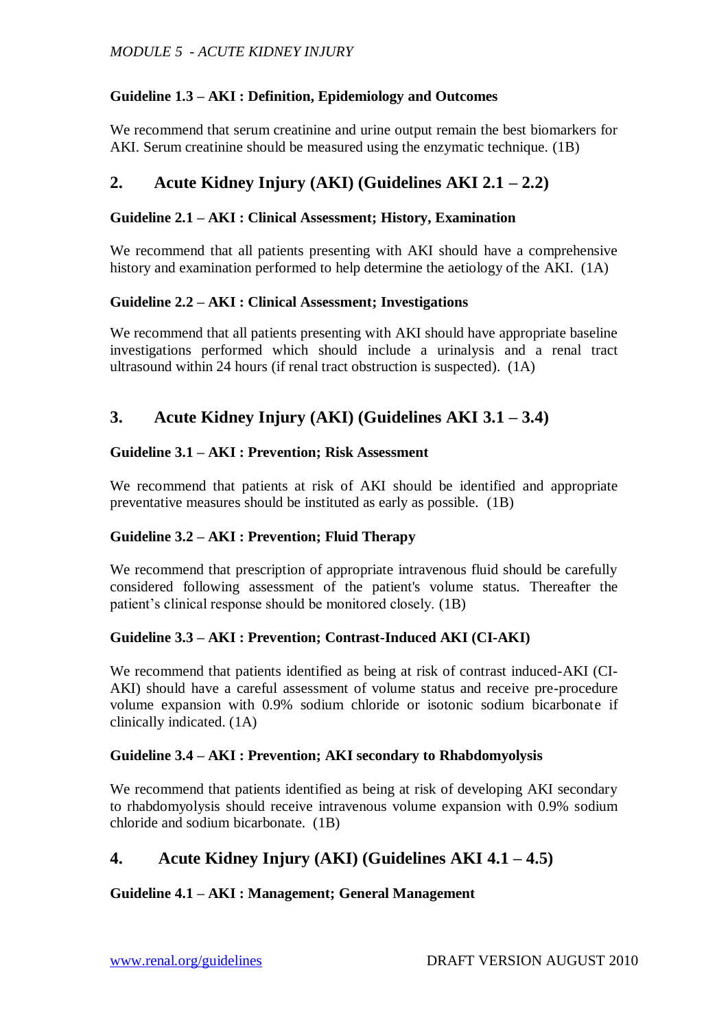### Guideline 1.3 – AKI : Definition, Epidemiology and Outcomes

We recommend that serum creatinine and urine output remain the best biomarkers for AKI. Serum creatinine should be measured using the enzymatic technique. (1B)

## 2. Acute Kidney Injury (AKI) (Guidelines AKI 2.1 – 2.2)

### Guideline 2.1 – AKI : Clinical Assessment; History, Examination

We recommend that all patients presenting with AKI should have a comprehensive history and examination performed to help determine the aetiology of the AKI. (1A)

### Guideline 2.2 – AKI : Clinical Assessment; Investigations

We recommend that all patients presenting with AKI should have appropriate baseline investigations performed which should include a urinalysis and a renal tract ultrasound within 24 hours (if renal tract obstruction is suspected). (1A)

## 3. Acute Kidney Injury (AKI) (Guidelines AKI 3.1 – 3.4)

### Guideline 3.1 – AKI : Prevention; Risk Assessment

We recommend that patients at risk of AKI should be identified and appropriate preventative measures should be instituted as early as possible. (1B)

### Guideline 3.2 – AKI : Prevention; Fluid Therapy

We recommend that prescription of appropriate intravenous fluid should be carefully considered following assessment of the patient's volume status. Thereafter the patient's clinical response should be monitored closely. (1B)

### Guideline 3.3 – AKI : Prevention; Contrast-Induced AKI (CI-AKI)

We recommend that patients identified as being at risk of contrast induced-AKI (CI-AKI) should have a careful assessment of volume status and receive pre-procedure volume expansion with 0.9% sodium chloride or isotonic sodium bicarbonate if clinically indicated. (1A)

### Guideline 3.4 – AKI : Prevention; AKI secondary to Rhabdomyolysis

We recommend that patients identified as being at risk of developing AKI secondary to rhabdomyolysis should receive intravenous volume expansion with 0.9% sodium chloride and sodium bicarbonate. (1B)

## 4. Acute Kidney Injury (AKI) (Guidelines AKI 4.1 – 4.5)

### Guideline 4.1 – AKI : Management; General Management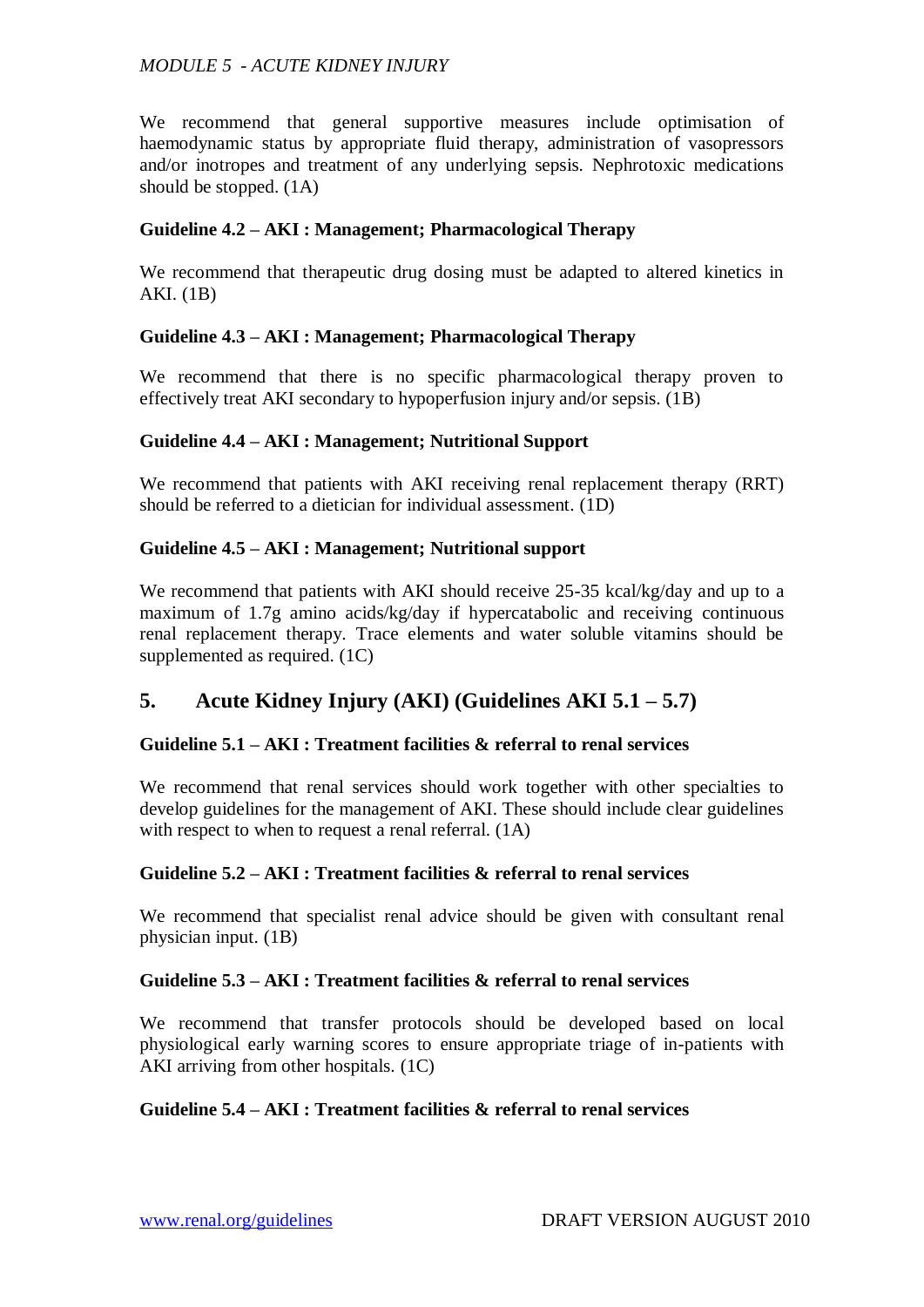We recommend that general supportive measures include optimisation of haemodynamic status by appropriate fluid therapy, administration of vasopressors and/or inotropes and treatment of any underlying sepsis. Nephrotoxic medications should be stopped. (1A)

### Guideline 4.2 – AKI : Management; Pharmacological Therapy

We recommend that therapeutic drug dosing must be adapted to altered kinetics in AKI. (1B)

### Guideline 4.3 – AKI : Management; Pharmacological Therapy

We recommend that there is no specific pharmacological therapy proven to effectively treat AKI secondary to hypoperfusion injury and/or sepsis. (1B)

### Guideline 4.4 – AKI : Management; Nutritional Support

We recommend that patients with AKI receiving renal replacement therapy (RRT) should be referred to a dietician for individual assessment. (1D)

### Guideline 4.5 – AKI : Management; Nutritional support

We recommend that patients with AKI should receive 25-35 kcal/kg/day and up to a maximum of 1.7g amino acids/kg/day if hypercatabolic and receiving continuous renal replacement therapy. Trace elements and water soluble vitamins should be supplemented as required. (1C)

## 5. Acute Kidney Injury (AKI) (Guidelines AKI 5.1 – 5.7)

### Guideline 5.1 – AKI : Treatment facilities & referral to renal services

We recommend that renal services should work together with other specialties to develop guidelines for the management of AKI. These should include clear guidelines with respect to when to request a renal referral. (1A)

### Guideline 5.2 – AKI : Treatment facilities & referral to renal services

We recommend that specialist renal advice should be given with consultant renal physician input. (1B)

### Guideline 5.3 – AKI : Treatment facilities & referral to renal services

We recommend that transfer protocols should be developed based on local physiological early warning scores to ensure appropriate triage of in-patients with AKI arriving from other hospitals. (1C)

### Guideline 5.4 – AKI : Treatment facilities & referral to renal services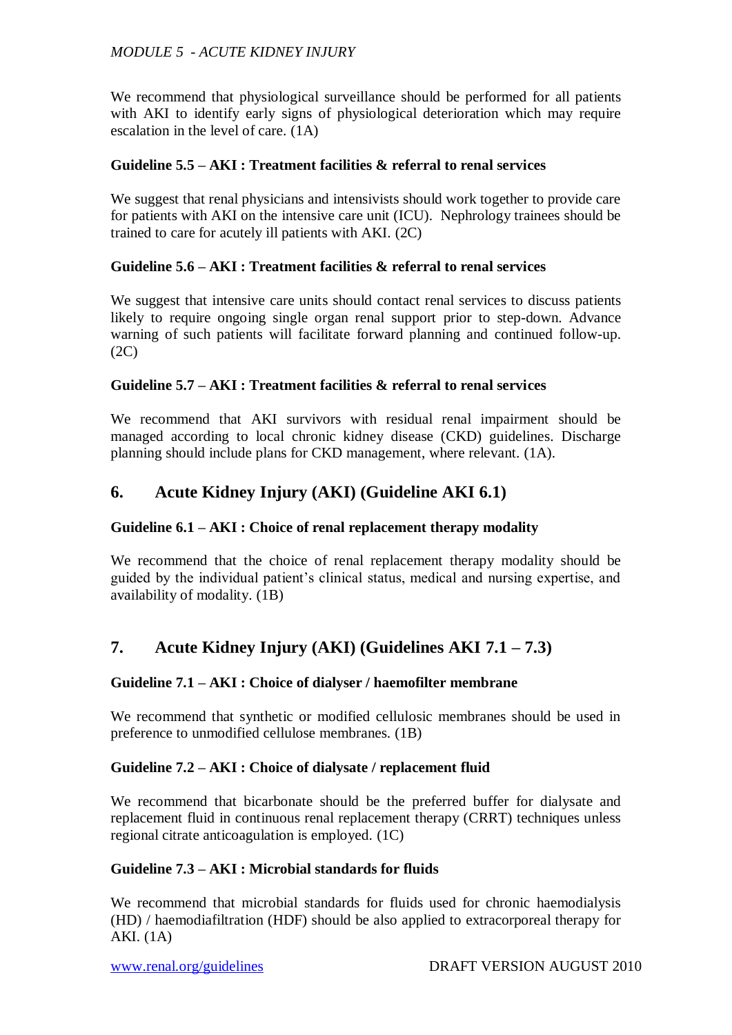We recommend that physiological surveillance should be performed for all patients with AKI to identify early signs of physiological deterioration which may require escalation in the level of care. (1A)

### Guideline 5.5 – AKI : Treatment facilities & referral to renal services

We suggest that renal physicians and intensivists should work together to provide care for patients with AKI on the intensive care unit (ICU). Nephrology trainees should be trained to care for acutely ill patients with AKI. (2C)

### Guideline 5.6 – AKI : Treatment facilities & referral to renal services

We suggest that intensive care units should contact renal services to discuss patients likely to require ongoing single organ renal support prior to step-down. Advance warning of such patients will facilitate forward planning and continued follow-up. (2C)

### Guideline 5.7 – AKI : Treatment facilities & referral to renal services

We recommend that AKI survivors with residual renal impairment should be managed according to local chronic kidney disease (CKD) guidelines. Discharge planning should include plans for CKD management, where relevant. (1A).

## 6. Acute Kidney Injury (AKI) (Guideline AKI 6.1)

### Guideline 6.1 – AKI : Choice of renal replacement therapy modality

We recommend that the choice of renal replacement therapy modality should be guided by the individual patient's clinical status, medical and nursing expertise, and availability of modality. (1B)

## 7. Acute Kidney Injury (AKI) (Guidelines AKI 7.1 – 7.3)

### Guideline 7.1 – AKI : Choice of dialyser / haemofilter membrane

We recommend that synthetic or modified cellulosic membranes should be used in preference to unmodified cellulose membranes. (1B)

### Guideline 7.2 – AKI : Choice of dialysate / replacement fluid

We recommend that bicarbonate should be the preferred buffer for dialysate and replacement fluid in continuous renal replacement therapy (CRRT) techniques unless regional citrate anticoagulation is employed. (1C)

### Guideline 7.3 – AKI : Microbial standards for fluids

We recommend that microbial standards for fluids used for chronic haemodialysis (HD) / haemodiafiltration (HDF) should be also applied to extracorporeal therapy for AKI. (1A)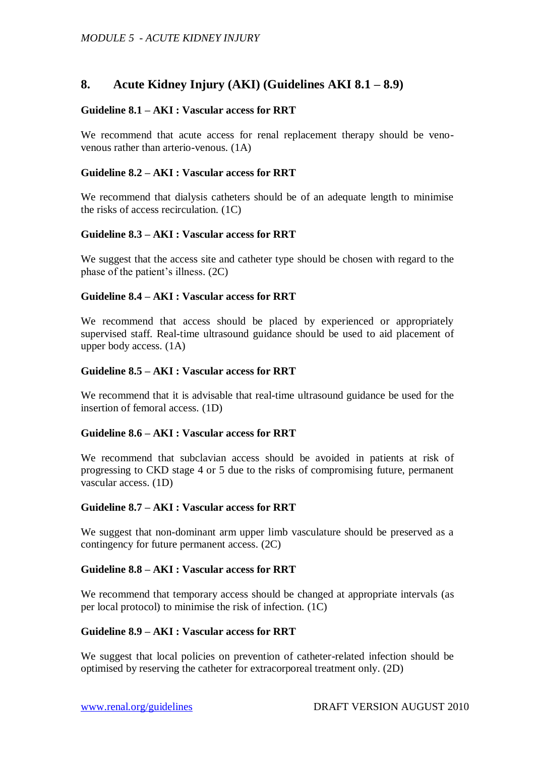## 8. Acute Kidney Injury (AKI) (Guidelines AKI 8.1 – 8.9)

### Guideline 8.1 – AKI : Vascular access for RRT

We recommend that acute access for renal replacement therapy should be veno-venous rather than arterio-venous. (1A)

### Guideline 8.2 – AKI : Vascular access for RRT

We recommend that dialysis catheters should be of an adequate length to minimise the risks of access recirculation. (1C)

### Guideline 8.3 – AKI : Vascular access for RRT

We suggest that the access site and catheter type should be chosen with regard to the phase of the patient's illness. (2C)

### Guideline 8.4 – AKI : Vascular access for RRT

We recommend that access should be placed by experienced or appropriately supervised staff. Real-time ultrasound guidance should be used to aid placement of upper body access. (1A)

### Guideline 8.5 – AKI : Vascular access for RRT

We recommend that it is advisable that real-time ultrasound guidance be used for the insertion of femoral access. (1D)

### Guideline 8.6 – AKI : Vascular access for RRT

We recommend that subclavian access should be avoided in patients at risk of progressing to CKD stage 4 or 5 due to the risks of compromising future, permanent vascular access. (1D)

### Guideline 8.7 – AKI : Vascular access for RRT

We suggest that non-dominant arm upper limb vasculature should be preserved as a contingency for future permanent access. (2C)

### Guideline 8.8 – AKI : Vascular access for RRT

We recommend that temporary access should be changed at appropriate intervals (as per local protocol) to minimise the risk of infection. (1C)

### Guideline 8.9 – AKI : Vascular access for RRT

We suggest that local policies on prevention of catheter-related infection should be optimised by reserving the catheter for extracorporeal treatment only. (2D)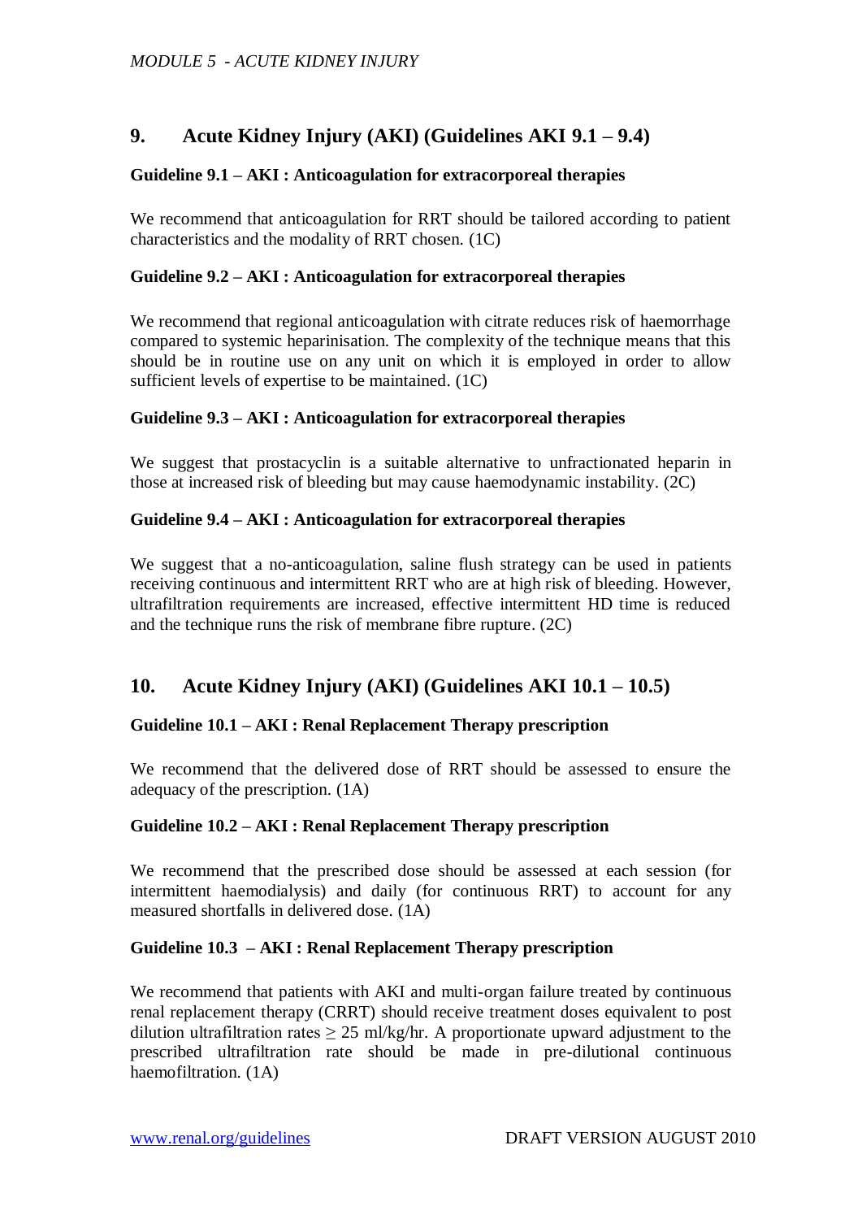## 9. Acute Kidney Injury (AKI) (Guidelines AKI 9.1 – 9.4)

### Guideline 9.1 – AKI : Anticoagulation for extracorporeal therapies

We recommend that anticoagulation for RRT should be tailored according to patient characteristics and the modality of RRT chosen. (1C)

### Guideline 9.2 – AKI : Anticoagulation for extracorporeal therapies

We recommend that regional anticoagulation with citrate reduces risk of haemorrhage compared to systemic heparinisation. The complexity of the technique means that this should be in routine use on any unit on which it is employed in order to allow sufficient levels of expertise to be maintained. (1C)

### Guideline 9.3 – AKI : Anticoagulation for extracorporeal therapies

We suggest that prostacyclin is a suitable alternative to unfractionated heparin in those at increased risk of bleeding but may cause haemodynamic instability. (2C)

### Guideline 9.4 – AKI : Anticoagulation for extracorporeal therapies

We suggest that a no-anticoagulation, saline flush strategy can be used in patients receiving continuous and intermittent RRT who are at high risk of bleeding. However, ultrafiltration requirements are increased, effective intermittent HD time is reduced and the technique runs the risk of membrane fibre rupture. (2C)

## 10. Acute Kidney Injury (AKI) (Guidelines AKI 10.1 – 10.5)

### Guideline 10.1 – AKI : Renal Replacement Therapy prescription

We recommend that the delivered dose of RRT should be assessed to ensure the adequacy of the prescription. (1A)

### Guideline 10.2 – AKI : Renal Replacement Therapy prescription

We recommend that the prescribed dose should be assessed at each session (for intermittent haemodialysis) and daily (for continuous RRT) to account for any measured shortfalls in delivered dose. (1A)

### Guideline 10.3 – AKI : Renal Replacement Therapy prescription

We recommend that patients with AKI and multi-organ failure treated by continuous renal replacement therapy (CRRT) should receive treatment doses equivalent to post dilution ultrafiltration rates $\geq$ 25 ml/kg/hr. A proportionate upward adjustment to the prescribed ultrafiltration rate should be made in pre-dilutional continuous haemofiltration. (1A)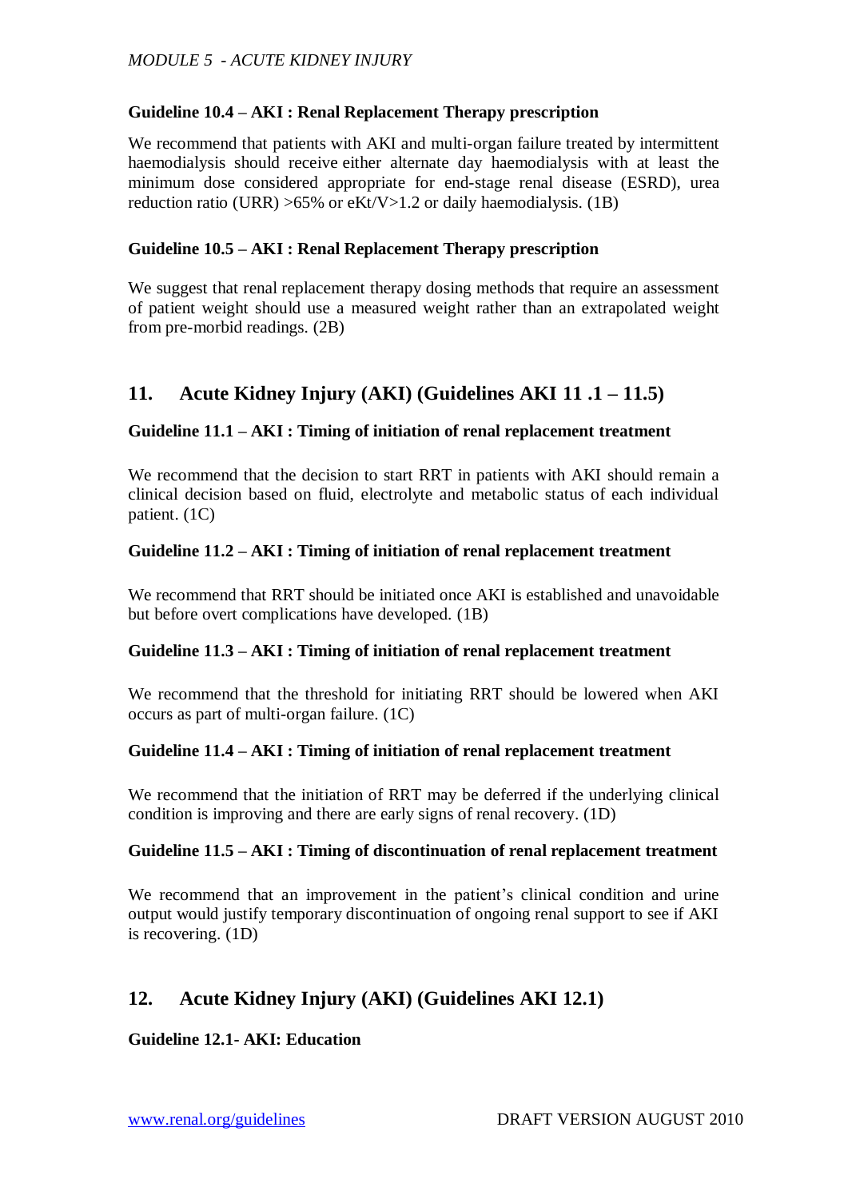**Guideline 10.4 – AKI : Renal Replacement Therapy prescription**

We recommend that patients with AKI and multi-organ failure treated by intermittent haemodialysis should receive either alternate day haemodialysis with at least the minimum dose considered appropriate for end-stage renal disease (ESRD), urea reduction ratio (URR) >65% or eKt/V>1.2 or daily haemodialysis. (1B)

**Guideline 10.5 – AKI : Renal Replacement Therapy prescription**

We suggest that renal replacement therapy dosing methods that require an assessment of patient weight should use a measured weight rather than an extrapolated weight from pre-morbid readings. (2B)

## 11. Acute Kidney Injury (AKI) (Guidelines AKI 11 .1 – 11.5)

**Guideline 11.1 – AKI : Timing of initiation of renal replacement treatment**

We recommend that the decision to start RRT in patients with AKI should remain a clinical decision based on fluid, electrolyte and metabolic status of each individual patient. (1C)

**Guideline 11.2 – AKI : Timing of initiation of renal replacement treatment**

We recommend that RRT should be initiated once AKI is established and unavoidable but before overt complications have developed. (1B)

**Guideline 11.3 – AKI : Timing of initiation of renal replacement treatment**

We recommend that the threshold for initiating RRT should be lowered when AKI occurs as part of multi-organ failure. (1C)

**Guideline 11.4 – AKI : Timing of initiation of renal replacement treatment**

We recommend that the initiation of RRT may be deferred if the underlying clinical condition is improving and there are early signs of renal recovery. (1D)

**Guideline 11.5 – AKI : Timing of discontinuation of renal replacement treatment**

We recommend that an improvement in the patient's clinical condition and urine output would justify temporary discontinuation of ongoing renal support to see if AKI is recovering. (1D)

## 12. Acute Kidney Injury (AKI) (Guidelines AKI 12.1)

**Guideline 12.1- AKI: Education**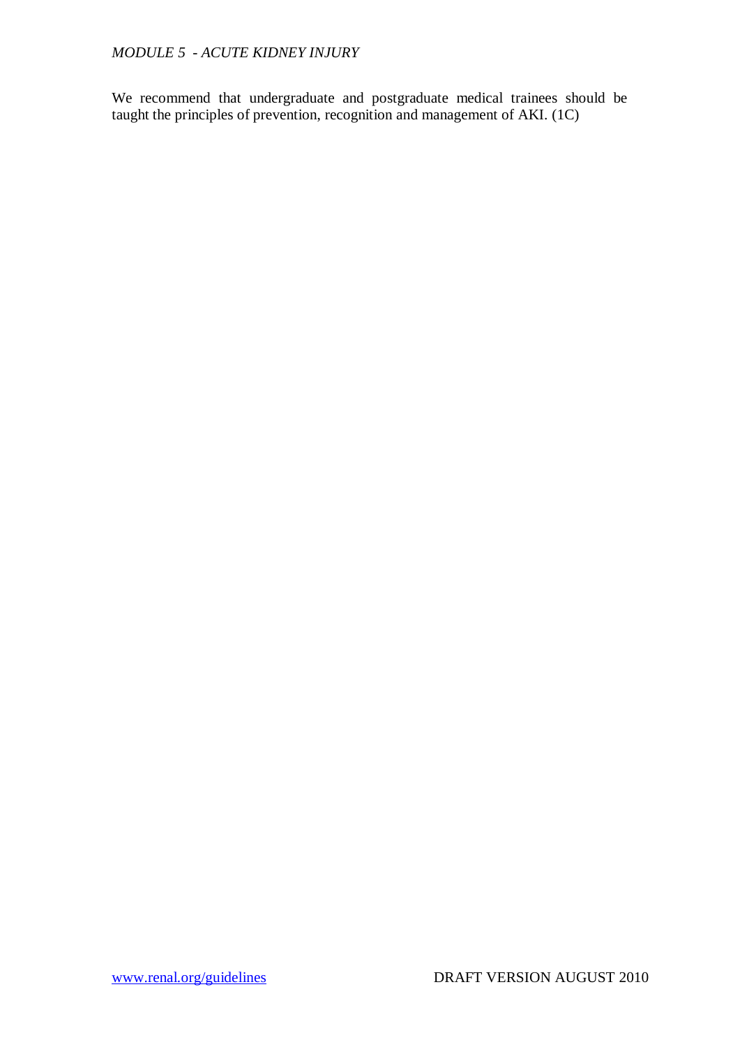We recommend that undergraduate and postgraduate medical trainees should be taught the principles of prevention, recognition and management of AKI. (1C)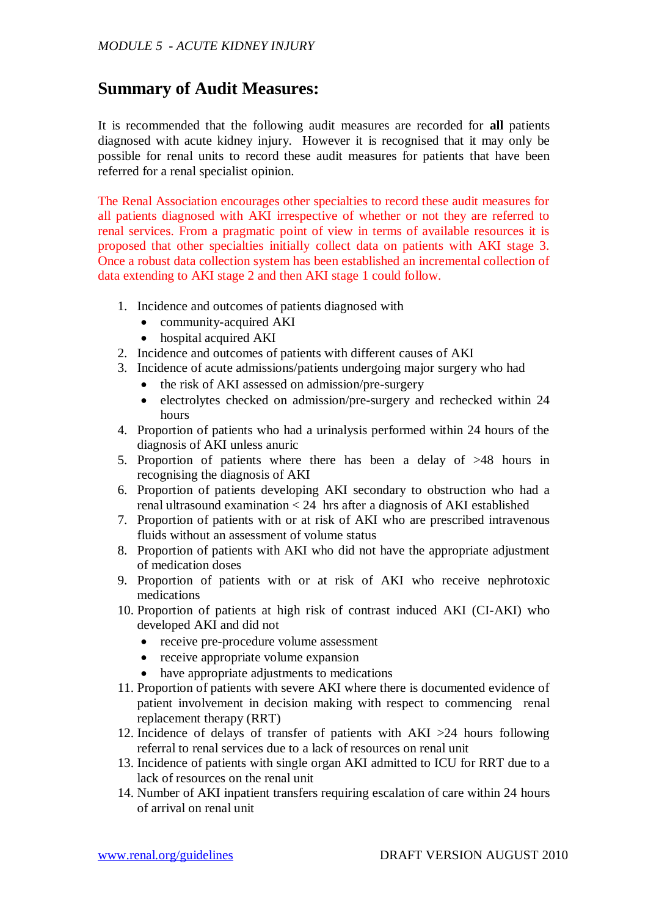## Summary of Audit Measures:

It is recommended that the following audit measures are recorded for **all** patients diagnosed with acute kidney injury. However it is recognised that it may only be possible for renal units to record these audit measures for patients that have been referred for a renal specialist opinion.

The Renal Association encourages other specialties to record these audit measures for all patients diagnosed with AKI irrespective of whether or not they are referred to renal services. From a pragmatic point of view in terms of available resources it is proposed that other specialties initially collect data on patients with AKI stage 3. Once a robust data collection system has been established an incremental collection of data extending to AKI stage 2 and then AKI stage 1 could follow.

1. Incidence and outcomes of patients diagnosed with
   - community-acquired AKI
   - hospital acquired AKI
2. Incidence and outcomes of patients with different causes of AKI
3. Incidence of acute admissions/patients undergoing major surgery who had
   - the risk of AKI assessed on admission/pre-surgery
   - electrolytes checked on admission/pre-surgery and rechecked within 24 hours
4. Proportion of patients who had a urinalysis performed within 24 hours of the diagnosis of AKI unless anuric
5. Proportion of patients where there has been a delay of >48 hours in recognising the diagnosis of AKI
6. Proportion of patients developing AKI secondary to obstruction who had a renal ultrasound examination < 24 hrs after a diagnosis of AKI established
7. Proportion of patients with or at risk of AKI who are prescribed intravenous fluids without an assessment of volume status
8. Proportion of patients with AKI who did not have the appropriate adjustment of medication doses
9. Proportion of patients with or at risk of AKI who receive nephrotoxic medications
10. Proportion of patients at high risk of contrast induced AKI (CI-AKI) who developed AKI and did not
    - receive pre-procedure volume assessment
    - receive appropriate volume expansion
    - have appropriate adjustments to medications
11. Proportion of patients with severe AKI where there is documented evidence of patient involvement in decision making with respect to commencing renal replacement therapy (RRT)
12. Incidence of delays of transfer of patients with AKI >24 hours following referral to renal services due to a lack of resources on renal unit
13. Incidence of patients with single organ AKI admitted to ICU for RRT due to a lack of resources on the renal unit
14. Number of AKI inpatient transfers requiring escalation of care within 24 hours of arrival on renal unit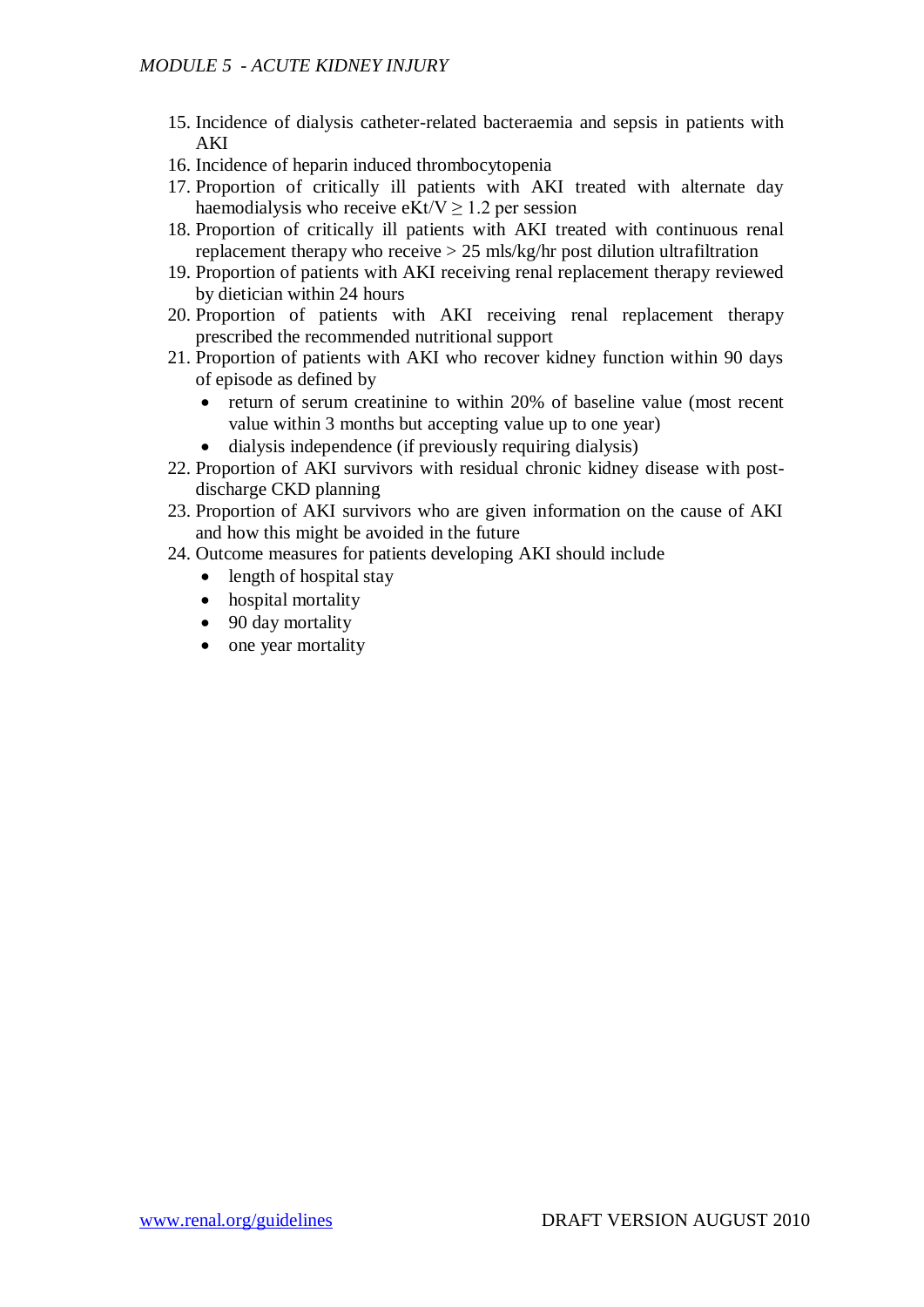15. Incidence of dialysis catheter-related bacteraemia and sepsis in patients with AKI
16. Incidence of heparin induced thrombocytopenia
17. Proportion of critically ill patients with AKI treated with alternate day haemodialysis who receive $eKt/V \geq 1.2$ per session
18. Proportion of critically ill patients with AKI treated with continuous renal replacement therapy who receive > 25 mls/kg/hr post dilution ultrafiltration
19. Proportion of patients with AKI receiving renal replacement therapy reviewed by dietician within 24 hours
20. Proportion of patients with AKI receiving renal replacement therapy prescribed the recommended nutritional support
21. Proportion of patients with AKI who recover kidney function within 90 days of episode as defined by
    - return of serum creatinine to within 20% of baseline value (most recent value within 3 months but accepting value up to one year)
    - dialysis independence (if previously requiring dialysis)
22. Proportion of AKI survivors with residual chronic kidney disease with post-discharge CKD planning
23. Proportion of AKI survivors who are given information on the cause of AKI and how this might be avoided in the future
24. Outcome measures for patients developing AKI should include
    - length of hospital stay
    - hospital mortality
    - 90 day mortality
    - one year mortality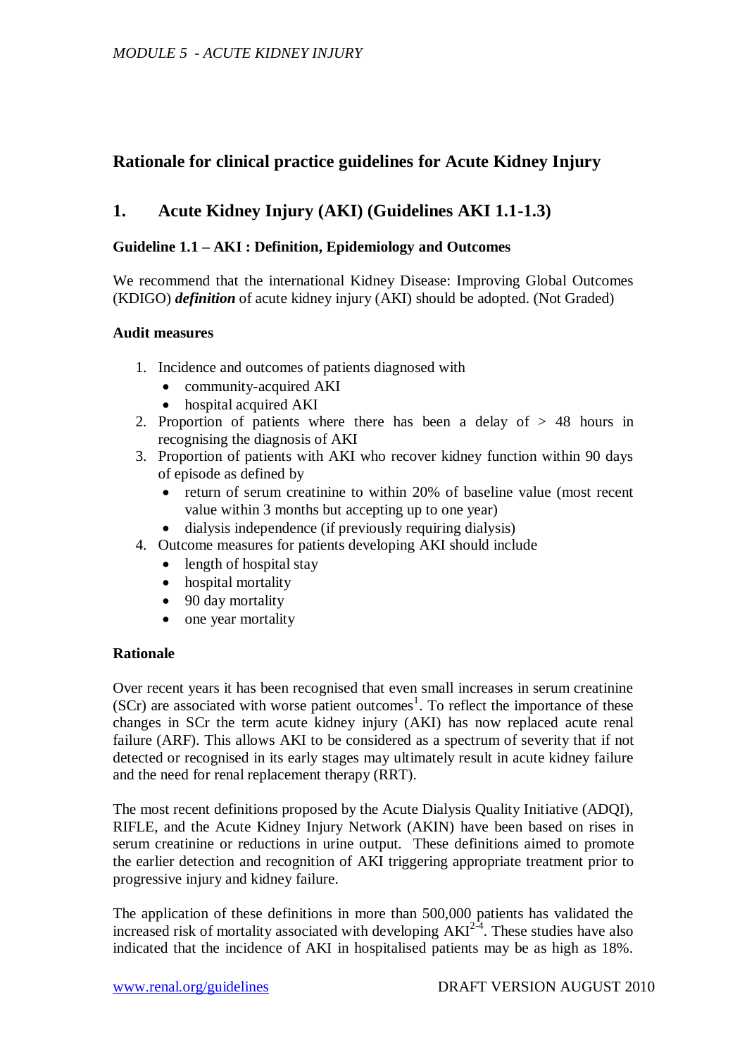## Rationale for clinical practice guidelines for Acute Kidney Injury

## 1. Acute Kidney Injury (AKI) (Guidelines AKI 1.1-1.3)

### Guideline 1.1 – AKI : Definition, Epidemiology and Outcomes

We recommend that the international Kidney Disease: Improving Global Outcomes (KDIGO) ***definition*** of acute kidney injury (AKI) should be adopted. (Not Graded)

#### Audit measures

1. Incidence and outcomes of patients diagnosed with
   - community-acquired AKI
   - hospital acquired AKI
2. Proportion of patients where there has been a delay of > 48 hours in recognising the diagnosis of AKI
3. Proportion of patients with AKI who recover kidney function within 90 days of episode as defined by
   - return of serum creatinine to within 20% of baseline value (most recent value within 3 months but accepting up to one year)
   - dialysis independence (if previously requiring dialysis)
4. Outcome measures for patients developing AKI should include
   - length of hospital stay
   - hospital mortality
   - 90 day mortality
   - one year mortality

#### Rationale

Over recent years it has been recognised that even small increases in serum creatinine (SCr) are associated with worse patient outcomes[1]. To reflect the importance of these changes in SCr the term acute kidney injury (AKI) has now replaced acute renal failure (ARF). This allows AKI to be considered as a spectrum of severity that if not detected or recognised in its early stages may ultimately result in acute kidney failure and the need for renal replacement therapy (RRT).

The most recent definitions proposed by the Acute Dialysis Quality Initiative (ADQI), RIFLE, and the Acute Kidney Injury Network (AKIN) have been based on rises in serum creatinine or reductions in urine output. These definitions aimed to promote the earlier detection and recognition of AKI triggering appropriate treatment prior to progressive injury and kidney failure.

The application of these definitions in more than 500,000 patients has validated the increased risk of mortality associated with developing AKI[2-4]. These studies have also indicated that the incidence of AKI in hospitalised patients may be as high as 18%.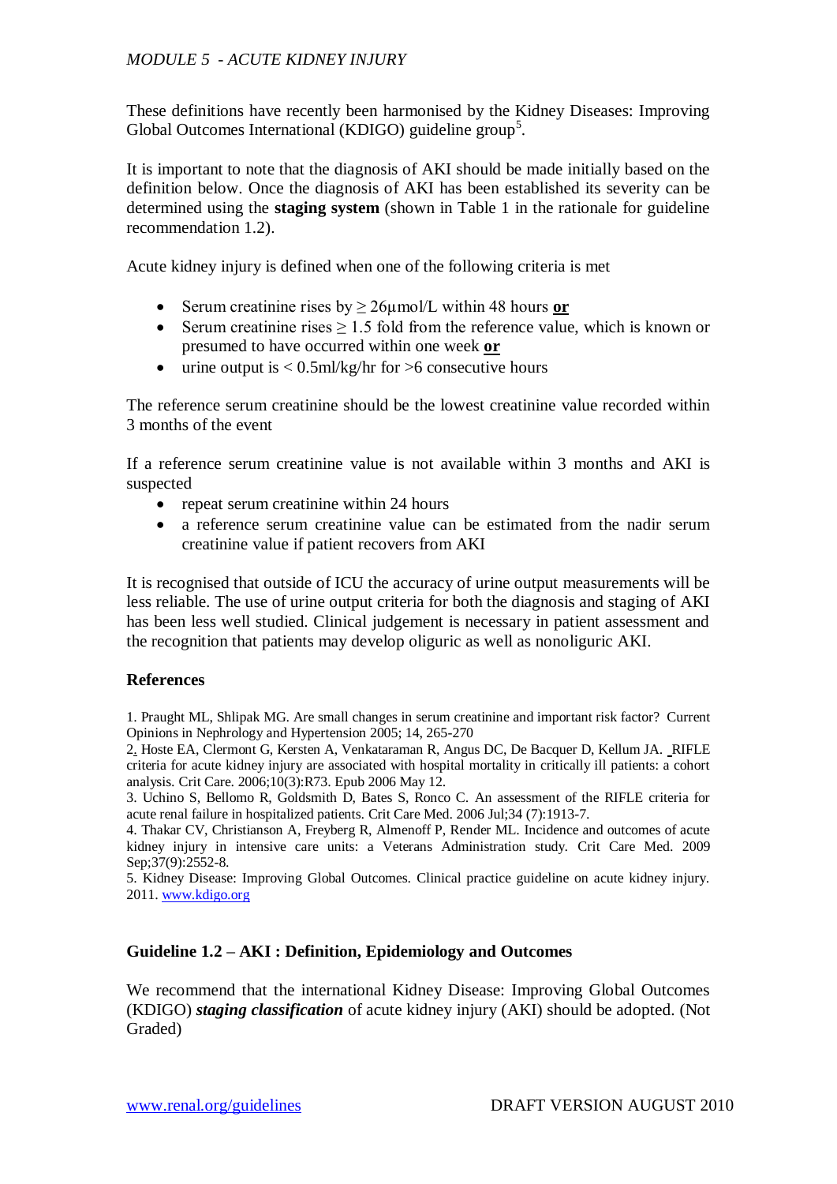These definitions have recently been harmonised by the Kidney Diseases: Improving Global Outcomes International (KDIGO) guideline group[5].

It is important to note that the diagnosis of AKI should be made initially based on the definition below. Once the diagnosis of AKI has been established its severity can be determined using the **staging system** (shown in Table 1 in the rationale for guideline recommendation 1.2).

Acute kidney injury is defined when one of the following criteria is met

- Serum creatinine rises by ≥ 26μmol/L within 48 hours **or**
- Serum creatinine rises ≥ 1.5 fold from the reference value, which is known or presumed to have occurred within one week **or**
- urine output is < 0.5ml/kg/hr for >6 consecutive hours

The reference serum creatinine should be the lowest creatinine value recorded within 3 months of the event

If a reference serum creatinine value is not available within 3 months and AKI is suspected

- repeat serum creatinine within 24 hours
- a reference serum creatinine value can be estimated from the nadir serum creatinine value if patient recovers from AKI

It is recognised that outside of ICU the accuracy of urine output measurements will be less reliable. The use of urine output criteria for both the diagnosis and staging of AKI has been less well studied. Clinical judgement is necessary in patient assessment and the recognition that patients may develop oliguric as well as nonoliguric AKI.

### References

1. Praught ML, Shlipak MG. Are small changes in serum creatinine and important risk factor? Current Opinions in Nephrology and Hypertension 2005; 14, 265-270
2. Hoste EA, Clermont G, Kersten A, Venkataraman R, Angus DC, De Bacquer D, Kellum JA. RIFLE criteria for acute kidney injury are associated with hospital mortality in critically ill patients: a cohort analysis. Crit Care. 2006;10(3):R73. Epub 2006 May 12.
3. Uchino S, Bellomo R, Goldsmith D, Bates S, Ronco C. An assessment of the RIFLE criteria for acute renal failure in hospitalized patients. Crit Care Med. 2006 Jul;34 (7):1913-7.
4. Thakar CV, Christianson A, Freyberg R, Almenoff P, Render ML. Incidence and outcomes of acute kidney injury in intensive care units: a Veterans Administration study. Crit Care Med. 2009 Sep;37(9):2552-8.
5. Kidney Disease: Improving Global Outcomes. Clinical practice guideline on acute kidney injury. 2011. www.kdigo.org

### Guideline 1.2 – AKI : Definition, Epidemiology and Outcomes

We recommend that the international Kidney Disease: Improving Global Outcomes (KDIGO) ***staging classification*** of acute kidney injury (AKI) should be adopted. (Not Graded)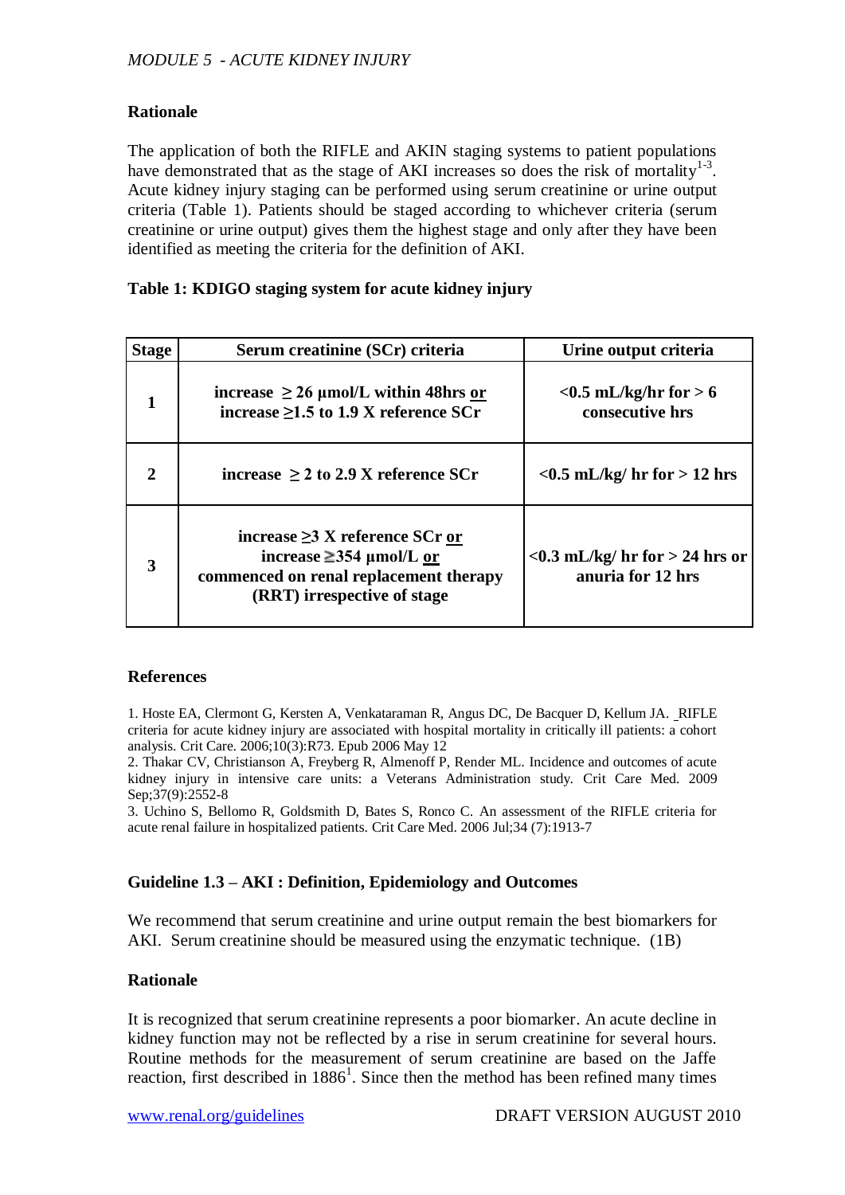### Rationale

The application of both the RIFLE and AKIN staging systems to patient populations have demonstrated that as the stage of AKI increases so does the risk of mortality[1-3]. Acute kidney injury staging can be performed using serum creatinine or urine output criteria (Table 1). Patients should be staged according to whichever criteria (serum creatinine or urine output) gives them the highest stage and only after they have been identified as meeting the criteria for the definition of AKI.

**Table 1: KDIGO staging system for acute kidney injury**

| Stage | Serum creatinine (SCr) criteria | Urine output criteria |
|---|---|---|
| **1** | **increase ≥ 26 µmol/L within 48hrs <u>or</u> increase ≥1.5 to 1.9 X reference SCr** | **<0.5 mL/kg/hr for > 6 consecutive hrs** |
| **2** | **increase ≥ 2 to 2.9 X reference SCr** | **<0.5 mL/kg/ hr for > 12 hrs** |
| **3** | **increase ≥3 X reference SCr <u>or</u> increase ≧354 µmol/L <u>or</u> commenced on renal replacement therapy (RRT) irrespective of stage** | **<0.3 mL/kg/ hr for > 24 hrs or anuria for 12 hrs** |

### References

1. Hoste EA, Clermont G, Kersten A, Venkataraman R, Angus DC, De Bacquer D, Kellum JA. RIFLE criteria for acute kidney injury are associated with hospital mortality in critically ill patients: a cohort analysis. Crit Care. 2006;10(3):R73. Epub 2006 May 12
2. Thakar CV, Christianson A, Freyberg R, Almenoff P, Render ML. Incidence and outcomes of acute kidney injury in intensive care units: a Veterans Administration study. Crit Care Med. 2009 Sep;37(9):2552-8
3. Uchino S, Bellomo R, Goldsmith D, Bates S, Ronco C. An assessment of the RIFLE criteria for acute renal failure in hospitalized patients. Crit Care Med. 2006 Jul;34 (7):1913-7

### Guideline 1.3 – AKI : Definition, Epidemiology and Outcomes

We recommend that serum creatinine and urine output remain the best biomarkers for AKI. Serum creatinine should be measured using the enzymatic technique. (1B)

### Rationale

It is recognized that serum creatinine represents a poor biomarker. An acute decline in kidney function may not be reflected by a rise in serum creatinine for several hours. Routine methods for the measurement of serum creatinine are based on the Jaffe reaction, first described in 1886[1]. Since then the method has been refined many times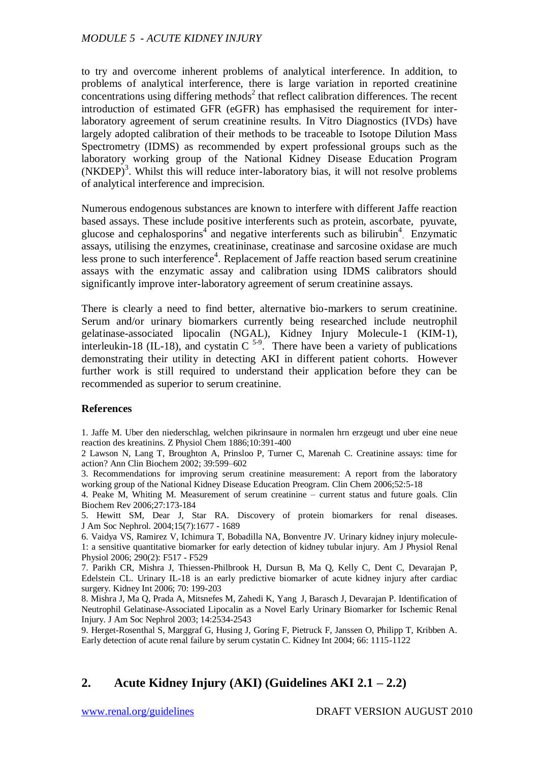to try and overcome inherent problems of analytical interference. In addition, to problems of analytical interference, there is large variation in reported creatinine concentrations using differing methods[2] that reflect calibration differences. The recent introduction of estimated GFR (eGFR) has emphasised the requirement for inter-laboratory agreement of serum creatinine results. In Vitro Diagnostics (IVDs) have largely adopted calibration of their methods to be traceable to Isotope Dilution Mass Spectrometry (IDMS) as recommended by expert professional groups such as the laboratory working group of the National Kidney Disease Education Program (NKDEP)[3]. Whilst this will reduce inter-laboratory bias, it will not resolve problems of analytical interference and imprecision.

Numerous endogenous substances are known to interfere with different Jaffe reaction based assays. These include positive interferents such as protein, ascorbate, pyuvate, glucose and cephalosporins[4] and negative interferents such as bilirubin[4]. Enzymatic assays, utilising the enzymes, creatininase, creatinase and sarcosine oxidase are much less prone to such interference[4]. Replacement of Jaffe reaction based serum creatinine assays with the enzymatic assay and calibration using IDMS calibrators should significantly improve inter-laboratory agreement of serum creatinine assays.

There is clearly a need to find better, alternative bio-markers to serum creatinine. Serum and/or urinary biomarkers currently being researched include neutrophil gelatinase-associated lipocalin (NGAL), Kidney Injury Molecule-1 (KIM-1), interleukin-18 (IL-18), and cystatin C [5-9]. There have been a variety of publications demonstrating their utility in detecting AKI in different patient cohorts. However further work is still required to understand their application before they can be recommended as superior to serum creatinine.

**References**

1. Jaffe M. Uber den niederschlag, welchen pikrinsaure in normalen hrn erzeugt und uber eine neue reaction des kreatinins. Z Physiol Chem 1886;10:391-400
2 Lawson N, Lang T, Broughton A, Prinsloo P, Turner C, Marenah C. Creatinine assays: time for action? Ann Clin Biochem 2002; 39:599–602
3. Recommendations for improving serum creatinine measurement: A report from the laboratory working group of the National Kidney Disease Education Preogram. Clin Chem 2006;52:5-18
4. Peake M, Whiting M. Measurement of serum creatinine – current status and future goals. Clin Biochem Rev 2006;27:173-184
5. Hewitt SM, Dear J, Star RA. Discovery of protein biomarkers for renal diseases. J Am Soc Nephrol. 2004;15(7):1677 - 1689
6. Vaidya VS, Ramirez V, Ichimura T, Bobadilla NA, Bonventre JV. Urinary kidney injury molecule-1: a sensitive quantitative biomarker for early detection of kidney tubular injury. Am J Physiol Renal Physiol 2006; 290(2): F517 - F529
7. Parikh CR, Mishra J, Thiessen-Philbrook H, Dursun B, Ma Q, Kelly C, Dent C, Devarajan P, Edelstein CL. Urinary IL-18 is an early predictive biomarker of acute kidney injury after cardiac surgery. Kidney Int 2006; 70: 199-203
8. Mishra J, Ma Q, Prada A, Mitsnefes M, Zahedi K, Yang J, Barasch J, Devarajan P. Identification of Neutrophil Gelatinase-Associated Lipocalin as a Novel Early Urinary Biomarker for Ischemic Renal Injury. J Am Soc Nephrol 2003; 14:2534-2543
9. Herget-Rosenthal S, Marggraf G, Husing J, Goring F, Pietruck F, Janssen O, Philipp T, Kribben A. Early detection of acute renal failure by serum cystatin C. Kidney Int 2004; 66: 1115-1122

## 2. Acute Kidney Injury (AKI) (Guidelines AKI 2.1 – 2.2)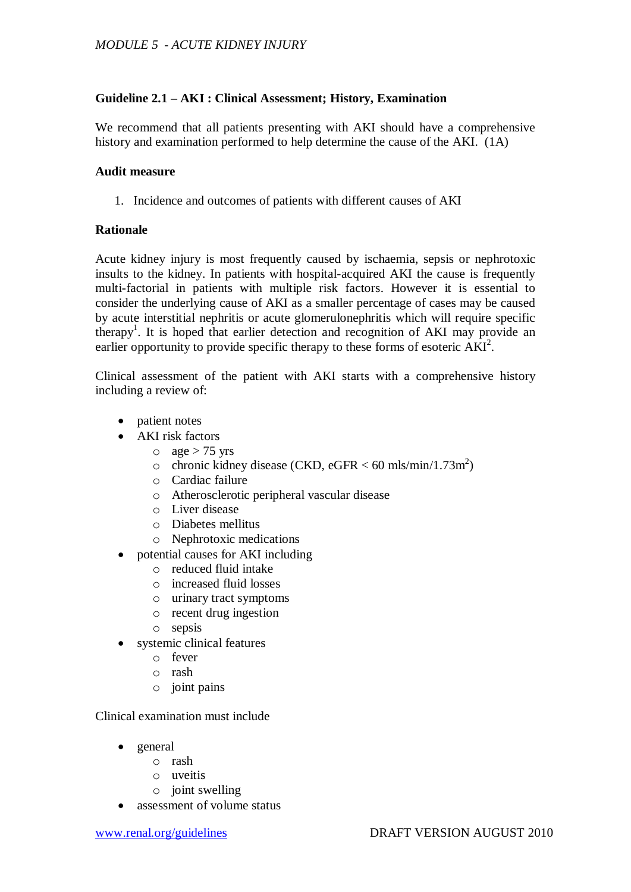### Guideline 2.1 – AKI : Clinical Assessment; History, Examination

We recommend that all patients presenting with AKI should have a comprehensive history and examination performed to help determine the cause of the AKI. (1A)

#### Audit measure

1. Incidence and outcomes of patients with different causes of AKI

#### Rationale

Acute kidney injury is most frequently caused by ischaemia, sepsis or nephrotoxic insults to the kidney. In patients with hospital-acquired AKI the cause is frequently multi-factorial in patients with multiple risk factors. However it is essential to consider the underlying cause of AKI as a smaller percentage of cases may be caused by acute interstitial nephritis or acute glomerulonephritis which will require specific therapy[1]. It is hoped that earlier detection and recognition of AKI may provide an earlier opportunity to provide specific therapy to these forms of esoteric AKI[2].

Clinical assessment of the patient with AKI starts with a comprehensive history including a review of:

- patient notes
- AKI risk factors
    - age > 75 yrs
    - chronic kidney disease (CKD, eGFR < 60 mls/min/1.73m$^2$)
    - Cardiac failure
    - Atherosclerotic peripheral vascular disease
    - Liver disease
    - Diabetes mellitus
    - Nephrotoxic medications
- potential causes for AKI including
    - reduced fluid intake
    - increased fluid losses
    - urinary tract symptoms
    - recent drug ingestion
    - sepsis
- systemic clinical features
    - fever
    - rash
    - joint pains

Clinical examination must include

- general
    - rash
    - uveitis
    - joint swelling
- assessment of volume status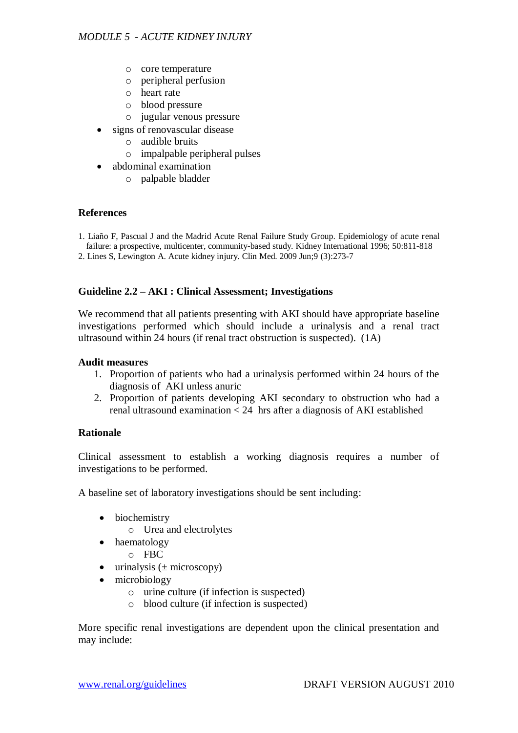- core temperature
    - peripheral perfusion
    - heart rate
    - blood pressure
    - jugular venous pressure
- signs of renovascular disease
    - audible bruits
    - impalpable peripheral pulses
- abdominal examination
    - palpable bladder

**References**

1. Liaño F, Pascual J and the Madrid Acute Renal Failure Study Group. Epidemiology of acute renal failure: a prospective, multicenter, community-based study. Kidney International 1996; 50:811-818
2. Lines S, Lewington A. Acute kidney injury. Clin Med. 2009 Jun;9 (3):273-7

**Guideline 2.2 – AKI : Clinical Assessment; Investigations**

We recommend that all patients presenting with AKI should have appropriate baseline investigations performed which should include a urinalysis and a renal tract ultrasound within 24 hours (if renal tract obstruction is suspected). (1A)

**Audit measures**

1. Proportion of patients who had a urinalysis performed within 24 hours of the diagnosis of AKI unless anuric
2. Proportion of patients developing AKI secondary to obstruction who had a renal ultrasound examination < 24 hrs after a diagnosis of AKI established

**Rationale**

Clinical assessment to establish a working diagnosis requires a number of investigations to be performed.

A baseline set of laboratory investigations should be sent including:

- biochemistry
    - Urea and electrolytes
- haematology
    - FBC
- urinalysis (± microscopy)
- microbiology
    - urine culture (if infection is suspected)
    - blood culture (if infection is suspected)

More specific renal investigations are dependent upon the clinical presentation and may include: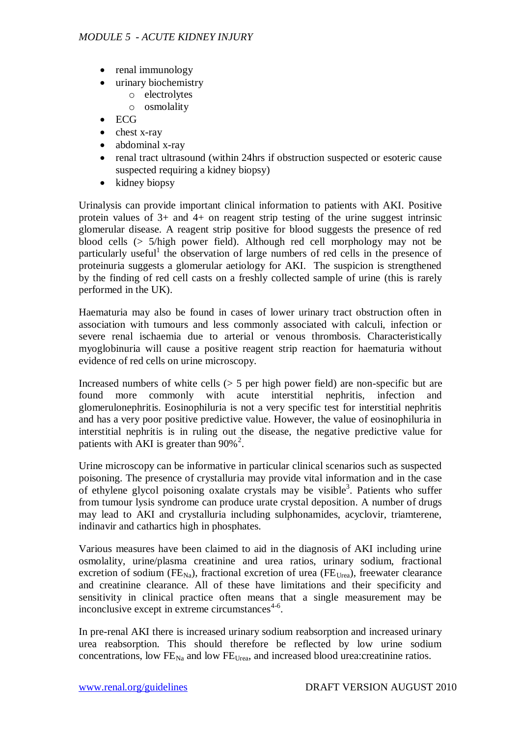- renal immunology
- urinary biochemistry
    - electrolytes
    - osmolality
- ECG
- chest x-ray
- abdominal x-ray
- renal tract ultrasound (within 24hrs if obstruction suspected or esoteric cause suspected requiring a kidney biopsy)
- kidney biopsy

Urinalysis can provide important clinical information to patients with AKI. Positive protein values of 3+ and 4+ on reagent strip testing of the urine suggest intrinsic glomerular disease. A reagent strip positive for blood suggests the presence of red blood cells (> 5/high power field). Although red cell morphology may not be particularly useful[1] the observation of large numbers of red cells in the presence of proteinuria suggests a glomerular aetiology for AKI. The suspicion is strengthened by the finding of red cell casts on a freshly collected sample of urine (this is rarely performed in the UK).

Haematuria may also be found in cases of lower urinary tract obstruction often in association with tumours and less commonly associated with calculi, infection or severe renal ischaemia due to arterial or venous thrombosis. Characteristically myoglobinuria will cause a positive reagent strip reaction for haematuria without evidence of red cells on urine microscopy.

Increased numbers of white cells (> 5 per high power field) are non-specific but are found more commonly with acute interstitial nephritis, infection and glomerulonephritis. Eosinophiluria is not a very specific test for interstitial nephritis and has a very poor positive predictive value. However, the value of eosinophiluria in interstitial nephritis is in ruling out the disease, the negative predictive value for patients with AKI is greater than 90%[2].

Urine microscopy can be informative in particular clinical scenarios such as suspected poisoning. The presence of crystalluria may provide vital information and in the case of ethylene glycol poisoning oxalate crystals may be visible[3]. Patients who suffer from tumour lysis syndrome can produce urate crystal deposition. A number of drugs may lead to AKI and crystalluria including sulphonamides, acyclovir, triamterene, indinavir and cathartics high in phosphates.

Various measures have been claimed to aid in the diagnosis of AKI including urine osmolality, urine/plasma creatinine and urea ratios, urinary sodium, fractional excretion of sodium ($FE_{Na}$), fractional excretion of urea ($FE_{Urea}$), freewater clearance and creatinine clearance. All of these have limitations and their specificity and sensitivity in clinical practice often means that a single measurement may be inconclusive except in extreme circumstances[4-6].

In pre-renal AKI there is increased urinary sodium reabsorption and increased urinary urea reabsorption. This should therefore be reflected by low urine sodium concentrations, low $FE_{Na}$ and low $FE_{Urea}$, and increased blood urea:creatinine ratios.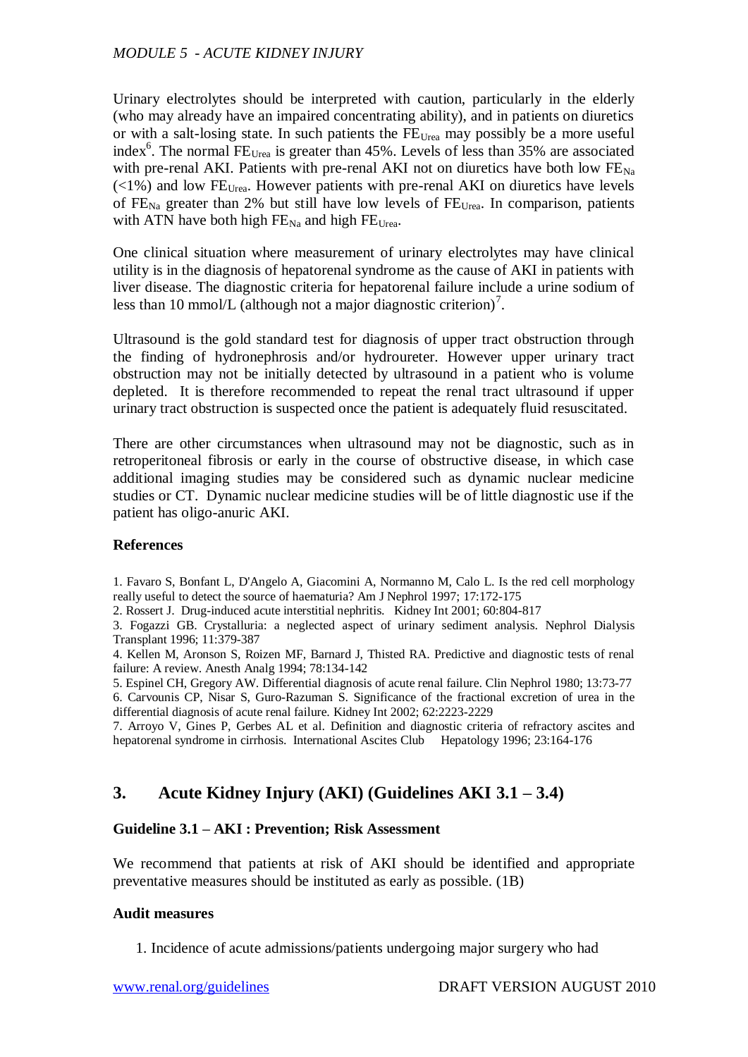Urinary electrolytes should be interpreted with caution, particularly in the elderly (who may already have an impaired concentrating ability), and in patients on diuretics or with a salt-losing state. In such patients the $FE_{Urea}$ may possibly be a more useful index[6]. The normal $FE_{Urea}$ is greater than 45%. Levels of less than 35% are associated with pre-renal AKI. Patients with pre-renal AKI not on diuretics have both low $FE_{Na}$ (<1%) and low $FE_{Urea}$. However patients with pre-renal AKI on diuretics have levels of $FE_{Na}$ greater than 2% but still have low levels of $FE_{Urea}$. In comparison, patients with ATN have both high $FE_{Na}$ and high $FE_{Urea}$.

One clinical situation where measurement of urinary electrolytes may have clinical utility is in the diagnosis of hepatorenal syndrome as the cause of AKI in patients with liver disease. The diagnostic criteria for hepatorenal failure include a urine sodium of less than 10 mmol/L (although not a major diagnostic criterion)[7].

Ultrasound is the gold standard test for diagnosis of upper tract obstruction through the finding of hydronephrosis and/or hydroureter. However upper urinary tract obstruction may not be initially detected by ultrasound in a patient who is volume depleted. It is therefore recommended to repeat the renal tract ultrasound if upper urinary tract obstruction is suspected once the patient is adequately fluid resuscitated.

There are other circumstances when ultrasound may not be diagnostic, such as in retroperitoneal fibrosis or early in the course of obstructive disease, in which case additional imaging studies may be considered such as dynamic nuclear medicine studies or CT. Dynamic nuclear medicine studies will be of little diagnostic use if the patient has oligo-anuric AKI.

**References**

1. Favaro S, Bonfant L, D'Angelo A, Giacomini A, Normanno M, Calo L. Is the red cell morphology really useful to detect the source of haematuria? Am J Nephrol 1997; 17:172-175
2. Rossert J. Drug-induced acute interstitial nephritis. Kidney Int 2001; 60:804-817
3. Fogazzi GB. Crystalluria: a neglected aspect of urinary sediment analysis. Nephrol Dialysis Transplant 1996; 11:379-387
4. Kellen M, Aronson S, Roizen MF, Barnard J, Thisted RA. Predictive and diagnostic tests of renal failure: A review. Anesth Analg 1994; 78:134-142
5. Espinel CH, Gregory AW. Differential diagnosis of acute renal failure. Clin Nephrol 1980; 13:73-77
6. Carvounis CP, Nisar S, Guro-Razuman S. Significance of the fractional excretion of urea in the differential diagnosis of acute renal failure. Kidney Int 2002; 62:2223-2229
7. Arroyo V, Gines P, Gerbes AL et al. Definition and diagnostic criteria of refractory ascites and hepatorenal syndrome in cirrhosis. International Ascites Club Hepatology 1996; 23:164-176

## 3. Acute Kidney Injury (AKI) (Guidelines AKI 3.1 – 3.4)

**Guideline 3.1 – AKI : Prevention; Risk Assessment**

We recommend that patients at risk of AKI should be identified and appropriate preventative measures should be instituted as early as possible. (1B)

**Audit measures**

1. Incidence of acute admissions/patients undergoing major surgery who had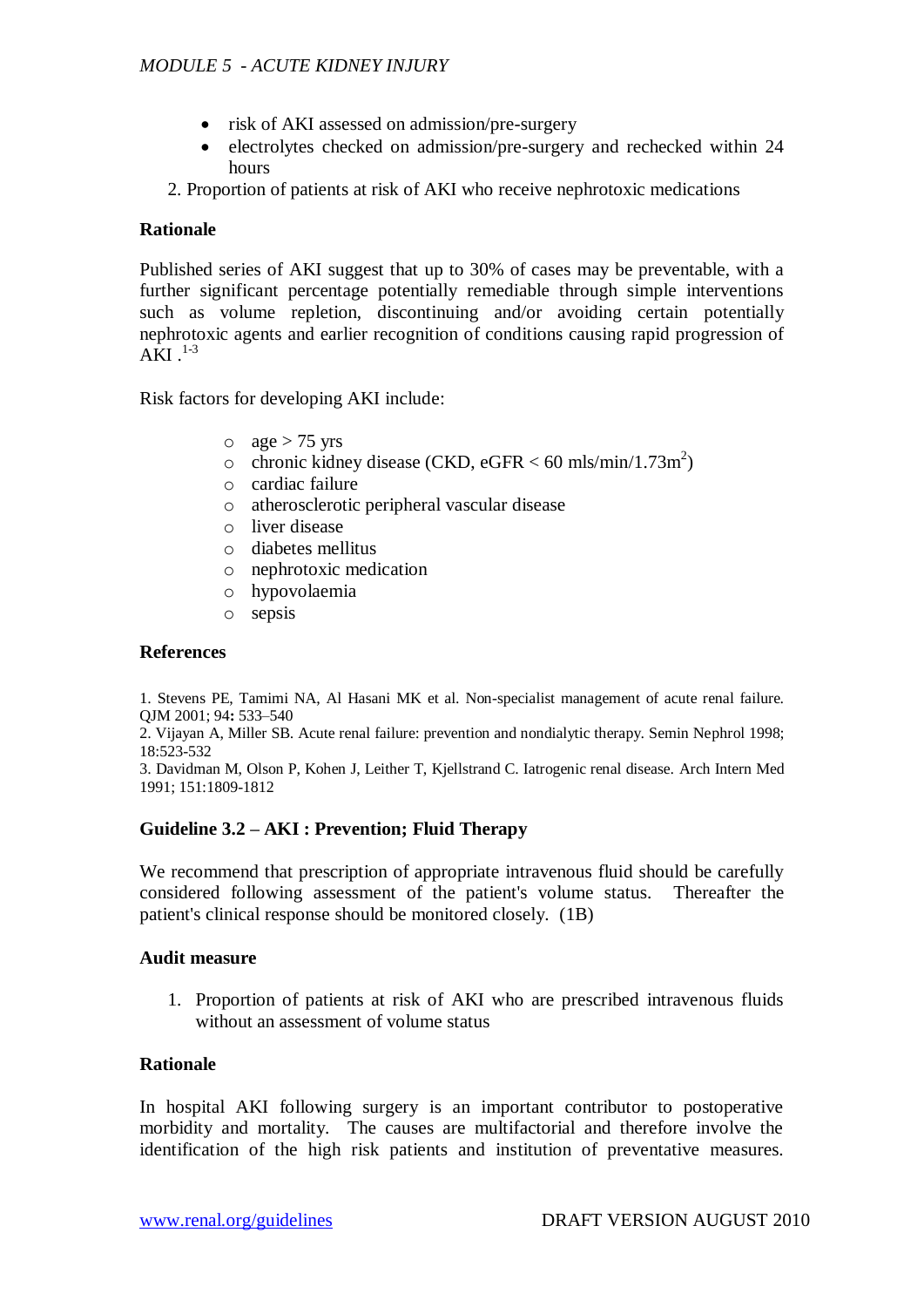- risk of AKI assessed on admission/pre-surgery
- electrolytes checked on admission/pre-surgery and rechecked within 24 hours

2. Proportion of patients at risk of AKI who receive nephrotoxic medications

**Rationale**

Published series of AKI suggest that up to 30% of cases may be preventable, with a further significant percentage potentially remediable through simple interventions such as volume repletion, discontinuing and/or avoiding certain potentially nephrotoxic agents and earlier recognition of conditions causing rapid progression of AKI .[1-3]

Risk factors for developing AKI include:

- age > 75 yrs
- chronic kidney disease (CKD, eGFR < 60 mls/min/1.73m$^2$)
- cardiac failure
- atherosclerotic peripheral vascular disease
- liver disease
- diabetes mellitus
- nephrotoxic medication
- hypovolaemia
- sepsis

**References**

1. Stevens PE, Tamimi NA, Al Hasani MK et al. Non-specialist management of acute renal failure. QJM 2001; 94**:** 533–540
2. Vijayan A, Miller SB. Acute renal failure: prevention and nondialytic therapy. Semin Nephrol 1998; 18:523-532
3. Davidman M, Olson P, Kohen J, Leither T, Kjellstrand C. Iatrogenic renal disease. Arch Intern Med 1991; 151:1809-1812

### Guideline 3.2 – AKI : Prevention; Fluid Therapy

We recommend that prescription of appropriate intravenous fluid should be carefully considered following assessment of the patient's volume status. Thereafter the patient's clinical response should be monitored closely. (1B)

**Audit measure**

1. Proportion of patients at risk of AKI who are prescribed intravenous fluids without an assessment of volume status

**Rationale**

In hospital AKI following surgery is an important contributor to postoperative morbidity and mortality. The causes are multifactorial and therefore involve the identification of the high risk patients and institution of preventative measures.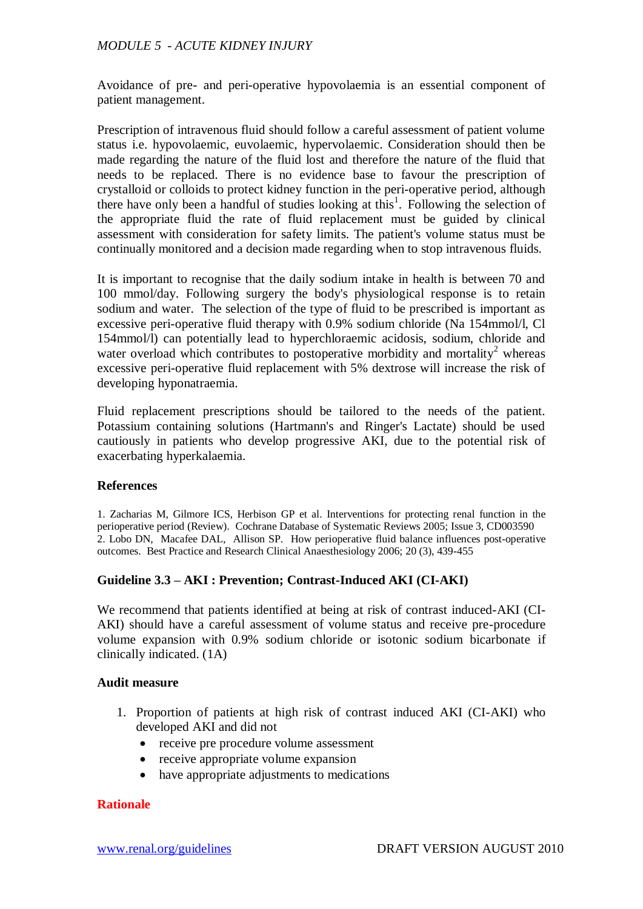Avoidance of pre- and peri-operative hypovolaemia is an essential component of patient management.

Prescription of intravenous fluid should follow a careful assessment of patient volume status i.e. hypovolaemic, euvolaemic, hypervolaemic. Consideration should then be made regarding the nature of the fluid lost and therefore the nature of the fluid that needs to be replaced. There is no evidence base to favour the prescription of crystalloid or colloids to protect kidney function in the peri-operative period, although there have only been a handful of studies looking at this[1]. Following the selection of the appropriate fluid the rate of fluid replacement must be guided by clinical assessment with consideration for safety limits. The patient's volume status must be continually monitored and a decision made regarding when to stop intravenous fluids.

It is important to recognise that the daily sodium intake in health is between 70 and 100 mmol/day. Following surgery the body's physiological response is to retain sodium and water. The selection of the type of fluid to be prescribed is important as excessive peri-operative fluid therapy with 0.9% sodium chloride (Na 154mmol/l, Cl 154mmol/l) can potentially lead to hyperchloraemic acidosis, sodium, chloride and water overload which contributes to postoperative morbidity and mortality[2] whereas excessive peri-operative fluid replacement with 5% dextrose will increase the risk of developing hyponatraemia.

Fluid replacement prescriptions should be tailored to the needs of the patient. Potassium containing solutions (Hartmann's and Ringer's Lactate) should be used cautiously in patients who develop progressive AKI, due to the potential risk of exacerbating hyperkalaemia.

**References**

1. Zacharias M, Gilmore ICS, Herbison GP et al. Interventions for protecting renal function in the perioperative period (Review). Cochrane Database of Systematic Reviews 2005; Issue 3, CD003590
2. Lobo DN, Macafee DAL, Allison SP. How perioperative fluid balance influences post-operative outcomes. Best Practice and Research Clinical Anaesthesiology 2006; 20 (3), 439-455

**Guideline 3.3 – AKI : Prevention; Contrast-Induced AKI (CI-AKI)**

We recommend that patients identified at being at risk of contrast induced-AKI (CI-AKI) should have a careful assessment of volume status and receive pre-procedure volume expansion with 0.9% sodium chloride or isotonic sodium bicarbonate if clinically indicated. (1A)

**Audit measure**

1. Proportion of patients at high risk of contrast induced AKI (CI-AKI) who developed AKI and did not
   - receive pre procedure volume assessment
   - receive appropriate volume expansion
   - have appropriate adjustments to medications

**Rationale**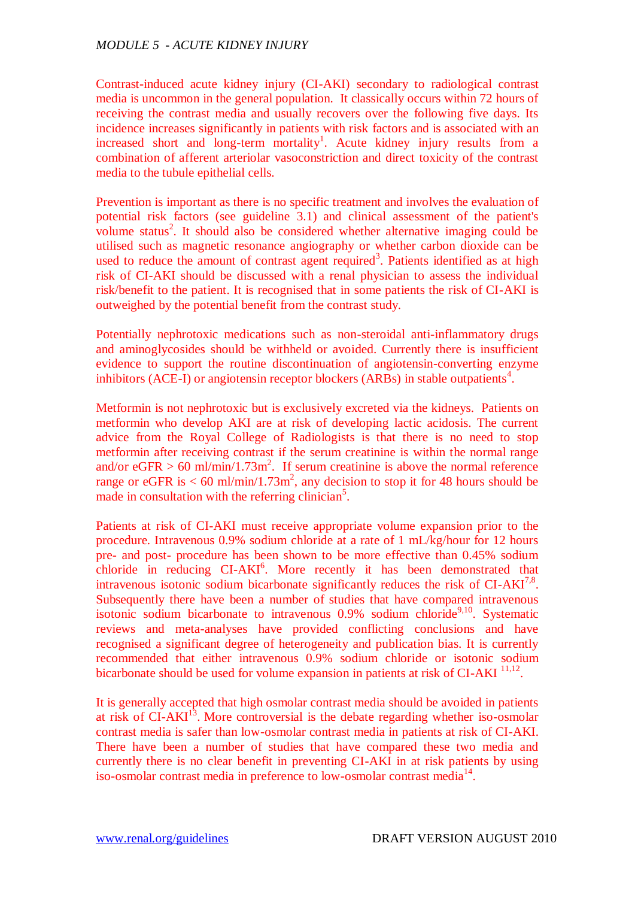Contrast-induced acute kidney injury (CI-AKI) secondary to radiological contrast media is uncommon in the general population. It classically occurs within 72 hours of receiving the contrast media and usually recovers over the following five days. Its incidence increases significantly in patients with risk factors and is associated with an increased short and long-term mortality[1]. Acute kidney injury results from a combination of afferent arteriolar vasoconstriction and direct toxicity of the contrast media to the tubule epithelial cells.

Prevention is important as there is no specific treatment and involves the evaluation of potential risk factors (see guideline 3.1) and clinical assessment of the patient's volume status[2]. It should also be considered whether alternative imaging could be utilised such as magnetic resonance angiography or whether carbon dioxide can be used to reduce the amount of contrast agent required[3]. Patients identified as at high risk of CI-AKI should be discussed with a renal physician to assess the individual risk/benefit to the patient. It is recognised that in some patients the risk of CI-AKI is outweighed by the potential benefit from the contrast study.

Potentially nephrotoxic medications such as non-steroidal anti-inflammatory drugs and aminoglycosides should be withheld or avoided. Currently there is insufficient evidence to support the routine discontinuation of angiotensin-converting enzyme inhibitors (ACE-I) or angiotensin receptor blockers (ARBs) in stable outpatients[4].

Metformin is not nephrotoxic but is exclusively excreted via the kidneys. Patients on metformin who develop AKI are at risk of developing lactic acidosis. The current advice from the Royal College of Radiologists is that there is no need to stop metformin after receiving contrast if the serum creatinine is within the normal range and/or eGFR > 60 ml/min/1.73m$^2$. If serum creatinine is above the normal reference range or eGFR is < 60 ml/min/1.73m$^2$, any decision to stop it for 48 hours should be made in consultation with the referring clinician[5].

Patients at risk of CI-AKI must receive appropriate volume expansion prior to the procedure. Intravenous 0.9% sodium chloride at a rate of 1 mL/kg/hour for 12 hours pre- and post- procedure has been shown to be more effective than 0.45% sodium chloride in reducing CI-AKI[6]. More recently it has been demonstrated that intravenous isotonic sodium bicarbonate significantly reduces the risk of CI-AKI[7,8]. Subsequently there have been a number of studies that have compared intravenous isotonic sodium bicarbonate to intravenous 0.9% sodium chloride[9,10]. Systematic reviews and meta-analyses have provided conflicting conclusions and have recognised a significant degree of heterogeneity and publication bias. It is currently recommended that either intravenous 0.9% sodium chloride or isotonic sodium bicarbonate should be used for volume expansion in patients at risk of CI-AKI [11,12].

It is generally accepted that high osmolar contrast media should be avoided in patients at risk of CI-AKI[13]. More controversial is the debate regarding whether iso-osmolar contrast media is safer than low-osmolar contrast media in patients at risk of CI-AKI. There have been a number of studies that have compared these two media and currently there is no clear benefit in preventing CI-AKI in at risk patients by using iso-osmolar contrast media in preference to low-osmolar contrast media[14].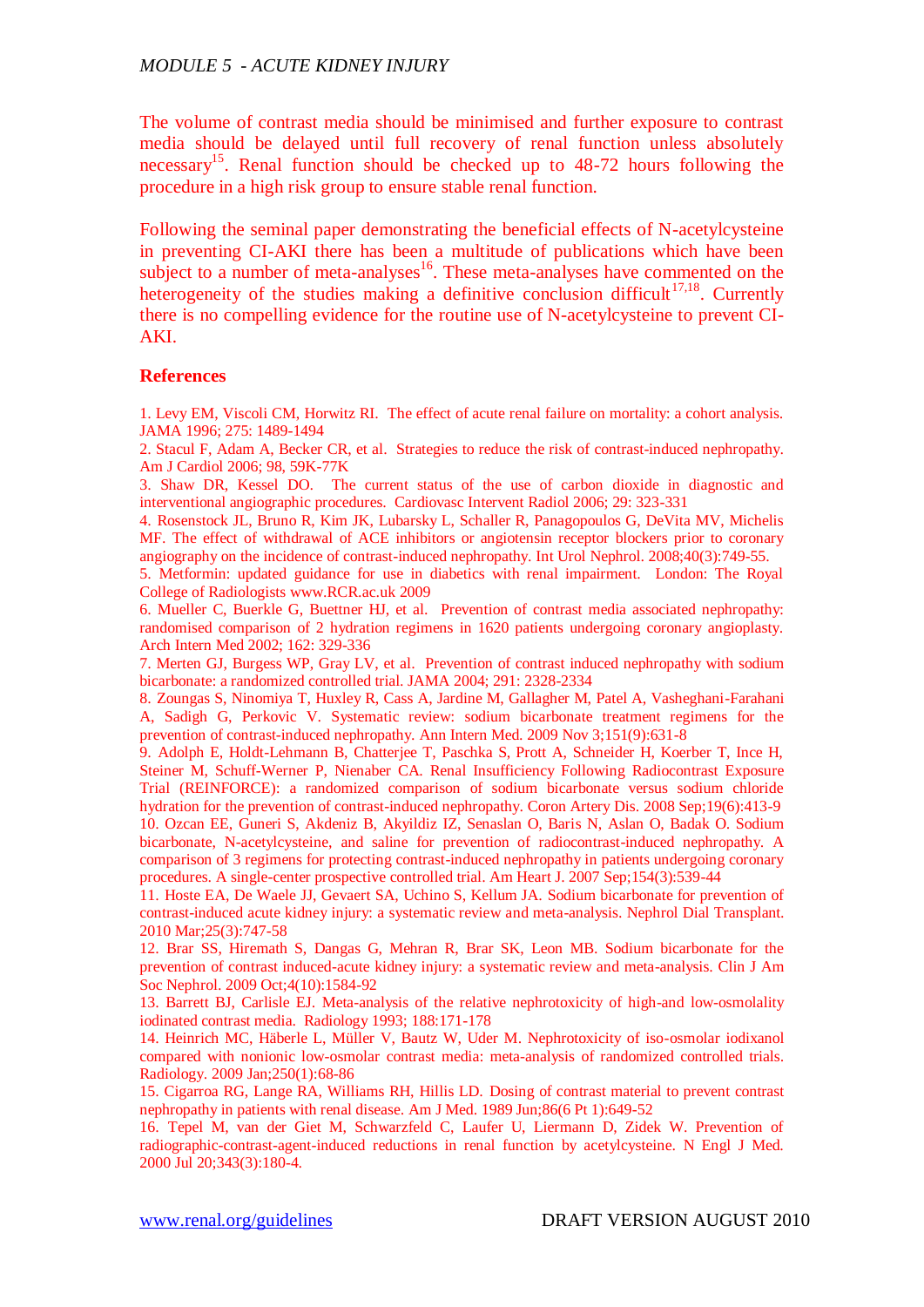The volume of contrast media should be minimised and further exposure to contrast media should be delayed until full recovery of renal function unless absolutely necessary[15]. Renal function should be checked up to 48-72 hours following the procedure in a high risk group to ensure stable renal function.

Following the seminal paper demonstrating the beneficial effects of N-acetylcysteine in preventing CI-AKI there has been a multitude of publications which have been subject to a number of meta-analyses[16]. These meta-analyses have commented on the heterogeneity of the studies making a definitive conclusion difficult[17,18]. Currently there is no compelling evidence for the routine use of N-acetylcysteine to prevent CI-AKI.

## References

1. Levy EM, Viscoli CM, Horwitz RI. The effect of acute renal failure on mortality: a cohort analysis. JAMA 1996; 275: 1489-1494
2. Stacul F, Adam A, Becker CR, et al. Strategies to reduce the risk of contrast-induced nephropathy. Am J Cardiol 2006; 98, 59K-77K
3. Shaw DR, Kessel DO. The current status of the use of carbon dioxide in diagnostic and interventional angiographic procedures. Cardiovasc Intervent Radiol 2006; 29: 323-331
4. Rosenstock JL, Bruno R, Kim JK, Lubarsky L, Schaller R, Panagopoulos G, DeVita MV, Michelis MF. The effect of withdrawal of ACE inhibitors or angiotensin receptor blockers prior to coronary angiography on the incidence of contrast-induced nephropathy. Int Urol Nephrol. 2008;40(3):749-55.
5. Metformin: updated guidance for use in diabetics with renal impairment. London: The Royal College of Radiologists www.RCR.ac.uk 2009
6. Mueller C, Buerkle G, Buettner HJ, et al. Prevention of contrast media associated nephropathy: randomised comparison of 2 hydration regimens in 1620 patients undergoing coronary angioplasty. Arch Intern Med 2002; 162: 329-336
7. Merten GJ, Burgess WP, Gray LV, et al. Prevention of contrast induced nephropathy with sodium bicarbonate: a randomized controlled trial. JAMA 2004; 291: 2328-2334
8. Zoungas S, Ninomiya T, Huxley R, Cass A, Jardine M, Gallagher M, Patel A, Vasheghani-Farahani A, Sadigh G, Perkovic V. Systematic review: sodium bicarbonate treatment regimens for the prevention of contrast-induced nephropathy. Ann Intern Med. 2009 Nov 3;151(9):631-8
9. Adolph E, Holdt-Lehmann B, Chatterjee T, Paschka S, Prott A, Schneider H, Koerber T, Ince H, Steiner M, Schuff-Werner P, Nienaber CA. Renal Insufficiency Following Radiocontrast Exposure Trial (REINFORCE): a randomized comparison of sodium bicarbonate versus sodium chloride hydration for the prevention of contrast-induced nephropathy. Coron Artery Dis. 2008 Sep;19(6):413-9
10. Ozcan EE, Guneri S, Akdeniz B, Akyildiz IZ, Senaslan O, Baris N, Aslan O, Badak O. Sodium bicarbonate, N-acetylcysteine, and saline for prevention of radiocontrast-induced nephropathy. A comparison of 3 regimens for protecting contrast-induced nephropathy in patients undergoing coronary procedures. A single-center prospective controlled trial. Am Heart J. 2007 Sep;154(3):539-44
11. Hoste EA, De Waele JJ, Gevaert SA, Uchino S, Kellum JA. Sodium bicarbonate for prevention of contrast-induced acute kidney injury: a systematic review and meta-analysis. Nephrol Dial Transplant. 2010 Mar;25(3):747-58
12. Brar SS, Hiremath S, Dangas G, Mehran R, Brar SK, Leon MB. Sodium bicarbonate for the prevention of contrast induced-acute kidney injury: a systematic review and meta-analysis. Clin J Am Soc Nephrol. 2009 Oct;4(10):1584-92
13. Barrett BJ, Carlisle EJ. Meta-analysis of the relative nephrotoxicity of high-and low-osmolality iodinated contrast media. Radiology 1993; 188:171-178
14. Heinrich MC, Häberle L, Müller V, Bautz W, Uder M. Nephrotoxicity of iso-osmolar iodixanol compared with nonionic low-osmolar contrast media: meta-analysis of randomized controlled trials. Radiology. 2009 Jan;250(1):68-86
15. Cigarroa RG, Lange RA, Williams RH, Hillis LD. Dosing of contrast material to prevent contrast nephropathy in patients with renal disease. Am J Med. 1989 Jun;86(6 Pt 1):649-52
16. Tepel M, van der Giet M, Schwarzfeld C, Laufer U, Liermann D, Zidek W. Prevention of radiographic-contrast-agent-induced reductions in renal function by acetylcysteine. N Engl J Med. 2000 Jul 20;343(3):180-4.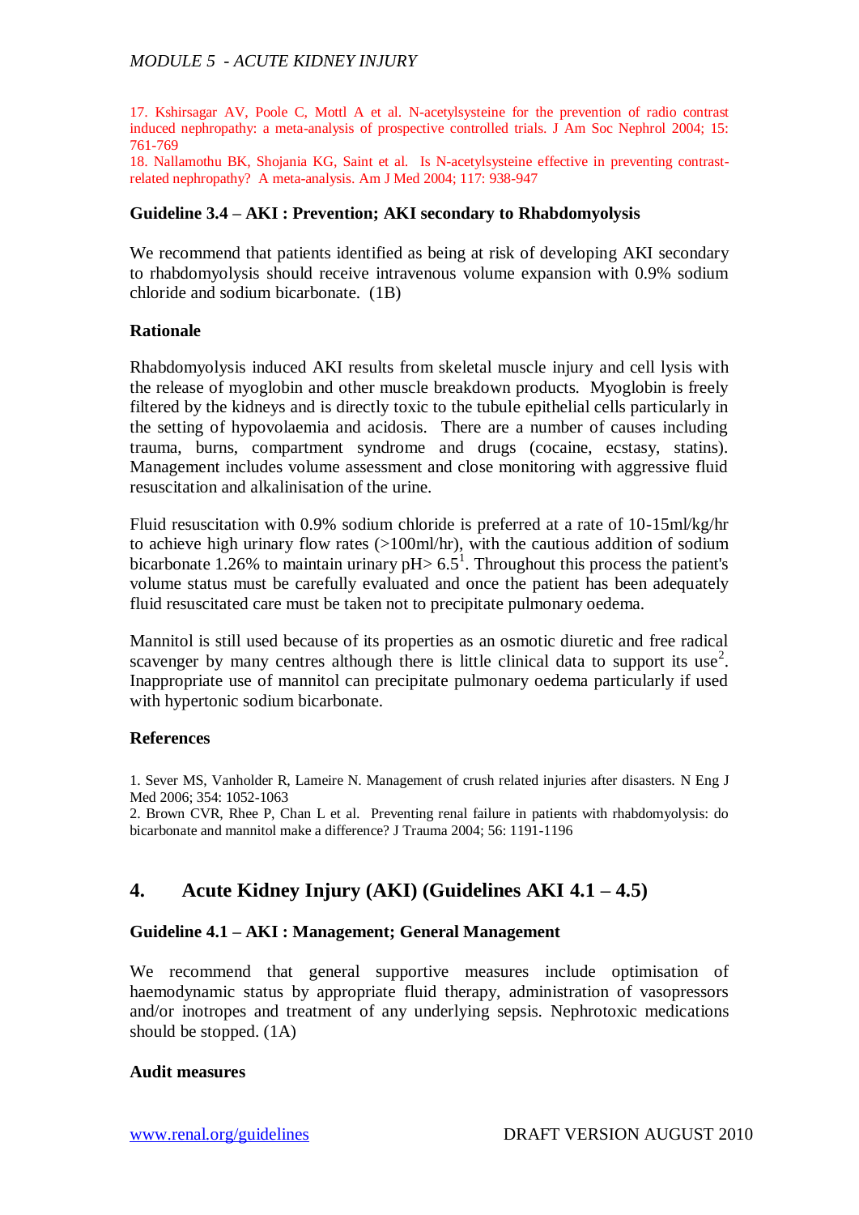17. Kshirsagar AV, Poole C, Mottl A et al. N-acetylsysteine for the prevention of radio contrast induced nephropathy: a meta-analysis of prospective controlled trials. J Am Soc Nephrol 2004; 15: 761-769

18. Nallamothu BK, Shojania KG, Saint et al. Is N-acetylsysteine effective in preventing contrast-related nephropathy? A meta-analysis. Am J Med 2004; 117: 938-947

### Guideline 3.4 – AKI : Prevention; AKI secondary to Rhabdomyolysis

We recommend that patients identified as being at risk of developing AKI secondary to rhabdomyolysis should receive intravenous volume expansion with 0.9% sodium chloride and sodium bicarbonate. (1B)

#### Rationale

Rhabdomyolysis induced AKI results from skeletal muscle injury and cell lysis with the release of myoglobin and other muscle breakdown products. Myoglobin is freely filtered by the kidneys and is directly toxic to the tubule epithelial cells particularly in the setting of hypovolaemia and acidosis. There are a number of causes including trauma, burns, compartment syndrome and drugs (cocaine, ecstasy, statins). Management includes volume assessment and close monitoring with aggressive fluid resuscitation and alkalinisation of the urine.

Fluid resuscitation with 0.9% sodium chloride is preferred at a rate of 10-15ml/kg/hr to achieve high urinary flow rates (>100ml/hr), with the cautious addition of sodium bicarbonate 1.26% to maintain urinary pH> 6.5[1]. Throughout this process the patient's volume status must be carefully evaluated and once the patient has been adequately fluid resuscitated care must be taken not to precipitate pulmonary oedema.

Mannitol is still used because of its properties as an osmotic diuretic and free radical scavenger by many centres although there is little clinical data to support its use[2]. Inappropriate use of mannitol can precipitate pulmonary oedema particularly if used with hypertonic sodium bicarbonate.

#### References

1. Sever MS, Vanholder R, Lameire N. Management of crush related injuries after disasters. N Eng J Med 2006; 354: 1052-1063
2. Brown CVR, Rhee P, Chan L et al. Preventing renal failure in patients with rhabdomyolysis: do bicarbonate and mannitol make a difference? J Trauma 2004; 56: 1191-1196

## 4. Acute Kidney Injury (AKI) (Guidelines AKI 4.1 – 4.5)

### Guideline 4.1 – AKI : Management; General Management

We recommend that general supportive measures include optimisation of haemodynamic status by appropriate fluid therapy, administration of vasopressors and/or inotropes and treatment of any underlying sepsis. Nephrotoxic medications should be stopped. (1A)

#### Audit measures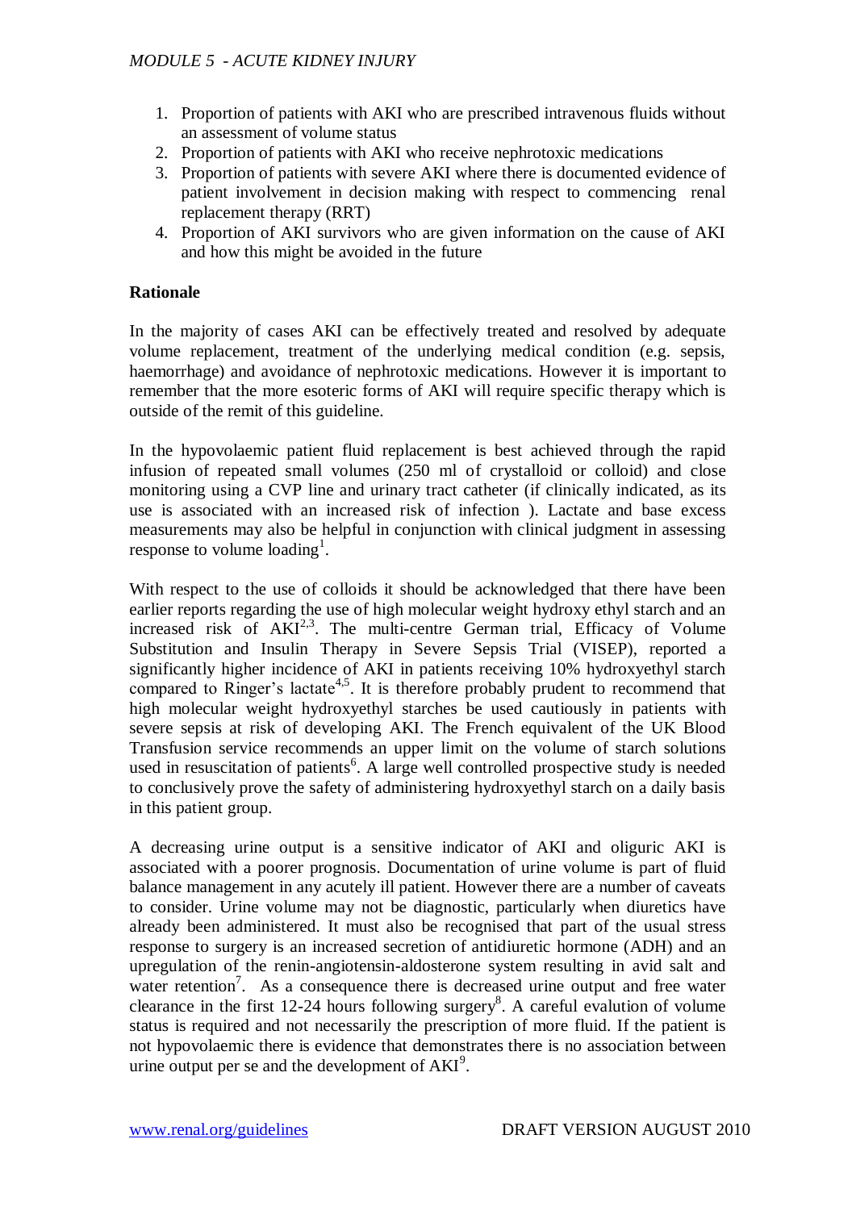1. Proportion of patients with AKI who are prescribed intravenous fluids without an assessment of volume status
2. Proportion of patients with AKI who receive nephrotoxic medications
3. Proportion of patients with severe AKI where there is documented evidence of patient involvement in decision making with respect to commencing renal replacement therapy (RRT)
4. Proportion of AKI survivors who are given information on the cause of AKI and how this might be avoided in the future

**Rationale**

In the majority of cases AKI can be effectively treated and resolved by adequate volume replacement, treatment of the underlying medical condition (e.g. sepsis, haemorrhage) and avoidance of nephrotoxic medications. However it is important to remember that the more esoteric forms of AKI will require specific therapy which is outside of the remit of this guideline.

In the hypovolaemic patient fluid replacement is best achieved through the rapid infusion of repeated small volumes (250 ml of crystalloid or colloid) and close monitoring using a CVP line and urinary tract catheter (if clinically indicated, as its use is associated with an increased risk of infection ). Lactate and base excess measurements may also be helpful in conjunction with clinical judgment in assessing response to volume loading[1].

With respect to the use of colloids it should be acknowledged that there have been earlier reports regarding the use of high molecular weight hydroxy ethyl starch and an increased risk of AKI[2,3]. The multi-centre German trial, Efficacy of Volume Substitution and Insulin Therapy in Severe Sepsis Trial (VISEP), reported a significantly higher incidence of AKI in patients receiving 10% hydroxyethyl starch compared to Ringer's lactate[4,5]. It is therefore probably prudent to recommend that high molecular weight hydroxyethyl starches be used cautiously in patients with severe sepsis at risk of developing AKI. The French equivalent of the UK Blood Transfusion service recommends an upper limit on the volume of starch solutions used in resuscitation of patients[6]. A large well controlled prospective study is needed to conclusively prove the safety of administering hydroxyethyl starch on a daily basis in this patient group.

A decreasing urine output is a sensitive indicator of AKI and oliguric AKI is associated with a poorer prognosis. Documentation of urine volume is part of fluid balance management in any acutely ill patient. However there are a number of caveats to consider. Urine volume may not be diagnostic, particularly when diuretics have already been administered. It must also be recognised that part of the usual stress response to surgery is an increased secretion of antidiuretic hormone (ADH) and an upregulation of the renin-angiotensin-aldosterone system resulting in avid salt and water retention[7]. As a consequence there is decreased urine output and free water clearance in the first 12-24 hours following surgery[8]. A careful evalution of volume status is required and not necessarily the prescription of more fluid. If the patient is not hypovolaemic there is evidence that demonstrates there is no association between urine output per se and the development of AKI[9].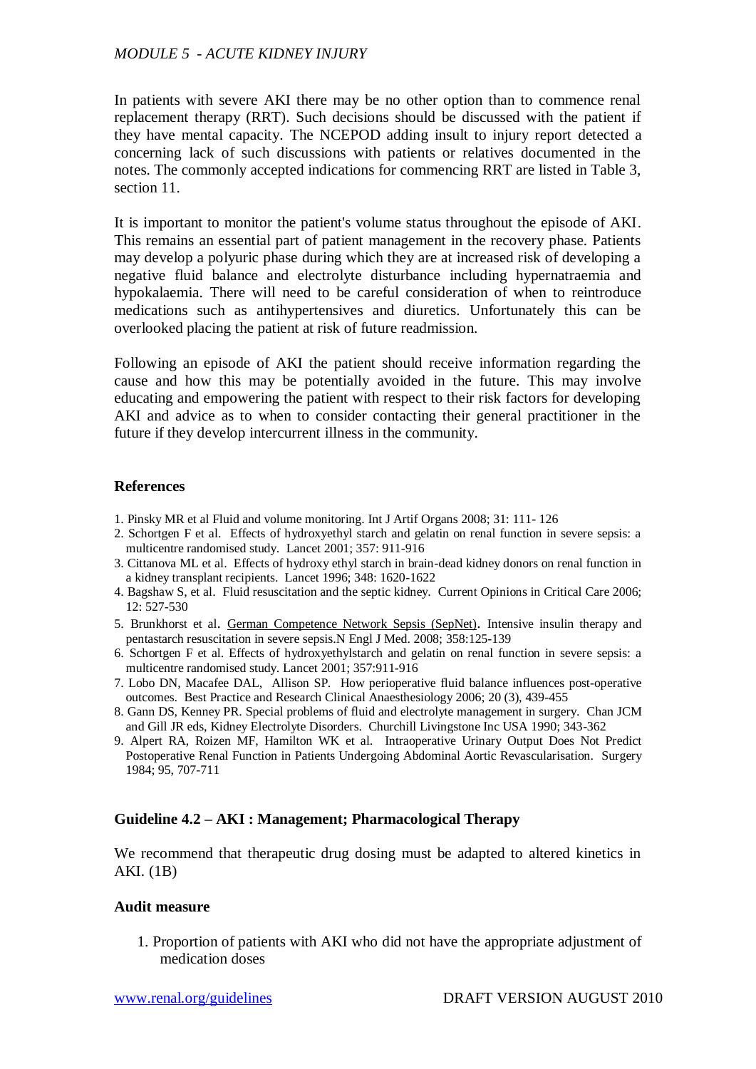In patients with severe AKI there may be no other option than to commence renal replacement therapy (RRT). Such decisions should be discussed with the patient if they have mental capacity. The NCEPOD adding insult to injury report detected a concerning lack of such discussions with patients or relatives documented in the notes. The commonly accepted indications for commencing RRT are listed in Table 3, section 11.

It is important to monitor the patient's volume status throughout the episode of AKI. This remains an essential part of patient management in the recovery phase. Patients may develop a polyuric phase during which they are at increased risk of developing a negative fluid balance and electrolyte disturbance including hypernatraemia and hypokalaemia. There will need to be careful consideration of when to reintroduce medications such as antihypertensives and diuretics. Unfortunately this can be overlooked placing the patient at risk of future readmission.

Following an episode of AKI the patient should receive information regarding the cause and how this may be potentially avoided in the future. This may involve educating and empowering the patient with respect to their risk factors for developing AKI and advice as to when to consider contacting their general practitioner in the future if they develop intercurrent illness in the community.

### References

1. Pinsky MR et al Fluid and volume monitoring. Int J Artif Organs 2008; 31: 111- 126
2. Schortgen F et al. Effects of hydroxyethyl starch and gelatin on renal function in severe sepsis: a multicentre randomised study. Lancet 2001; 357: 911-916
3. Cittanova ML et al. Effects of hydroxy ethyl starch in brain-dead kidney donors on renal function in a kidney transplant recipients. Lancet 1996; 348: 1620-1622
4. Bagshaw S, et al. Fluid resuscitation and the septic kidney. Current Opinions in Critical Care 2006; 12: 527-530
5. Brunkhorst et al. German Competence Network Sepsis (SepNet). Intensive insulin therapy and pentastarch resuscitation in severe sepsis.N Engl J Med. 2008; 358:125-139
6. Schortgen F et al. Effects of hydroxyethylstarch and gelatin on renal function in severe sepsis: a multicentre randomised study. Lancet 2001; 357:911-916
7. Lobo DN, Macafee DAL, Allison SP. How perioperative fluid balance influences post-operative outcomes. Best Practice and Research Clinical Anaesthesiology 2006; 20 (3), 439-455
8. Gann DS, Kenney PR. Special problems of fluid and electrolyte management in surgery. Chan JCM and Gill JR eds, Kidney Electrolyte Disorders. Churchill Livingstone Inc USA 1990; 343-362
9. Alpert RA, Roizen MF, Hamilton WK et al. Intraoperative Urinary Output Does Not Predict Postoperative Renal Function in Patients Undergoing Abdominal Aortic Revascularisation. Surgery 1984; 95, 707-711

### Guideline 4.2 – AKI : Management; Pharmacological Therapy

We recommend that therapeutic drug dosing must be adapted to altered kinetics in AKI. (1B)

#### Audit measure

1. Proportion of patients with AKI who did not have the appropriate adjustment of medication doses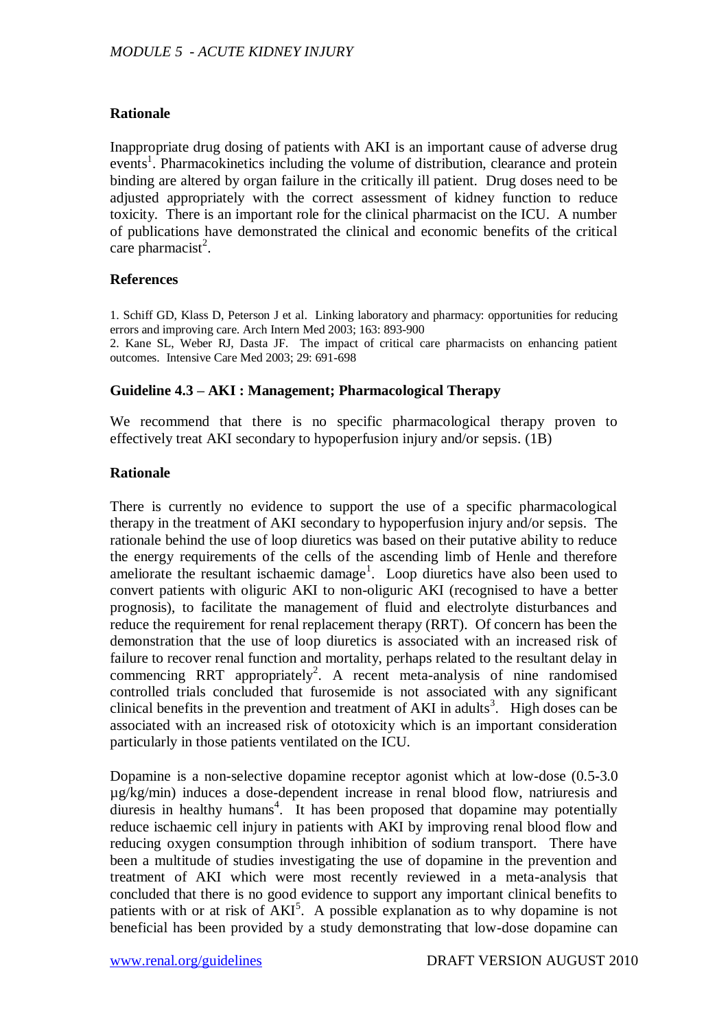### Rationale

Inappropriate drug dosing of patients with AKI is an important cause of adverse drug events[1]. Pharmacokinetics including the volume of distribution, clearance and protein binding are altered by organ failure in the critically ill patient. Drug doses need to be adjusted appropriately with the correct assessment of kidney function to reduce toxicity. There is an important role for the clinical pharmacist on the ICU. A number of publications have demonstrated the clinical and economic benefits of the critical care pharmacist[2].

### References

1. Schiff GD, Klass D, Peterson J et al. Linking laboratory and pharmacy: opportunities for reducing errors and improving care. Arch Intern Med 2003; 163: 893-900
2. Kane SL, Weber RJ, Dasta JF. The impact of critical care pharmacists on enhancing patient outcomes. Intensive Care Med 2003; 29: 691-698

### Guideline 4.3 – AKI : Management; Pharmacological Therapy

We recommend that there is no specific pharmacological therapy proven to effectively treat AKI secondary to hypoperfusion injury and/or sepsis. (1B)

### Rationale

There is currently no evidence to support the use of a specific pharmacological therapy in the treatment of AKI secondary to hypoperfusion injury and/or sepsis. The rationale behind the use of loop diuretics was based on their putative ability to reduce the energy requirements of the cells of the ascending limb of Henle and therefore ameliorate the resultant ischaemic damage[1]. Loop diuretics have also been used to convert patients with oliguric AKI to non-oliguric AKI (recognised to have a better prognosis), to facilitate the management of fluid and electrolyte disturbances and reduce the requirement for renal replacement therapy (RRT). Of concern has been the demonstration that the use of loop diuretics is associated with an increased risk of failure to recover renal function and mortality, perhaps related to the resultant delay in commencing RRT appropriately[2]. A recent meta-analysis of nine randomised controlled trials concluded that furosemide is not associated with any significant clinical benefits in the prevention and treatment of AKI in adults[3]. High doses can be associated with an increased risk of ototoxicity which is an important consideration particularly in those patients ventilated on the ICU.

Dopamine is a non-selective dopamine receptor agonist which at low-dose (0.5-3.0 µg/kg/min) induces a dose-dependent increase in renal blood flow, natriuresis and diuresis in healthy humans[4]. It has been proposed that dopamine may potentially reduce ischaemic cell injury in patients with AKI by improving renal blood flow and reducing oxygen consumption through inhibition of sodium transport. There have been a multitude of studies investigating the use of dopamine in the prevention and treatment of AKI which were most recently reviewed in a meta-analysis that concluded that there is no good evidence to support any important clinical benefits to patients with or at risk of AKI[5]. A possible explanation as to why dopamine is not beneficial has been provided by a study demonstrating that low-dose dopamine can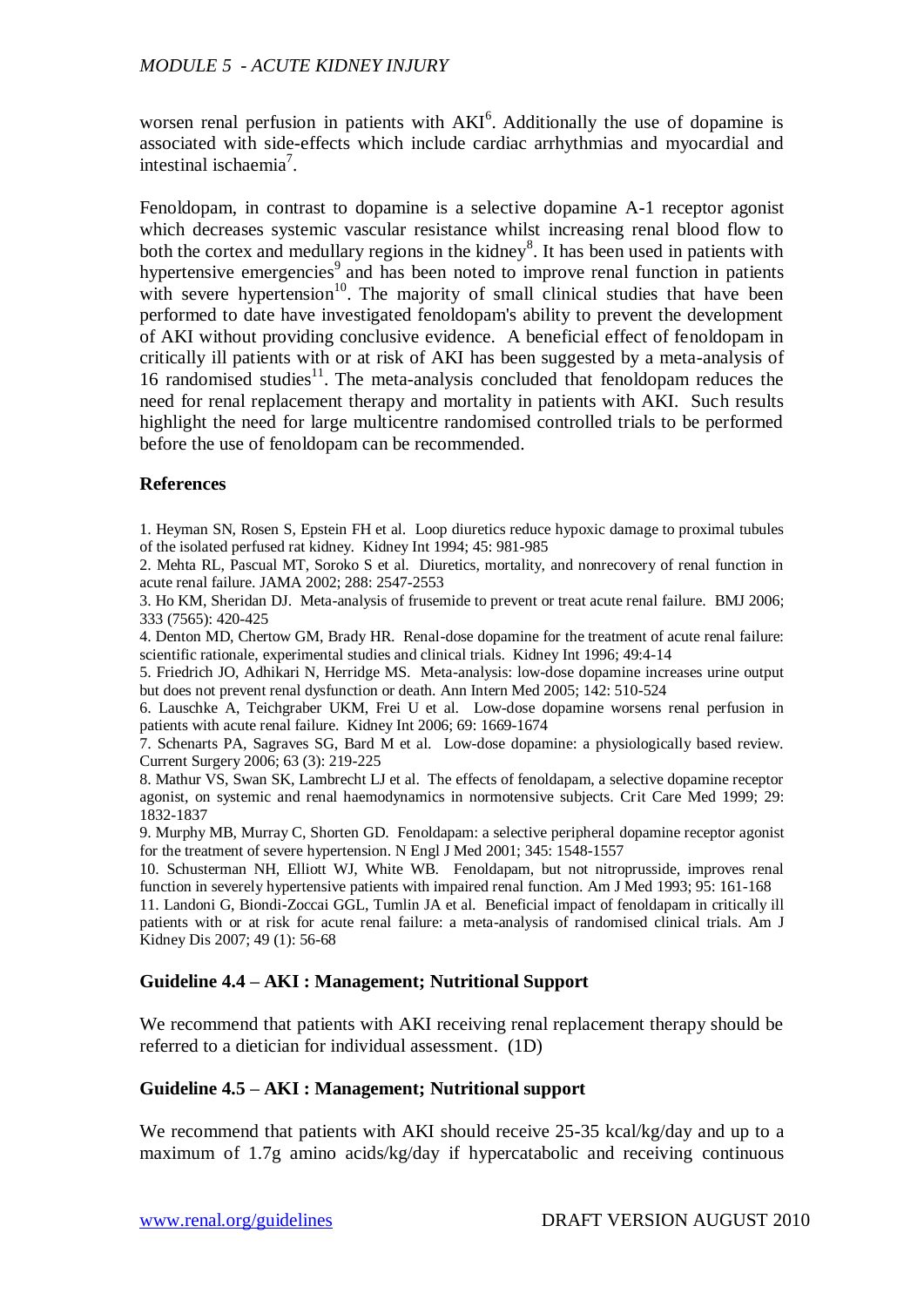worsen renal perfusion in patients with AKI[6]. Additionally the use of dopamine is associated with side-effects which include cardiac arrhythmias and myocardial and intestinal ischaemia[7].

Fenoldopam, in contrast to dopamine is a selective dopamine A-1 receptor agonist which decreases systemic vascular resistance whilst increasing renal blood flow to both the cortex and medullary regions in the kidney[8]. It has been used in patients with hypertensive emergencies[9] and has been noted to improve renal function in patients with severe hypertension[10]. The majority of small clinical studies that have been performed to date have investigated fenoldopam's ability to prevent the development of AKI without providing conclusive evidence. A beneficial effect of fenoldopam in critically ill patients with or at risk of AKI has been suggested by a meta-analysis of 16 randomised studies[11]. The meta-analysis concluded that fenoldopam reduces the need for renal replacement therapy and mortality in patients with AKI. Such results highlight the need for large multicentre randomised controlled trials to be performed before the use of fenoldopam can be recommended.

**References**

1. Heyman SN, Rosen S, Epstein FH et al. Loop diuretics reduce hypoxic damage to proximal tubules of the isolated perfused rat kidney. Kidney Int 1994; 45: 981-985
2. Mehta RL, Pascual MT, Soroko S et al. Diuretics, mortality, and nonrecovery of renal function in acute renal failure. JAMA 2002; 288: 2547-2553
3. Ho KM, Sheridan DJ. Meta-analysis of frusemide to prevent or treat acute renal failure. BMJ 2006; 333 (7565): 420-425
4. Denton MD, Chertow GM, Brady HR. Renal-dose dopamine for the treatment of acute renal failure: scientific rationale, experimental studies and clinical trials. Kidney Int 1996; 49:4-14
5. Friedrich JO, Adhikari N, Herridge MS. Meta-analysis: low-dose dopamine increases urine output but does not prevent renal dysfunction or death. Ann Intern Med 2005; 142: 510-524
6. Lauschke A, Teichgraber UKM, Frei U et al. Low-dose dopamine worsens renal perfusion in patients with acute renal failure. Kidney Int 2006; 69: 1669-1674
7. Schenarts PA, Sagraves SG, Bard M et al. Low-dose dopamine: a physiologically based review. Current Surgery 2006; 63 (3): 219-225
8. Mathur VS, Swan SK, Lambrecht LJ et al. The effects of fenoldapam, a selective dopamine receptor agonist, on systemic and renal haemodynamics in normotensive subjects. Crit Care Med 1999; 29: 1832-1837
9. Murphy MB, Murray C, Shorten GD. Fenoldapam: a selective peripheral dopamine receptor agonist for the treatment of severe hypertension. N Engl J Med 2001; 345: 1548-1557
10. Schusterman NH, Elliott WJ, White WB. Fenoldapam, but not nitroprusside, improves renal function in severely hypertensive patients with impaired renal function. Am J Med 1993; 95: 161-168
11. Landoni G, Biondi-Zoccai GGL, Tumlin JA et al. Beneficial impact of fenoldapam in critically ill patients with or at risk for acute renal failure: a meta-analysis of randomised clinical trials. Am J Kidney Dis 2007; 49 (1): 56-68

**Guideline 4.4 – AKI : Management; Nutritional Support**

We recommend that patients with AKI receiving renal replacement therapy should be referred to a dietician for individual assessment. (1D)

**Guideline 4.5 – AKI : Management; Nutritional support**

We recommend that patients with AKI should receive 25-35 kcal/kg/day and up to a maximum of 1.7g amino acids/kg/day if hypercatabolic and receiving continuous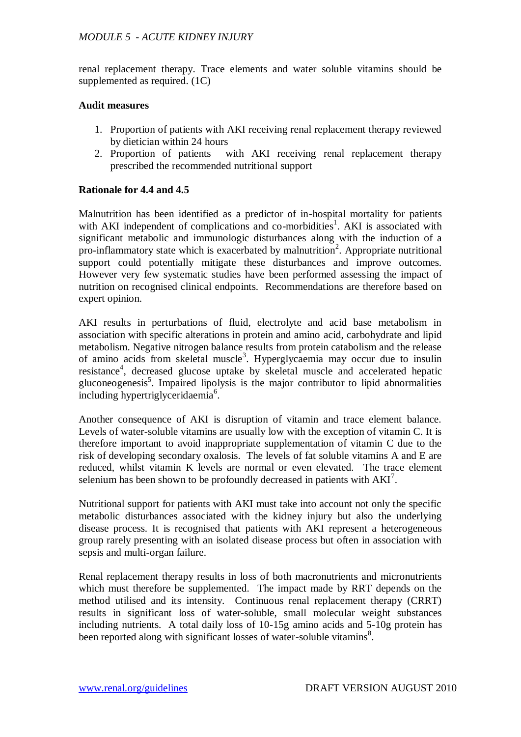renal replacement therapy. Trace elements and water soluble vitamins should be supplemented as required. (1C)

**Audit measures**

1. Proportion of patients with AKI receiving renal replacement therapy reviewed by dietician within 24 hours
2. Proportion of patients with AKI receiving renal replacement therapy prescribed the recommended nutritional support

**Rationale for 4.4 and 4.5**

Malnutrition has been identified as a predictor of in-hospital mortality for patients with AKI independent of complications and co-morbidities[1]. AKI is associated with significant metabolic and immunologic disturbances along with the induction of a pro-inflammatory state which is exacerbated by malnutrition[2]. Appropriate nutritional support could potentially mitigate these disturbances and improve outcomes. However very few systematic studies have been performed assessing the impact of nutrition on recognised clinical endpoints. Recommendations are therefore based on expert opinion.

AKI results in perturbations of fluid, electrolyte and acid base metabolism in association with specific alterations in protein and amino acid, carbohydrate and lipid metabolism. Negative nitrogen balance results from protein catabolism and the release of amino acids from skeletal muscle[3]. Hyperglycaemia may occur due to insulin resistance[4], decreased glucose uptake by skeletal muscle and accelerated hepatic gluconeogenesis[5]. Impaired lipolysis is the major contributor to lipid abnormalities including hypertriglyceridaemia[6].

Another consequence of AKI is disruption of vitamin and trace element balance. Levels of water-soluble vitamins are usually low with the exception of vitamin C. It is therefore important to avoid inappropriate supplementation of vitamin C due to the risk of developing secondary oxalosis. The levels of fat soluble vitamins A and E are reduced, whilst vitamin K levels are normal or even elevated. The trace element selenium has been shown to be profoundly decreased in patients with AKI[7].

Nutritional support for patients with AKI must take into account not only the specific metabolic disturbances associated with the kidney injury but also the underlying disease process. It is recognised that patients with AKI represent a heterogeneous group rarely presenting with an isolated disease process but often in association with sepsis and multi-organ failure.

Renal replacement therapy results in loss of both macronutrients and micronutrients which must therefore be supplemented. The impact made by RRT depends on the method utilised and its intensity. Continuous renal replacement therapy (CRRT) results in significant loss of water-soluble, small molecular weight substances including nutrients. A total daily loss of 10-15g amino acids and 5-10g protein has been reported along with significant losses of water-soluble vitamins[8].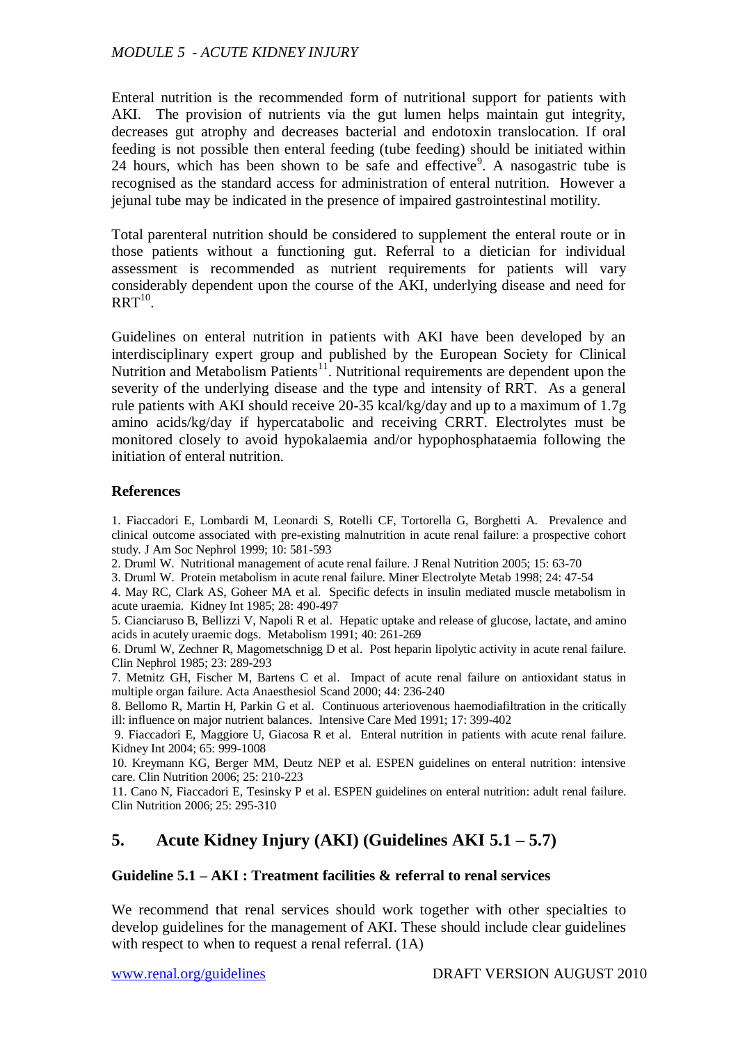Enteral nutrition is the recommended form of nutritional support for patients with AKI. The provision of nutrients via the gut lumen helps maintain gut integrity, decreases gut atrophy and decreases bacterial and endotoxin translocation. If oral feeding is not possible then enteral feeding (tube feeding) should be initiated within 24 hours, which has been shown to be safe and effective[9]. A nasogastric tube is recognised as the standard access for administration of enteral nutrition. However a jejunal tube may be indicated in the presence of impaired gastrointestinal motility.

Total parenteral nutrition should be considered to supplement the enteral route or in those patients without a functioning gut. Referral to a dietician for individual assessment is recommended as nutrient requirements for patients will vary considerably dependent upon the course of the AKI, underlying disease and need for RRT[10].

Guidelines on enteral nutrition in patients with AKI have been developed by an interdisciplinary expert group and published by the European Society for Clinical Nutrition and Metabolism Patients[11]. Nutritional requirements are dependent upon the severity of the underlying disease and the type and intensity of RRT. As a general rule patients with AKI should receive 20-35 kcal/kg/day and up to a maximum of 1.7g amino acids/kg/day if hypercatabolic and receiving CRRT. Electrolytes must be monitored closely to avoid hypokalaemia and/or hypophosphataemia following the initiation of enteral nutrition.

**References**

1. Fiaccadori E, Lombardi M, Leonardi S, Rotelli CF, Tortorella G, Borghetti A. Prevalence and clinical outcome associated with pre-existing malnutrition in acute renal failure: a prospective cohort study. J Am Soc Nephrol 1999; 10: 581-593
2. Druml W. Nutritional management of acute renal failure. J Renal Nutrition 2005; 15: 63-70
3. Druml W. Protein metabolism in acute renal failure. Miner Electrolyte Metab 1998; 24: 47-54
4. May RC, Clark AS, Goheer MA et al. Specific defects in insulin mediated muscle metabolism in acute uraemia. Kidney Int 1985; 28: 490-497
5. Cianciaruso B, Bellizzi V, Napoli R et al. Hepatic uptake and release of glucose, lactate, and amino acids in acutely uraemic dogs. Metabolism 1991; 40: 261-269
6. Druml W, Zechner R, Magometschnigg D et al. Post heparin lipolytic activity in acute renal failure. Clin Nephrol 1985; 23: 289-293
7. Metnitz GH, Fischer M, Bartens C et al. Impact of acute renal failure on antioxidant status in multiple organ failure. Acta Anaesthesiol Scand 2000; 44: 236-240
8. Bellomo R, Martin H, Parkin G et al. Continuous arteriovenous haemodiafiltration in the critically ill: influence on major nutrient balances. Intensive Care Med 1991; 17: 399-402
9. Fiaccadori E, Maggiore U, Giacosa R et al. Enteral nutrition in patients with acute renal failure. Kidney Int 2004; 65: 999-1008
10. Kreymann KG, Berger MM, Deutz NEP et al. ESPEN guidelines on enteral nutrition: intensive care. Clin Nutrition 2006; 25: 210-223
11. Cano N, Fiaccadori E, Tesinsky P et al. ESPEN guidelines on enteral nutrition: adult renal failure. Clin Nutrition 2006; 25: 295-310

## 5. Acute Kidney Injury (AKI) (Guidelines AKI 5.1 – 5.7)

### Guideline 5.1 – AKI : Treatment facilities & referral to renal services

We recommend that renal services should work together with other specialties to develop guidelines for the management of AKI. These should include clear guidelines with respect to when to request a renal referral. (1A)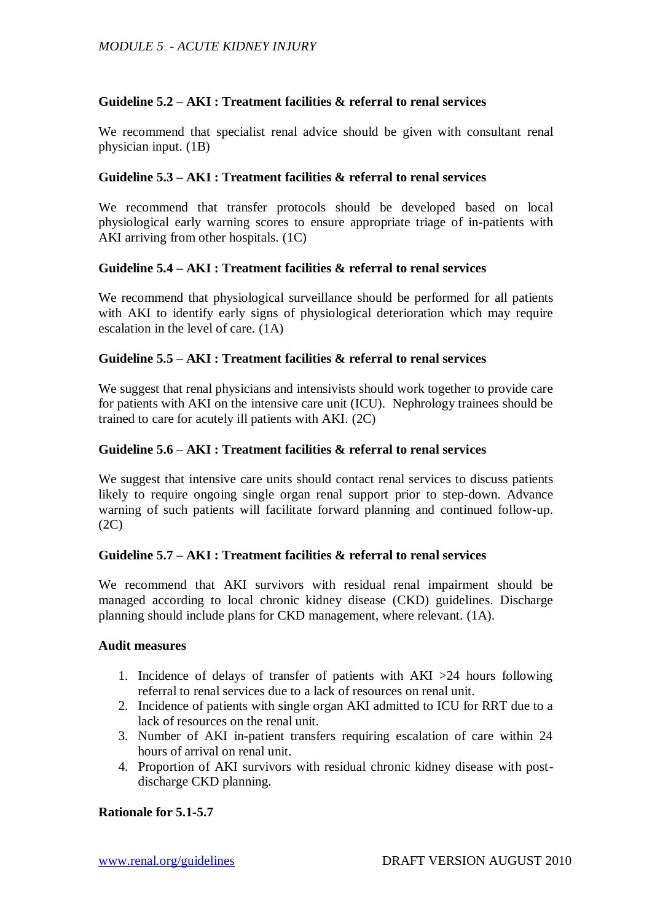### Guideline 5.2 – AKI : Treatment facilities & referral to renal services

We recommend that specialist renal advice should be given with consultant renal physician input. (1B)

### Guideline 5.3 – AKI : Treatment facilities & referral to renal services

We recommend that transfer protocols should be developed based on local physiological early warning scores to ensure appropriate triage of in-patients with AKI arriving from other hospitals. (1C)

### Guideline 5.4 – AKI : Treatment facilities & referral to renal services

We recommend that physiological surveillance should be performed for all patients with AKI to identify early signs of physiological deterioration which may require escalation in the level of care. (1A)

### Guideline 5.5 – AKI : Treatment facilities & referral to renal services

We suggest that renal physicians and intensivists should work together to provide care for patients with AKI on the intensive care unit (ICU). Nephrology trainees should be trained to care for acutely ill patients with AKI. (2C)

### Guideline 5.6 – AKI : Treatment facilities & referral to renal services

We suggest that intensive care units should contact renal services to discuss patients likely to require ongoing single organ renal support prior to step-down. Advance warning of such patients will facilitate forward planning and continued follow-up. (2C)

### Guideline 5.7 – AKI : Treatment facilities & referral to renal services

We recommend that AKI survivors with residual renal impairment should be managed according to local chronic kidney disease (CKD) guidelines. Discharge planning should include plans for CKD management, where relevant. (1A).

### Audit measures

1. Incidence of delays of transfer of patients with AKI >24 hours following referral to renal services due to a lack of resources on renal unit.
2. Incidence of patients with single organ AKI admitted to ICU for RRT due to a lack of resources on the renal unit.
3. Number of AKI in-patient transfers requiring escalation of care within 24 hours of arrival on renal unit.
4. Proportion of AKI survivors with residual chronic kidney disease with post-discharge CKD planning.

### Rationale for 5.1-5.7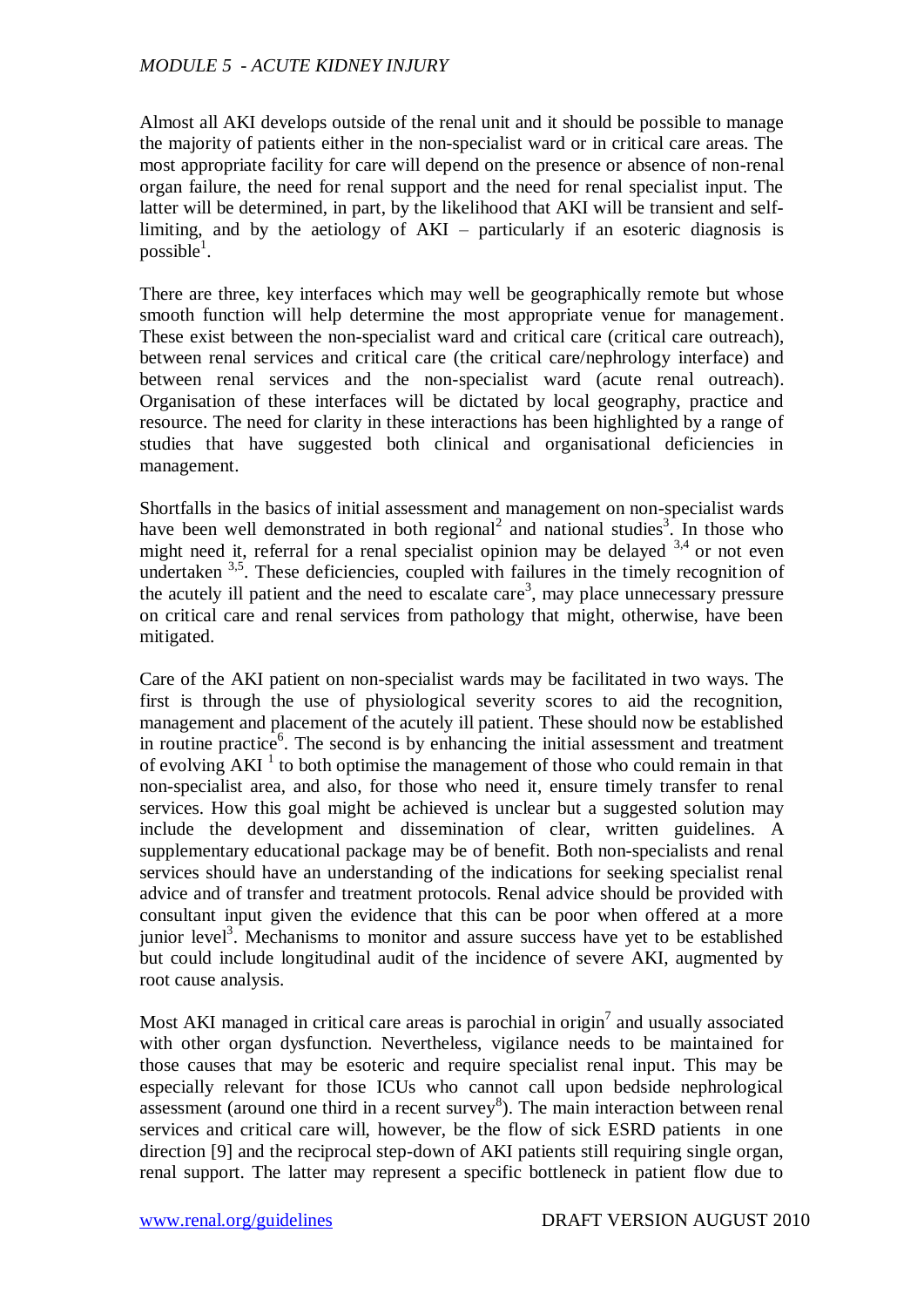Almost all AKI develops outside of the renal unit and it should be possible to manage the majority of patients either in the non-specialist ward or in critical care areas. The most appropriate facility for care will depend on the presence or absence of non-renal organ failure, the need for renal support and the need for renal specialist input. The latter will be determined, in part, by the likelihood that AKI will be transient and self-limiting, and by the aetiology of AKI – particularly if an esoteric diagnosis is possible[1].

There are three, key interfaces which may well be geographically remote but whose smooth function will help determine the most appropriate venue for management. These exist between the non-specialist ward and critical care (critical care outreach), between renal services and critical care (the critical care/nephrology interface) and between renal services and the non-specialist ward (acute renal outreach). Organisation of these interfaces will be dictated by local geography, practice and resource. The need for clarity in these interactions has been highlighted by a range of studies that have suggested both clinical and organisational deficiencies in management.

Shortfalls in the basics of initial assessment and management on non-specialist wards have been well demonstrated in both regional[2] and national studies[3]. In those who might need it, referral for a renal specialist opinion may be delayed [3,4] or not even undertaken [3,5]. These deficiencies, coupled with failures in the timely recognition of the acutely ill patient and the need to escalate care[3], may place unnecessary pressure on critical care and renal services from pathology that might, otherwise, have been mitigated.

Care of the AKI patient on non-specialist wards may be facilitated in two ways. The first is through the use of physiological severity scores to aid the recognition, management and placement of the acutely ill patient. These should now be established in routine practice[6]. The second is by enhancing the initial assessment and treatment of evolving AKI [1] to both optimise the management of those who could remain in that non-specialist area, and also, for those who need it, ensure timely transfer to renal services. How this goal might be achieved is unclear but a suggested solution may include the development and dissemination of clear, written guidelines. A supplementary educational package may be of benefit. Both non-specialists and renal services should have an understanding of the indications for seeking specialist renal advice and of transfer and treatment protocols. Renal advice should be provided with consultant input given the evidence that this can be poor when offered at a more junior level[3]. Mechanisms to monitor and assure success have yet to be established but could include longitudinal audit of the incidence of severe AKI, augmented by root cause analysis.

Most AKI managed in critical care areas is parochial in origin[7] and usually associated with other organ dysfunction. Nevertheless, vigilance needs to be maintained for those causes that may be esoteric and require specialist renal input. This may be especially relevant for those ICUs who cannot call upon bedside nephrological assessment (around one third in a recent survey[8]). The main interaction between renal services and critical care will, however, be the flow of sick ESRD patients in one direction [9] and the reciprocal step-down of AKI patients still requiring single organ, renal support. The latter may represent a specific bottleneck in patient flow due to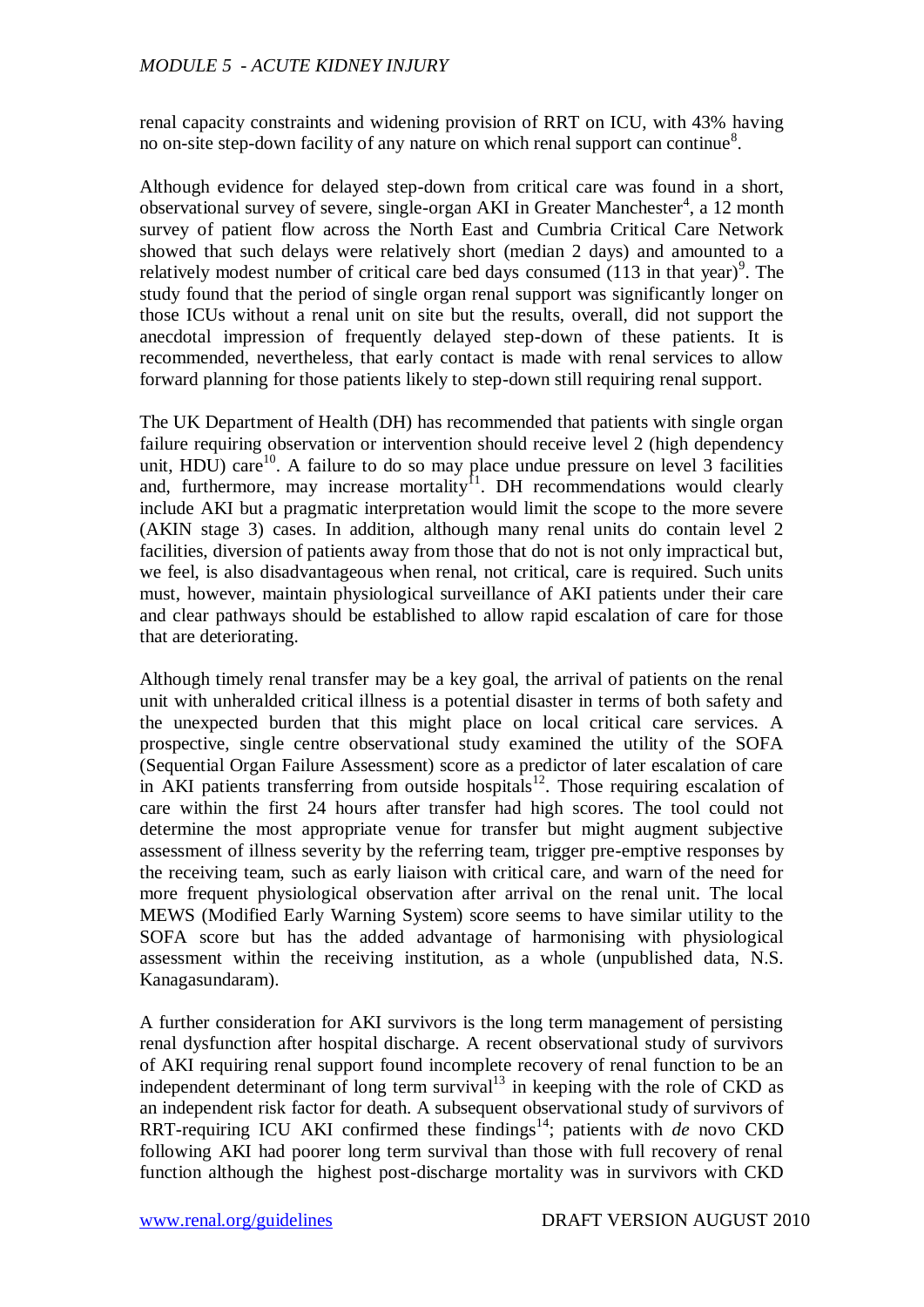renal capacity constraints and widening provision of RRT on ICU, with 43% having no on-site step-down facility of any nature on which renal support can continue[8].

Although evidence for delayed step-down from critical care was found in a short, observational survey of severe, single-organ AKI in Greater Manchester[4], a 12 month survey of patient flow across the North East and Cumbria Critical Care Network showed that such delays were relatively short (median 2 days) and amounted to a relatively modest number of critical care bed days consumed (113 in that year)[9]. The study found that the period of single organ renal support was significantly longer on those ICUs without a renal unit on site but the results, overall, did not support the anecdotal impression of frequently delayed step-down of these patients. It is recommended, nevertheless, that early contact is made with renal services to allow forward planning for those patients likely to step-down still requiring renal support.

The UK Department of Health (DH) has recommended that patients with single organ failure requiring observation or intervention should receive level 2 (high dependency unit, HDU) care[10]. A failure to do so may place undue pressure on level 3 facilities and, furthermore, may increase mortality[11]. DH recommendations would clearly include AKI but a pragmatic interpretation would limit the scope to the more severe (AKIN stage 3) cases. In addition, although many renal units do contain level 2 facilities, diversion of patients away from those that do not is not only impractical but, we feel, is also disadvantageous when renal, not critical, care is required. Such units must, however, maintain physiological surveillance of AKI patients under their care and clear pathways should be established to allow rapid escalation of care for those that are deteriorating.

Although timely renal transfer may be a key goal, the arrival of patients on the renal unit with unheralded critical illness is a potential disaster in terms of both safety and the unexpected burden that this might place on local critical care services. A prospective, single centre observational study examined the utility of the SOFA (Sequential Organ Failure Assessment) score as a predictor of later escalation of care in AKI patients transferring from outside hospitals[12]. Those requiring escalation of care within the first 24 hours after transfer had high scores. The tool could not determine the most appropriate venue for transfer but might augment subjective assessment of illness severity by the referring team, trigger pre-emptive responses by the receiving team, such as early liaison with critical care, and warn of the need for more frequent physiological observation after arrival on the renal unit. The local MEWS (Modified Early Warning System) score seems to have similar utility to the SOFA score but has the added advantage of harmonising with physiological assessment within the receiving institution, as a whole (unpublished data, N.S. Kanagasundaram).

A further consideration for AKI survivors is the long term management of persisting renal dysfunction after hospital discharge. A recent observational study of survivors of AKI requiring renal support found incomplete recovery of renal function to be an independent determinant of long term survival[13] in keeping with the role of CKD as an independent risk factor for death. A subsequent observational study of survivors of RRT-requiring ICU AKI confirmed these findings[14]; patients with *de* novo CKD following AKI had poorer long term survival than those with full recovery of renal function although the highest post-discharge mortality was in survivors with CKD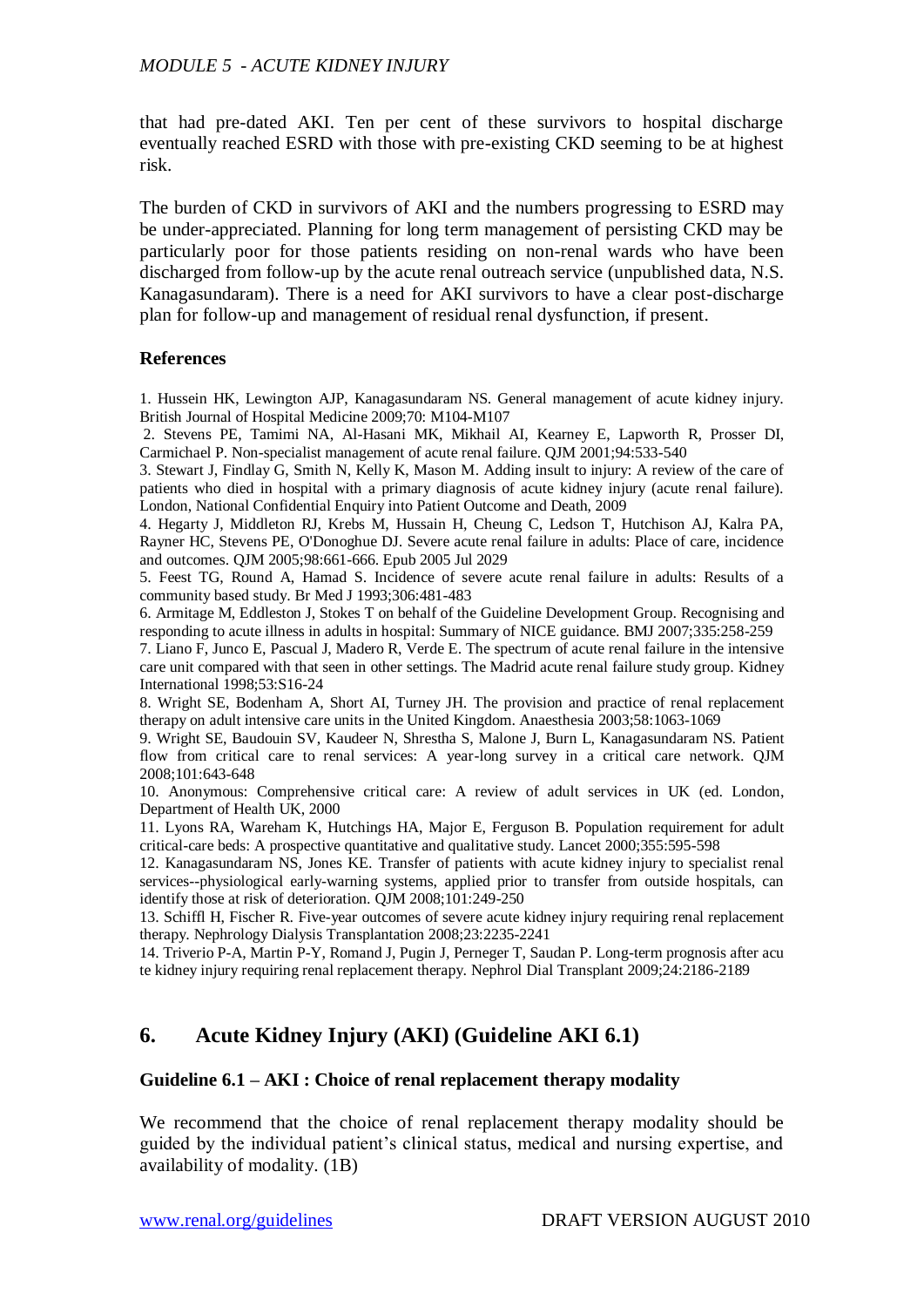that had pre-dated AKI. Ten per cent of these survivors to hospital discharge eventually reached ESRD with those with pre-existing CKD seeming to be at highest risk.

The burden of CKD in survivors of AKI and the numbers progressing to ESRD may be under-appreciated. Planning for long term management of persisting CKD may be particularly poor for those patients residing on non-renal wards who have been discharged from follow-up by the acute renal outreach service (unpublished data, N.S. Kanagasundaram). There is a need for AKI survivors to have a clear post-discharge plan for follow-up and management of residual renal dysfunction, if present.

**References**

1. Hussein HK, Lewington AJP, Kanagasundaram NS. General management of acute kidney injury. British Journal of Hospital Medicine 2009;70: M104-M107
2. Stevens PE, Tamimi NA, Al-Hasani MK, Mikhail AI, Kearney E, Lapworth R, Prosser DI, Carmichael P. Non-specialist management of acute renal failure. QJM 2001;94:533-540
3. Stewart J, Findlay G, Smith N, Kelly K, Mason M. Adding insult to injury: A review of the care of patients who died in hospital with a primary diagnosis of acute kidney injury (acute renal failure). London, National Confidential Enquiry into Patient Outcome and Death, 2009
4. Hegarty J, Middleton RJ, Krebs M, Hussain H, Cheung C, Ledson T, Hutchison AJ, Kalra PA, Rayner HC, Stevens PE, O'Donoghue DJ. Severe acute renal failure in adults: Place of care, incidence and outcomes. QJM 2005;98:661-666. Epub 2005 Jul 2029
5. Feest TG, Round A, Hamad S. Incidence of severe acute renal failure in adults: Results of a community based study. Br Med J 1993;306:481-483
6. Armitage M, Eddleston J, Stokes T on behalf of the Guideline Development Group. Recognising and responding to acute illness in adults in hospital: Summary of NICE guidance. BMJ 2007;335:258-259
7. Liano F, Junco E, Pascual J, Madero R, Verde E. The spectrum of acute renal failure in the intensive care unit compared with that seen in other settings. The Madrid acute renal failure study group. Kidney International 1998;53:S16-24
8. Wright SE, Bodenham A, Short AI, Turney JH. The provision and practice of renal replacement therapy on adult intensive care units in the United Kingdom. Anaesthesia 2003;58:1063-1069
9. Wright SE, Baudouin SV, Kaudeer N, Shrestha S, Malone J, Burn L, Kanagasundaram NS. Patient flow from critical care to renal services: A year-long survey in a critical care network. QJM 2008;101:643-648
10. Anonymous: Comprehensive critical care: A review of adult services in UK (ed. London, Department of Health UK, 2000
11. Lyons RA, Wareham K, Hutchings HA, Major E, Ferguson B. Population requirement for adult critical-care beds: A prospective quantitative and qualitative study. Lancet 2000;355:595-598
12. Kanagasundaram NS, Jones KE. Transfer of patients with acute kidney injury to specialist renal services--physiological early-warning systems, applied prior to transfer from outside hospitals, can identify those at risk of deterioration. QJM 2008;101:249-250
13. Schiffl H, Fischer R. Five-year outcomes of severe acute kidney injury requiring renal replacement therapy. Nephrology Dialysis Transplantation 2008;23:2235-2241
14. Triverio P-A, Martin P-Y, Romand J, Pugin J, Perneger T, Saudan P. Long-term prognosis after acu te kidney injury requiring renal replacement therapy. Nephrol Dial Transplant 2009;24:2186-2189

## 6. Acute Kidney Injury (AKI) (Guideline AKI 6.1)

### Guideline 6.1 – AKI : Choice of renal replacement therapy modality

We recommend that the choice of renal replacement therapy modality should be guided by the individual patient's clinical status, medical and nursing expertise, and availability of modality. (1B)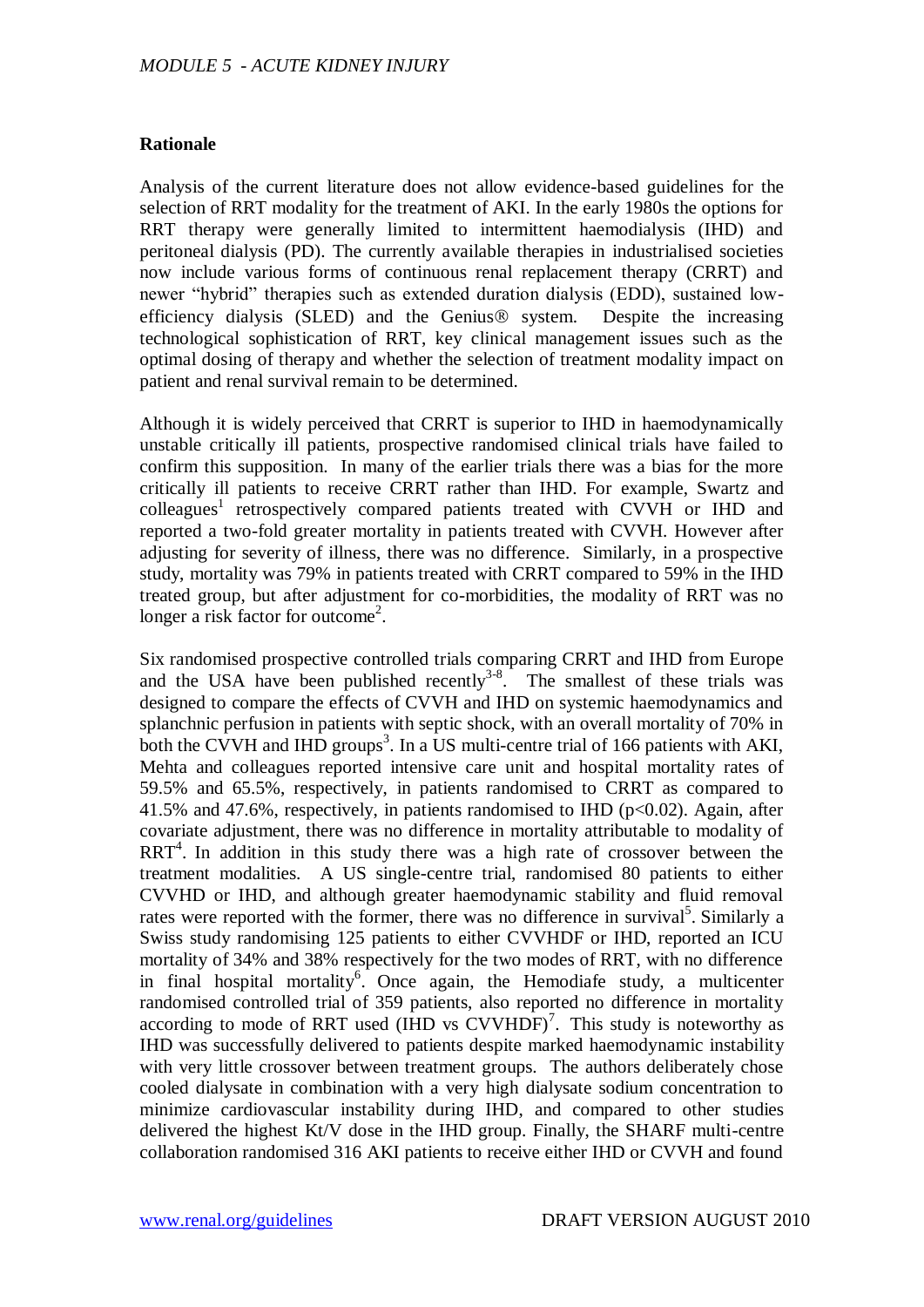**Rationale**

Analysis of the current literature does not allow evidence-based guidelines for the selection of RRT modality for the treatment of AKI. In the early 1980s the options for RRT therapy were generally limited to intermittent haemodialysis (IHD) and peritoneal dialysis (PD). The currently available therapies in industrialised societies now include various forms of continuous renal replacement therapy (CRRT) and newer "hybrid" therapies such as extended duration dialysis (EDD), sustained low-efficiency dialysis (SLED) and the Genius® system. Despite the increasing technological sophistication of RRT, key clinical management issues such as the optimal dosing of therapy and whether the selection of treatment modality impact on patient and renal survival remain to be determined.

Although it is widely perceived that CRRT is superior to IHD in haemodynamically unstable critically ill patients, prospective randomised clinical trials have failed to confirm this supposition. In many of the earlier trials there was a bias for the more critically ill patients to receive CRRT rather than IHD. For example, Swartz and colleagues[1] retrospectively compared patients treated with CVVH or IHD and reported a two-fold greater mortality in patients treated with CVVH. However after adjusting for severity of illness, there was no difference. Similarly, in a prospective study, mortality was 79% in patients treated with CRRT compared to 59% in the IHD treated group, but after adjustment for co-morbidities, the modality of RRT was no longer a risk factor for outcome[2].

Six randomised prospective controlled trials comparing CRRT and IHD from Europe and the USA have been published recently[3-8]. The smallest of these trials was designed to compare the effects of CVVH and IHD on systemic haemodynamics and splanchnic perfusion in patients with septic shock, with an overall mortality of 70% in both the CVVH and IHD groups[3]. In a US multi-centre trial of 166 patients with AKI, Mehta and colleagues reported intensive care unit and hospital mortality rates of 59.5% and 65.5%, respectively, in patients randomised to CRRT as compared to 41.5% and 47.6%, respectively, in patients randomised to IHD ($p<0.02$). Again, after covariate adjustment, there was no difference in mortality attributable to modality of RRT[4]. In addition in this study there was a high rate of crossover between the treatment modalities. A US single-centre trial, randomised 80 patients to either CVVHD or IHD, and although greater haemodynamic stability and fluid removal rates were reported with the former, there was no difference in survival[5]. Similarly a Swiss study randomising 125 patients to either CVVHDF or IHD, reported an ICU mortality of 34% and 38% respectively for the two modes of RRT, with no difference in final hospital mortality[6]. Once again, the Hemodiafe study, a multicenter randomised controlled trial of 359 patients, also reported no difference in mortality according to mode of RRT used (IHD vs CVVHDF)[7]. This study is noteworthy as IHD was successfully delivered to patients despite marked haemodynamic instability with very little crossover between treatment groups. The authors deliberately chose cooled dialysate in combination with a very high dialysate sodium concentration to minimize cardiovascular instability during IHD, and compared to other studies delivered the highest Kt/V dose in the IHD group. Finally, the SHARF multi-centre collaboration randomised 316 AKI patients to receive either IHD or CVVH and found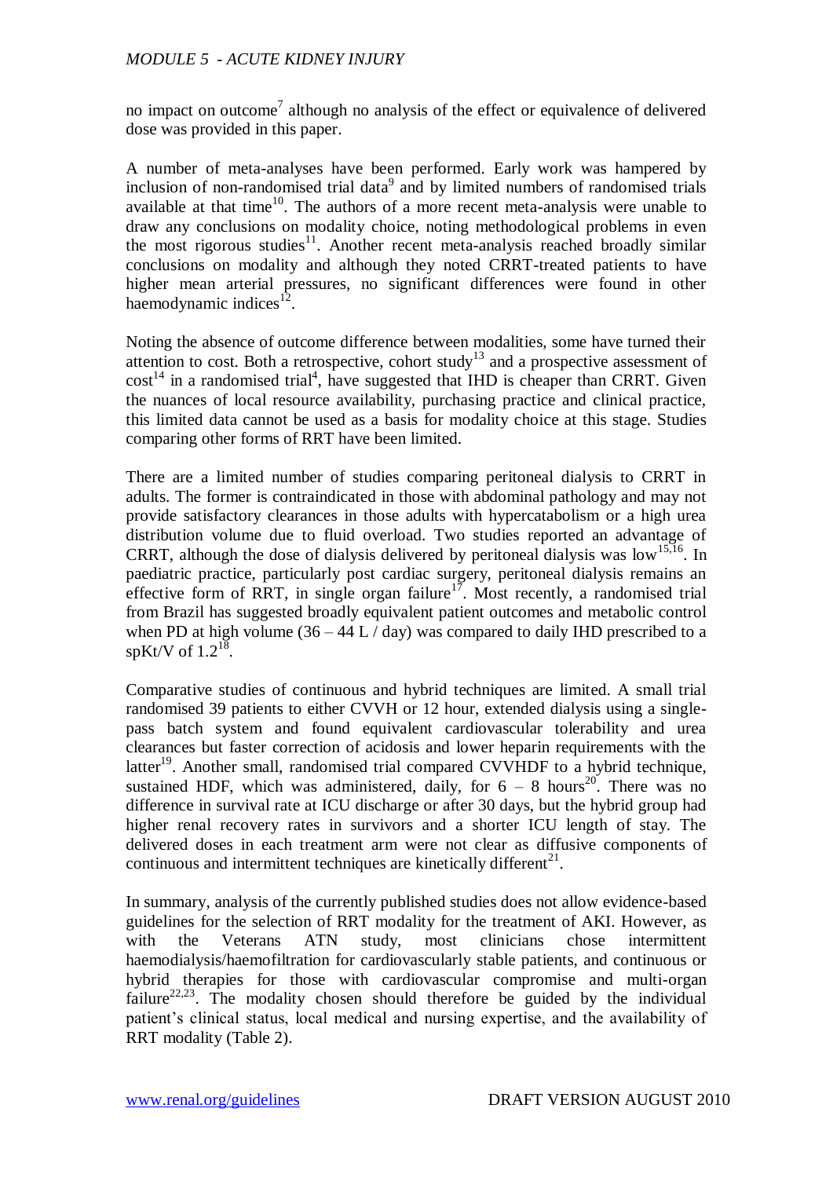no impact on outcome[7] although no analysis of the effect or equivalence of delivered dose was provided in this paper.

A number of meta-analyses have been performed. Early work was hampered by inclusion of non-randomised trial data[9] and by limited numbers of randomised trials available at that time[10]. The authors of a more recent meta-analysis were unable to draw any conclusions on modality choice, noting methodological problems in even the most rigorous studies[11]. Another recent meta-analysis reached broadly similar conclusions on modality and although they noted CRRT-treated patients to have higher mean arterial pressures, no significant differences were found in other haemodynamic indices[12].

Noting the absence of outcome difference between modalities, some have turned their attention to cost. Both a retrospective, cohort study[13] and a prospective assessment of cost[14] in a randomised trial[4], have suggested that IHD is cheaper than CRRT. Given the nuances of local resource availability, purchasing practice and clinical practice, this limited data cannot be used as a basis for modality choice at this stage. Studies comparing other forms of RRT have been limited.

There are a limited number of studies comparing peritoneal dialysis to CRRT in adults. The former is contraindicated in those with abdominal pathology and may not provide satisfactory clearances in those adults with hypercatabolism or a high urea distribution volume due to fluid overload. Two studies reported an advantage of CRRT, although the dose of dialysis delivered by peritoneal dialysis was low[15,16]. In paediatric practice, particularly post cardiac surgery, peritoneal dialysis remains an effective form of RRT, in single organ failure[17]. Most recently, a randomised trial from Brazil has suggested broadly equivalent patient outcomes and metabolic control when PD at high volume (36 – 44 L / day) was compared to daily IHD prescribed to a spKt/V of 1.2[18].

Comparative studies of continuous and hybrid techniques are limited. A small trial randomised 39 patients to either CVVH or 12 hour, extended dialysis using a single-pass batch system and found equivalent cardiovascular tolerability and urea clearances but faster correction of acidosis and lower heparin requirements with the latter[19]. Another small, randomised trial compared CVVHDF to a hybrid technique, sustained HDF, which was administered, daily, for 6 – 8 hours[20]. There was no difference in survival rate at ICU discharge or after 30 days, but the hybrid group had higher renal recovery rates in survivors and a shorter ICU length of stay. The delivered doses in each treatment arm were not clear as diffusive components of continuous and intermittent techniques are kinetically different[21].

In summary, analysis of the currently published studies does not allow evidence-based guidelines for the selection of RRT modality for the treatment of AKI. However, as with the Veterans ATN study, most clinicians chose intermittent haemodialysis/haemofiltration for cardiovascularly stable patients, and continuous or hybrid therapies for those with cardiovascular compromise and multi-organ failure[22,23]. The modality chosen should therefore be guided by the individual patient's clinical status, local medical and nursing expertise, and the availability of RRT modality (Table 2).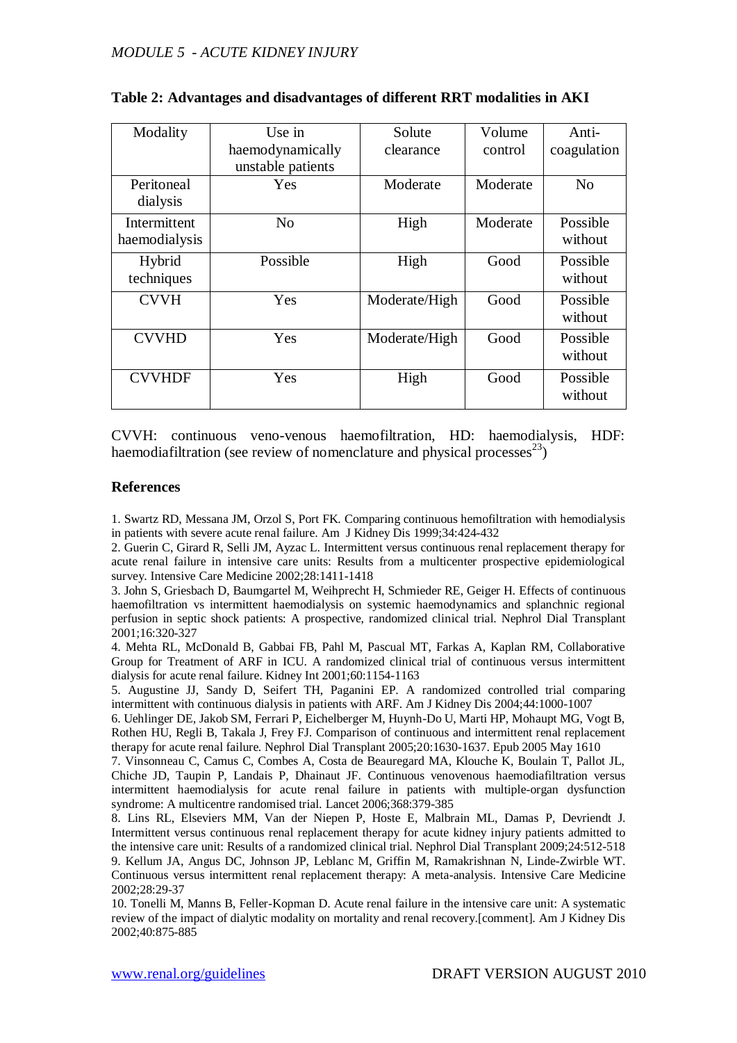**Table 2: Advantages and disadvantages of different RRT modalities in AKI**

| Modality | Use in haemodynamically unstable patients | Solute clearance | Volume control | Anti-coagulation |
|---|---|---|---|---|
| Peritoneal dialysis | Yes | Moderate | Moderate | No |
| Intermittent haemodialysis | No | High | Moderate | Possible without |
| Hybrid techniques | Possible | High | Good | Possible without |
| CVVH | Yes | Moderate/High | Good | Possible without |
| CVVHD | Yes | Moderate/High | Good | Possible without |
| CVVHDF | Yes | High | Good | Possible without |

CVVH: continuous veno-venous haemofiltration, HD: haemodialysis, HDF: haemodiafiltration (see review of nomenclature and physical processes[23])

## References

1. Swartz RD, Messana JM, Orzol S, Port FK. Comparing continuous hemofiltration with hemodialysis in patients with severe acute renal failure. Am J Kidney Dis 1999;34:424-432
2. Guerin C, Girard R, Selli JM, Ayzac L. Intermittent versus continuous renal replacement therapy for acute renal failure in intensive care units: Results from a multicenter prospective epidemiological survey. Intensive Care Medicine 2002;28:1411-1418
3. John S, Griesbach D, Baumgartel M, Weihprecht H, Schmieder RE, Geiger H. Effects of continuous haemofiltration vs intermittent haemodialysis on systemic haemodynamics and splanchnic regional perfusion in septic shock patients: A prospective, randomized clinical trial. Nephrol Dial Transplant 2001;16:320-327
4. Mehta RL, McDonald B, Gabbai FB, Pahl M, Pascual MT, Farkas A, Kaplan RM, Collaborative Group for Treatment of ARF in ICU. A randomized clinical trial of continuous versus intermittent dialysis for acute renal failure. Kidney Int 2001;60:1154-1163
5. Augustine JJ, Sandy D, Seifert TH, Paganini EP. A randomized controlled trial comparing intermittent with continuous dialysis in patients with ARF. Am J Kidney Dis 2004;44:1000-1007
6. Uehlinger DE, Jakob SM, Ferrari P, Eichelberger M, Huynh-Do U, Marti HP, Mohaupt MG, Vogt B, Rothen HU, Regli B, Takala J, Frey FJ. Comparison of continuous and intermittent renal replacement therapy for acute renal failure. Nephrol Dial Transplant 2005;20:1630-1637. Epub 2005 May 1610
7. Vinsonneau C, Camus C, Combes A, Costa de Beauregard MA, Klouche K, Boulain T, Pallot JL, Chiche JD, Taupin P, Landais P, Dhainaut JF. Continuous venovenous haemodiafiltration versus intermittent haemodialysis for acute renal failure in patients with multiple-organ dysfunction syndrome: A multicentre randomised trial. Lancet 2006;368:379-385
8. Lins RL, Elseviers MM, Van der Niepen P, Hoste E, Malbrain ML, Damas P, Devriendt J. Intermittent versus continuous renal replacement therapy for acute kidney injury patients admitted to the intensive care unit: Results of a randomized clinical trial. Nephrol Dial Transplant 2009;24:512-518
9. Kellum JA, Angus DC, Johnson JP, Leblanc M, Griffin M, Ramakrishnan N, Linde-Zwirble WT. Continuous versus intermittent renal replacement therapy: A meta-analysis. Intensive Care Medicine 2002;28:29-37
10. Tonelli M, Manns B, Feller-Kopman D. Acute renal failure in the intensive care unit: A systematic review of the impact of dialytic modality on mortality and renal recovery.[comment]. Am J Kidney Dis 2002;40:875-885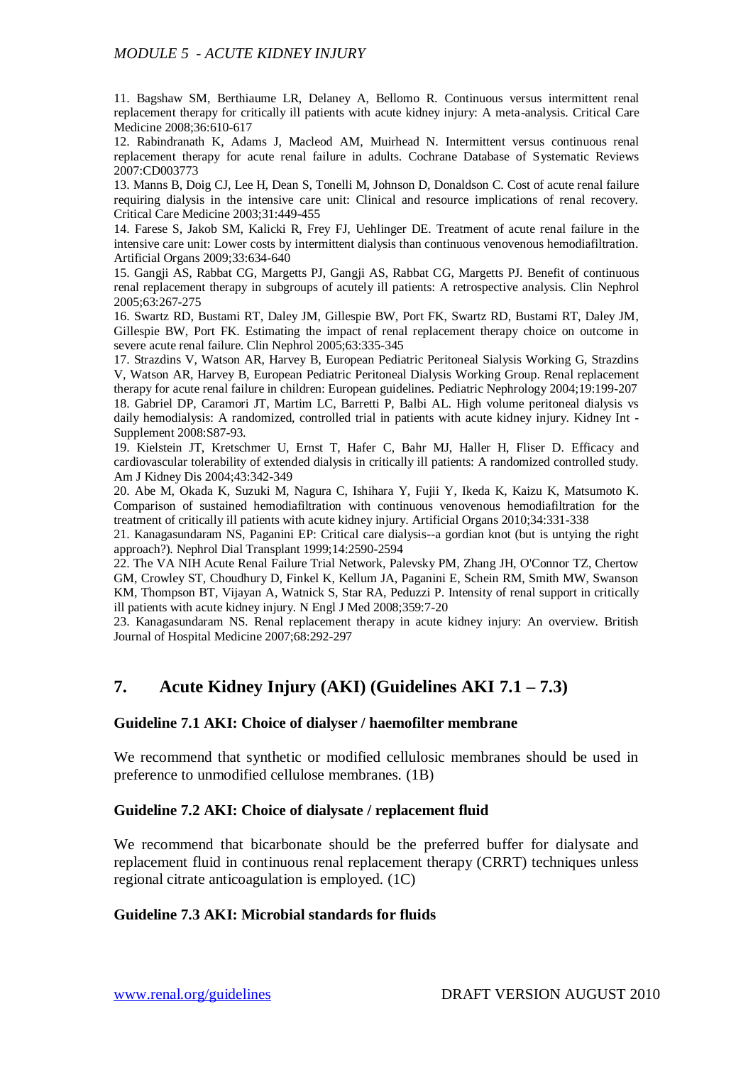11. Bagshaw SM, Berthiaume LR, Delaney A, Bellomo R. Continuous versus intermittent renal replacement therapy for critically ill patients with acute kidney injury: A meta-analysis. Critical Care Medicine 2008;36:610-617

12. Rabindranath K, Adams J, Macleod AM, Muirhead N. Intermittent versus continuous renal replacement therapy for acute renal failure in adults. Cochrane Database of Systematic Reviews 2007:CD003773

13. Manns B, Doig CJ, Lee H, Dean S, Tonelli M, Johnson D, Donaldson C. Cost of acute renal failure requiring dialysis in the intensive care unit: Clinical and resource implications of renal recovery. Critical Care Medicine 2003;31:449-455

14. Farese S, Jakob SM, Kalicki R, Frey FJ, Uehlinger DE. Treatment of acute renal failure in the intensive care unit: Lower costs by intermittent dialysis than continuous venovenous hemodiafiltration. Artificial Organs 2009;33:634-640

15. Gangji AS, Rabbat CG, Margetts PJ, Gangji AS, Rabbat CG, Margetts PJ. Benefit of continuous renal replacement therapy in subgroups of acutely ill patients: A retrospective analysis. Clin Nephrol 2005;63:267-275

16. Swartz RD, Bustami RT, Daley JM, Gillespie BW, Port FK, Swartz RD, Bustami RT, Daley JM, Gillespie BW, Port FK. Estimating the impact of renal replacement therapy choice on outcome in severe acute renal failure. Clin Nephrol 2005;63:335-345

17. Strazdins V, Watson AR, Harvey B, European Pediatric Peritoneal Sialysis Working G, Strazdins V, Watson AR, Harvey B, European Pediatric Peritoneal Dialysis Working Group. Renal replacement therapy for acute renal failure in children: European guidelines. Pediatric Nephrology 2004;19:199-207

18. Gabriel DP, Caramori JT, Martim LC, Barretti P, Balbi AL. High volume peritoneal dialysis vs daily hemodialysis: A randomized, controlled trial in patients with acute kidney injury. Kidney Int - Supplement 2008:S87-93.

19. Kielstein JT, Kretschmer U, Ernst T, Hafer C, Bahr MJ, Haller H, Fliser D. Efficacy and cardiovascular tolerability of extended dialysis in critically ill patients: A randomized controlled study. Am J Kidney Dis 2004;43:342-349

20. Abe M, Okada K, Suzuki M, Nagura C, Ishihara Y, Fujii Y, Ikeda K, Kaizu K, Matsumoto K. Comparison of sustained hemodiafiltration with continuous venovenous hemodiafiltration for the treatment of critically ill patients with acute kidney injury. Artificial Organs 2010;34:331-338

21. Kanagasundaram NS, Paganini EP: Critical care dialysis--a gordian knot (but is untying the right approach?). Nephrol Dial Transplant 1999;14:2590-2594

22. The VA NIH Acute Renal Failure Trial Network, Palevsky PM, Zhang JH, O'Connor TZ, Chertow GM, Crowley ST, Choudhury D, Finkel K, Kellum JA, Paganini E, Schein RM, Smith MW, Swanson KM, Thompson BT, Vijayan A, Watnick S, Star RA, Peduzzi P. Intensity of renal support in critically ill patients with acute kidney injury. N Engl J Med 2008;359:7-20

23. Kanagasundaram NS. Renal replacement therapy in acute kidney injury: An overview. British Journal of Hospital Medicine 2007;68:292-297

## 7. Acute Kidney Injury (AKI) (Guidelines AKI 7.1 – 7.3)

### Guideline 7.1 AKI: Choice of dialyser / haemofilter membrane

We recommend that synthetic or modified cellulosic membranes should be used in preference to unmodified cellulose membranes. (1B)

### Guideline 7.2 AKI: Choice of dialysate / replacement fluid

We recommend that bicarbonate should be the preferred buffer for dialysate and replacement fluid in continuous renal replacement therapy (CRRT) techniques unless regional citrate anticoagulation is employed. (1C)

### Guideline 7.3 AKI: Microbial standards for fluids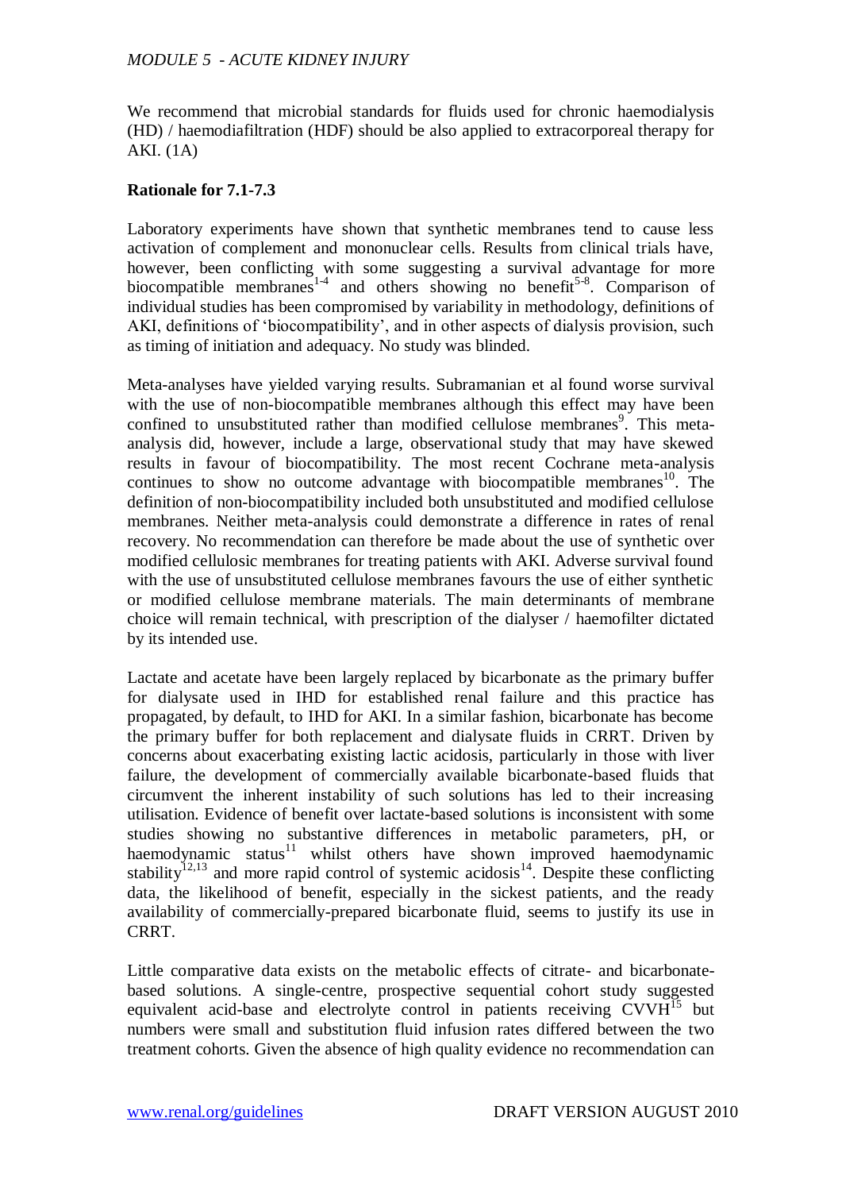We recommend that microbial standards for fluids used for chronic haemodialysis (HD) / haemodiafiltration (HDF) should be also applied to extracorporeal therapy for AKI. (1A)

**Rationale for 7.1-7.3**

Laboratory experiments have shown that synthetic membranes tend to cause less activation of complement and mononuclear cells. Results from clinical trials have, however, been conflicting with some suggesting a survival advantage for more biocompatible membranes[1-4] and others showing no benefit[5-8]. Comparison of individual studies has been compromised by variability in methodology, definitions of AKI, definitions of 'biocompatibility', and in other aspects of dialysis provision, such as timing of initiation and adequacy. No study was blinded.

Meta-analyses have yielded varying results. Subramanian et al found worse survival with the use of non-biocompatible membranes although this effect may have been confined to unsubstituted rather than modified cellulose membranes[9]. This meta-analysis did, however, include a large, observational study that may have skewed results in favour of biocompatibility. The most recent Cochrane meta-analysis continues to show no outcome advantage with biocompatible membranes[10]. The definition of non-biocompatibility included both unsubstituted and modified cellulose membranes. Neither meta-analysis could demonstrate a difference in rates of renal recovery. No recommendation can therefore be made about the use of synthetic over modified cellulosic membranes for treating patients with AKI. Adverse survival found with the use of unsubstituted cellulose membranes favours the use of either synthetic or modified cellulose membrane materials. The main determinants of membrane choice will remain technical, with prescription of the dialyser / haemofilter dictated by its intended use.

Lactate and acetate have been largely replaced by bicarbonate as the primary buffer for dialysate used in IHD for established renal failure and this practice has propagated, by default, to IHD for AKI. In a similar fashion, bicarbonate has become the primary buffer for both replacement and dialysate fluids in CRRT. Driven by concerns about exacerbating existing lactic acidosis, particularly in those with liver failure, the development of commercially available bicarbonate-based fluids that circumvent the inherent instability of such solutions has led to their increasing utilisation. Evidence of benefit over lactate-based solutions is inconsistent with some studies showing no substantive differences in metabolic parameters, pH, or haemodynamic status[11] whilst others have shown improved haemodynamic stability[12,13] and more rapid control of systemic acidosis[14]. Despite these conflicting data, the likelihood of benefit, especially in the sickest patients, and the ready availability of commercially-prepared bicarbonate fluid, seems to justify its use in CRRT.

Little comparative data exists on the metabolic effects of citrate- and bicarbonate-based solutions. A single-centre, prospective sequential cohort study suggested equivalent acid-base and electrolyte control in patients receiving CVVH[15] but numbers were small and substitution fluid infusion rates differed between the two treatment cohorts. Given the absence of high quality evidence no recommendation can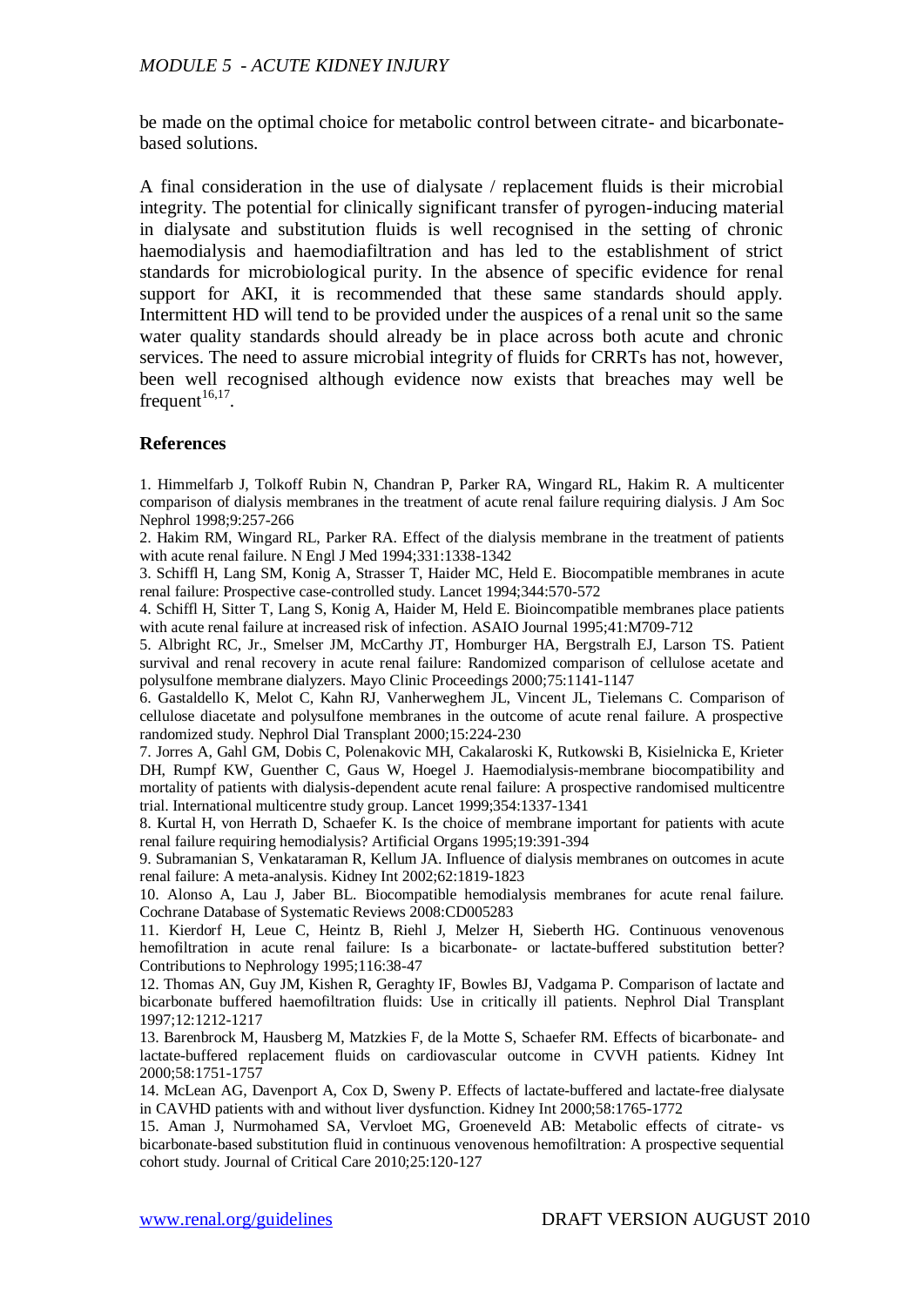be made on the optimal choice for metabolic control between citrate- and bicarbonate-based solutions.

A final consideration in the use of dialysate / replacement fluids is their microbial integrity. The potential for clinically significant transfer of pyrogen-inducing material in dialysate and substitution fluids is well recognised in the setting of chronic haemodialysis and haemodiafiltration and has led to the establishment of strict standards for microbiological purity. In the absence of specific evidence for renal support for AKI, it is recommended that these same standards should apply. Intermittent HD will tend to be provided under the auspices of a renal unit so the same water quality standards should already be in place across both acute and chronic services. The need to assure microbial integrity of fluids for CRRTs has not, however, been well recognised although evidence now exists that breaches may well be frequent[16,17].

### References

1. Himmelfarb J, Tolkoff Rubin N, Chandran P, Parker RA, Wingard RL, Hakim R. A multicenter comparison of dialysis membranes in the treatment of acute renal failure requiring dialysis. J Am Soc Nephrol 1998;9:257-266
2. Hakim RM, Wingard RL, Parker RA. Effect of the dialysis membrane in the treatment of patients with acute renal failure. N Engl J Med 1994;331:1338-1342
3. Schiffl H, Lang SM, Konig A, Strasser T, Haider MC, Held E. Biocompatible membranes in acute renal failure: Prospective case-controlled study. Lancet 1994;344:570-572
4. Schiffl H, Sitter T, Lang S, Konig A, Haider M, Held E. Bioincompatible membranes place patients with acute renal failure at increased risk of infection. ASAIO Journal 1995;41:M709-712
5. Albright RC, Jr., Smelser JM, McCarthy JT, Homburger HA, Bergstralh EJ, Larson TS. Patient survival and renal recovery in acute renal failure: Randomized comparison of cellulose acetate and polysulfone membrane dialyzers. Mayo Clinic Proceedings 2000;75:1141-1147
6. Gastaldello K, Melot C, Kahn RJ, Vanherweghem JL, Vincent JL, Tielemans C. Comparison of cellulose diacetate and polysulfone membranes in the outcome of acute renal failure. A prospective randomized study. Nephrol Dial Transplant 2000;15:224-230
7. Jorres A, Gahl GM, Dobis C, Polenakovic MH, Cakalaroski K, Rutkowski B, Kisielnicka E, Krieter DH, Rumpf KW, Guenther C, Gaus W, Hoegel J. Haemodialysis-membrane biocompatibility and mortality of patients with dialysis-dependent acute renal failure: A prospective randomised multicentre trial. International multicentre study group. Lancet 1999;354:1337-1341
8. Kurtal H, von Herrath D, Schaefer K. Is the choice of membrane important for patients with acute renal failure requiring hemodialysis? Artificial Organs 1995;19:391-394
9. Subramanian S, Venkataraman R, Kellum JA. Influence of dialysis membranes on outcomes in acute renal failure: A meta-analysis. Kidney Int 2002;62:1819-1823
10. Alonso A, Lau J, Jaber BL. Biocompatible hemodialysis membranes for acute renal failure. Cochrane Database of Systematic Reviews 2008:CD005283
11. Kierdorf H, Leue C, Heintz B, Riehl J, Melzer H, Sieberth HG. Continuous venovenous hemofiltration in acute renal failure: Is a bicarbonate- or lactate-buffered substitution better? Contributions to Nephrology 1995;116:38-47
12. Thomas AN, Guy JM, Kishen R, Geraghty IF, Bowles BJ, Vadgama P. Comparison of lactate and bicarbonate buffered haemofiltration fluids: Use in critically ill patients. Nephrol Dial Transplant 1997;12:1212-1217
13. Barenbrock M, Hausberg M, Matzkies F, de la Motte S, Schaefer RM. Effects of bicarbonate- and lactate-buffered replacement fluids on cardiovascular outcome in CVVH patients. Kidney Int 2000;58:1751-1757
14. McLean AG, Davenport A, Cox D, Sweny P. Effects of lactate-buffered and lactate-free dialysate in CAVHD patients with and without liver dysfunction. Kidney Int 2000;58:1765-1772
15. Aman J, Nurmohamed SA, Vervloet MG, Groeneveld AB: Metabolic effects of citrate- vs bicarbonate-based substitution fluid in continuous venovenous hemofiltration: A prospective sequential cohort study. Journal of Critical Care 2010;25:120-127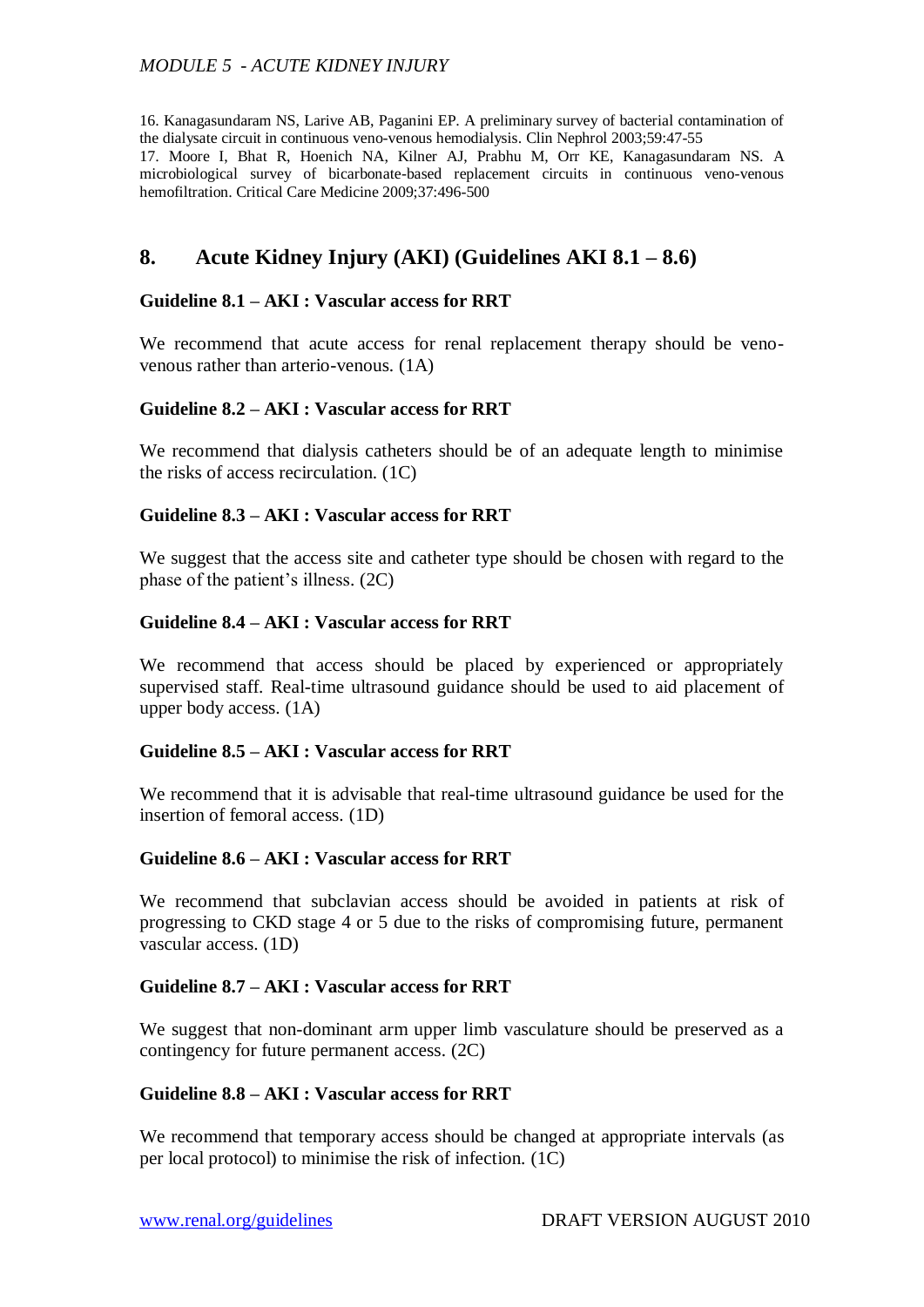16. Kanagasundaram NS, Larive AB, Paganini EP. A preliminary survey of bacterial contamination of the dialysate circuit in continuous veno-venous hemodialysis. Clin Nephrol 2003;59:47-55

17. Moore I, Bhat R, Hoenich NA, Kilner AJ, Prabhu M, Orr KE, Kanagasundaram NS. A microbiological survey of bicarbonate-based replacement circuits in continuous veno-venous hemofiltration. Critical Care Medicine 2009;37:496-500

## 8. Acute Kidney Injury (AKI) (Guidelines AKI 8.1 – 8.6)

### Guideline 8.1 – AKI : Vascular access for RRT

We recommend that acute access for renal replacement therapy should be veno-venous rather than arterio-venous. (1A)

### Guideline 8.2 – AKI : Vascular access for RRT

We recommend that dialysis catheters should be of an adequate length to minimise the risks of access recirculation. (1C)

### Guideline 8.3 – AKI : Vascular access for RRT

We suggest that the access site and catheter type should be chosen with regard to the phase of the patient's illness. (2C)

### Guideline 8.4 – AKI : Vascular access for RRT

We recommend that access should be placed by experienced or appropriately supervised staff. Real-time ultrasound guidance should be used to aid placement of upper body access. (1A)

### Guideline 8.5 – AKI : Vascular access for RRT

We recommend that it is advisable that real-time ultrasound guidance be used for the insertion of femoral access. (1D)

### Guideline 8.6 – AKI : Vascular access for RRT

We recommend that subclavian access should be avoided in patients at risk of progressing to CKD stage 4 or 5 due to the risks of compromising future, permanent vascular access. (1D)

### Guideline 8.7 – AKI : Vascular access for RRT

We suggest that non-dominant arm upper limb vasculature should be preserved as a contingency for future permanent access. (2C)

### Guideline 8.8 – AKI : Vascular access for RRT

We recommend that temporary access should be changed at appropriate intervals (as per local protocol) to minimise the risk of infection. (1C)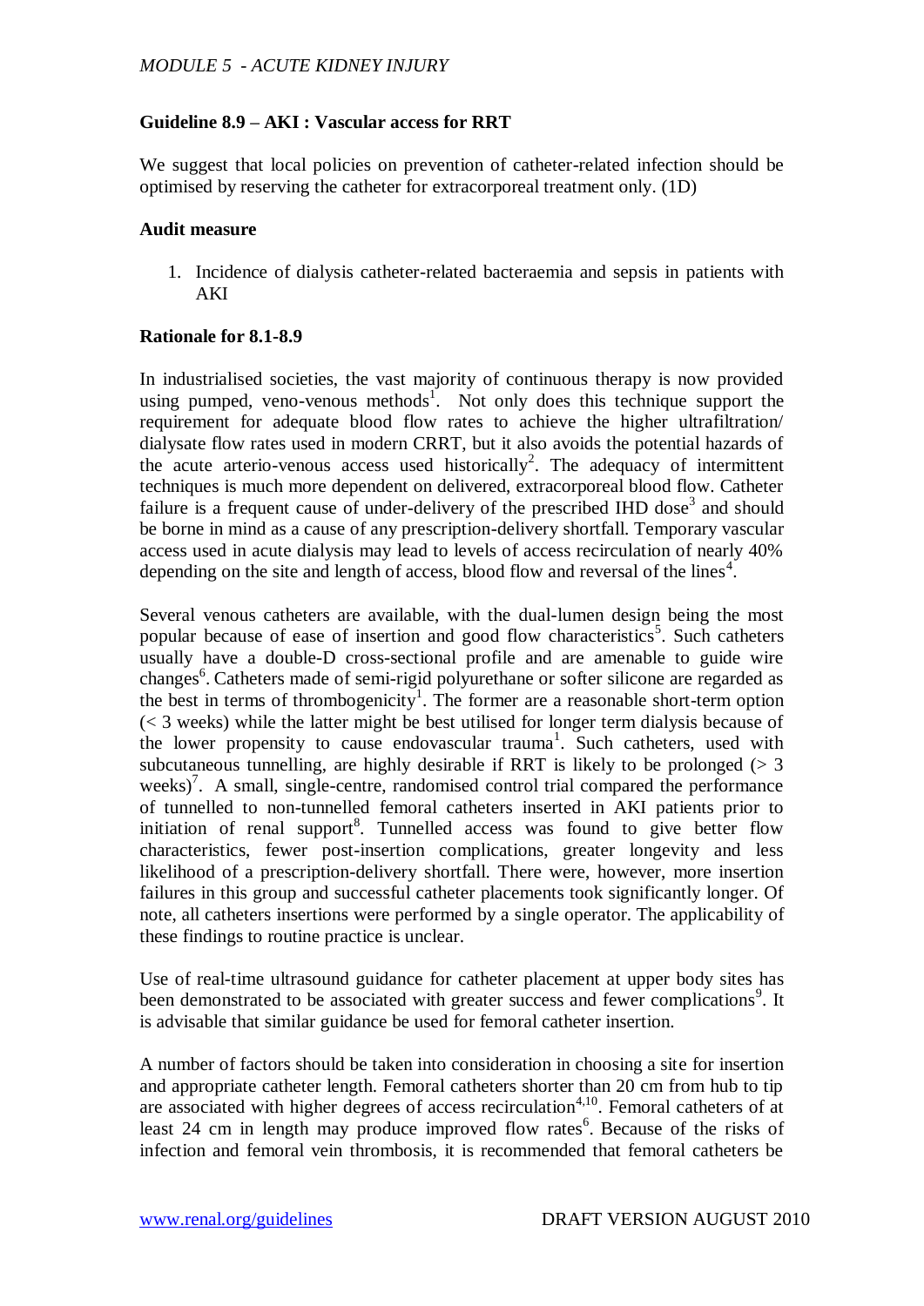### Guideline 8.9 – AKI : Vascular access for RRT

We suggest that local policies on prevention of catheter-related infection should be optimised by reserving the catheter for extracorporeal treatment only. (1D)

**Audit measure**

1. Incidence of dialysis catheter-related bacteraemia and sepsis in patients with AKI

**Rationale for 8.1-8.9**

In industrialised societies, the vast majority of continuous therapy is now provided using pumped, veno-venous methods[1]. Not only does this technique support the requirement for adequate blood flow rates to achieve the higher ultrafiltration/ dialysate flow rates used in modern CRRT, but it also avoids the potential hazards of the acute arterio-venous access used historically[2]. The adequacy of intermittent techniques is much more dependent on delivered, extracorporeal blood flow. Catheter failure is a frequent cause of under-delivery of the prescribed IHD dose[3] and should be borne in mind as a cause of any prescription-delivery shortfall. Temporary vascular access used in acute dialysis may lead to levels of access recirculation of nearly 40% depending on the site and length of access, blood flow and reversal of the lines[4].

Several venous catheters are available, with the dual-lumen design being the most popular because of ease of insertion and good flow characteristics[5]. Such catheters usually have a double-D cross-sectional profile and are amenable to guide wire changes[6]. Catheters made of semi-rigid polyurethane or softer silicone are regarded as the best in terms of thrombogenicity[1]. The former are a reasonable short-term option (< 3 weeks) while the latter might be best utilised for longer term dialysis because of the lower propensity to cause endovascular trauma[1]. Such catheters, used with subcutaneous tunnelling, are highly desirable if RRT is likely to be prolonged (> 3 weeks)[7]. A small, single-centre, randomised control trial compared the performance of tunnelled to non-tunnelled femoral catheters inserted in AKI patients prior to initiation of renal support[8]. Tunnelled access was found to give better flow characteristics, fewer post-insertion complications, greater longevity and less likelihood of a prescription-delivery shortfall. There were, however, more insertion failures in this group and successful catheter placements took significantly longer. Of note, all catheters insertions were performed by a single operator. The applicability of these findings to routine practice is unclear.

Use of real-time ultrasound guidance for catheter placement at upper body sites has been demonstrated to be associated with greater success and fewer complications[9]. It is advisable that similar guidance be used for femoral catheter insertion.

A number of factors should be taken into consideration in choosing a site for insertion and appropriate catheter length. Femoral catheters shorter than 20 cm from hub to tip are associated with higher degrees of access recirculation[4,10]. Femoral catheters of at least 24 cm in length may produce improved flow rates[6]. Because of the risks of infection and femoral vein thrombosis, it is recommended that femoral catheters be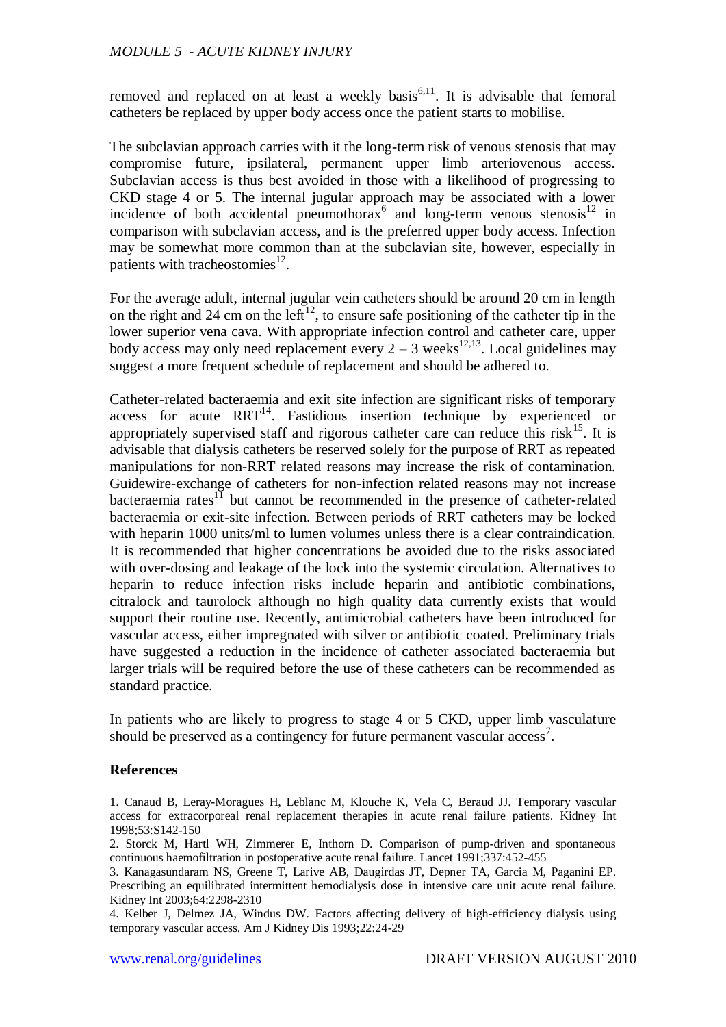removed and replaced on at least a weekly basis[6,11]. It is advisable that femoral catheters be replaced by upper body access once the patient starts to mobilise.

The subclavian approach carries with it the long-term risk of venous stenosis that may compromise future, ipsilateral, permanent upper limb arteriovenous access. Subclavian access is thus best avoided in those with a likelihood of progressing to CKD stage 4 or 5. The internal jugular approach may be associated with a lower incidence of both accidental pneumothorax[6] and long-term venous stenosis[12] in comparison with subclavian access, and is the preferred upper body access. Infection may be somewhat more common than at the subclavian site, however, especially in patients with tracheostomies[12].

For the average adult, internal jugular vein catheters should be around 20 cm in length on the right and 24 cm on the left[12], to ensure safe positioning of the catheter tip in the lower superior vena cava. With appropriate infection control and catheter care, upper body access may only need replacement every 2 – 3 weeks[12,13]. Local guidelines may suggest a more frequent schedule of replacement and should be adhered to.

Catheter-related bacteraemia and exit site infection are significant risks of temporary access for acute RRT[14]. Fastidious insertion technique by experienced or appropriately supervised staff and rigorous catheter care can reduce this risk[15]. It is advisable that dialysis catheters be reserved solely for the purpose of RRT as repeated manipulations for non-RRT related reasons may increase the risk of contamination. Guidewire-exchange of catheters for non-infection related reasons may not increase bacteraemia rates[11] but cannot be recommended in the presence of catheter-related bacteraemia or exit-site infection. Between periods of RRT catheters may be locked with heparin 1000 units/ml to lumen volumes unless there is a clear contraindication. It is recommended that higher concentrations be avoided due to the risks associated with over-dosing and leakage of the lock into the systemic circulation. Alternatives to heparin to reduce infection risks include heparin and antibiotic combinations, citralock and taurolock although no high quality data currently exists that would support their routine use. Recently, antimicrobial catheters have been introduced for vascular access, either impregnated with silver or antibiotic coated. Preliminary trials have suggested a reduction in the incidence of catheter associated bacteraemia but larger trials will be required before the use of these catheters can be recommended as standard practice.

In patients who are likely to progress to stage 4 or 5 CKD, upper limb vasculature should be preserved as a contingency for future permanent vascular access[7].

**References**

1. Canaud B, Leray-Moragues H, Leblanc M, Klouche K, Vela C, Beraud JJ. Temporary vascular access for extracorporeal renal replacement therapies in acute renal failure patients. Kidney Int 1998;53:S142-150
2. Storck M, Hartl WH, Zimmerer E, Inthorn D. Comparison of pump-driven and spontaneous continuous haemofiltration in postoperative acute renal failure. Lancet 1991;337:452-455
3. Kanagasundaram NS, Greene T, Larive AB, Daugirdas JT, Depner TA, Garcia M, Paganini EP. Prescribing an equilibrated intermittent hemodialysis dose in intensive care unit acute renal failure. Kidney Int 2003;64:2298-2310
4. Kelber J, Delmez JA, Windus DW. Factors affecting delivery of high-efficiency dialysis using temporary vascular access. Am J Kidney Dis 1993;22:24-29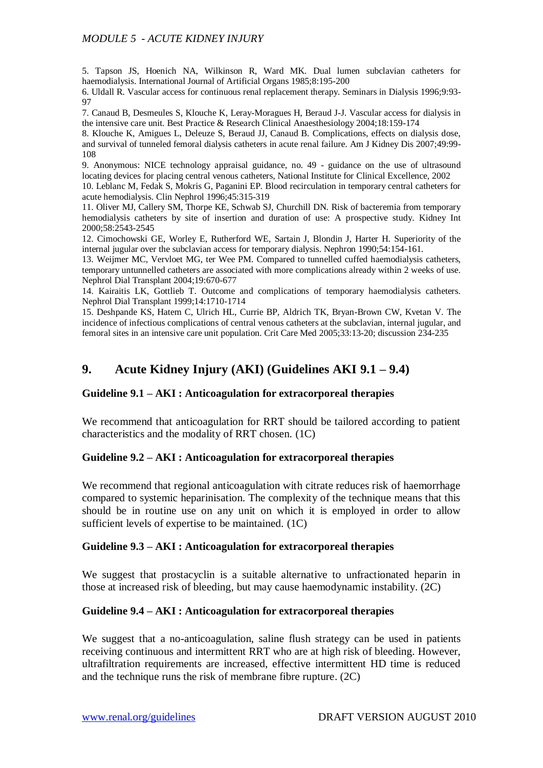5. Tapson JS, Hoenich NA, Wilkinson R, Ward MK. Dual lumen subclavian catheters for haemodialysis. International Journal of Artificial Organs 1985;8:195-200

6. Uldall R. Vascular access for continuous renal replacement therapy. Seminars in Dialysis 1996;9:93-97

7. Canaud B, Desmeules S, Klouche K, Leray-Moragues H, Beraud J-J. Vascular access for dialysis in the intensive care unit. Best Practice & Research Clinical Anaesthesiology 2004;18:159-174

8. Klouche K, Amigues L, Deleuze S, Beraud JJ, Canaud B. Complications, effects on dialysis dose, and survival of tunneled femoral dialysis catheters in acute renal failure. Am J Kidney Dis 2007;49:99-108

9. Anonymous: NICE technology appraisal guidance, no. 49 - guidance on the use of ultrasound locating devices for placing central venous catheters, National Institute for Clinical Excellence, 2002

10. Leblanc M, Fedak S, Mokris G, Paganini EP. Blood recirculation in temporary central catheters for acute hemodialysis. Clin Nephrol 1996;45:315-319

11. Oliver MJ, Callery SM, Thorpe KE, Schwab SJ, Churchill DN. Risk of bacteremia from temporary hemodialysis catheters by site of insertion and duration of use: A prospective study. Kidney Int 2000;58:2543-2545

12. Cimochowski GE, Worley E, Rutherford WE, Sartain J, Blondin J, Harter H. Superiority of the internal jugular over the subclavian access for temporary dialysis. Nephron 1990;54:154-161.

13. Weijmer MC, Vervloet MG, ter Wee PM. Compared to tunnelled cuffed haemodialysis catheters, temporary untunnelled catheters are associated with more complications already within 2 weeks of use. Nephrol Dial Transplant 2004;19:670-677

14. Kairaitis LK, Gottlieb T. Outcome and complications of temporary haemodialysis catheters. Nephrol Dial Transplant 1999;14:1710-1714

15. Deshpande KS, Hatem C, Ulrich HL, Currie BP, Aldrich TK, Bryan-Brown CW, Kvetan V. The incidence of infectious complications of central venous catheters at the subclavian, internal jugular, and femoral sites in an intensive care unit population. Crit Care Med 2005;33:13-20; discussion 234-235

## 9. Acute Kidney Injury (AKI) (Guidelines AKI 9.1 – 9.4)

### Guideline 9.1 – AKI : Anticoagulation for extracorporeal therapies

We recommend that anticoagulation for RRT should be tailored according to patient characteristics and the modality of RRT chosen. (1C)

### Guideline 9.2 – AKI : Anticoagulation for extracorporeal therapies

We recommend that regional anticoagulation with citrate reduces risk of haemorrhage compared to systemic heparinisation. The complexity of the technique means that this should be in routine use on any unit on which it is employed in order to allow sufficient levels of expertise to be maintained. (1C)

### Guideline 9.3 – AKI : Anticoagulation for extracorporeal therapies

We suggest that prostacyclin is a suitable alternative to unfractionated heparin in those at increased risk of bleeding, but may cause haemodynamic instability. (2C)

### Guideline 9.4 – AKI : Anticoagulation for extracorporeal therapies

We suggest that a no-anticoagulation, saline flush strategy can be used in patients receiving continuous and intermittent RRT who are at high risk of bleeding. However, ultrafiltration requirements are increased, effective intermittent HD time is reduced and the technique runs the risk of membrane fibre rupture. (2C)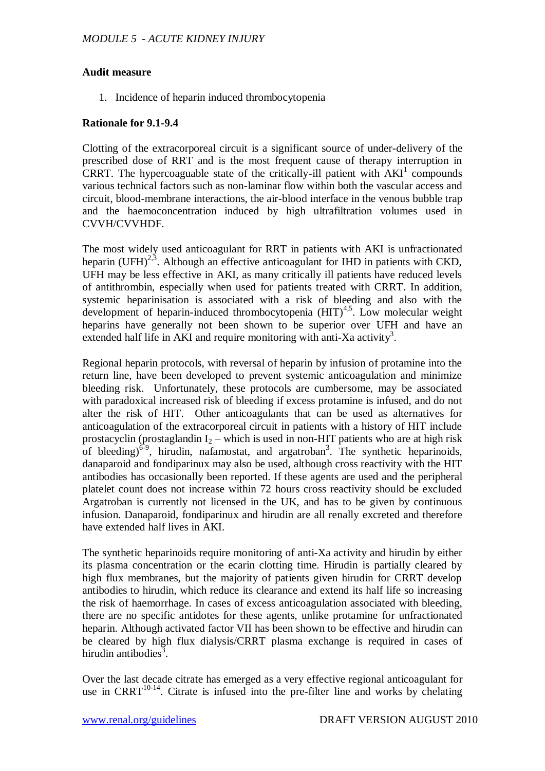**Audit measure**

1. Incidence of heparin induced thrombocytopenia

**Rationale for 9.1-9.4**

Clotting of the extracorporeal circuit is a significant source of under-delivery of the prescribed dose of RRT and is the most frequent cause of therapy interruption in CRRT. The hypercoaguable state of the critically-ill patient with AKI[1] compounds various technical factors such as non-laminar flow within both the vascular access and circuit, blood-membrane interactions, the air-blood interface in the venous bubble trap and the haemoconcentration induced by high ultrafiltration volumes used in CVVH/CVVHDF.

The most widely used anticoagulant for RRT in patients with AKI is unfractionated heparin (UFH)[2,3]. Although an effective anticoagulant for IHD in patients with CKD, UFH may be less effective in AKI, as many critically ill patients have reduced levels of antithrombin, especially when used for patients treated with CRRT. In addition, systemic heparinisation is associated with a risk of bleeding and also with the development of heparin-induced thrombocytopenia (HIT)[4,5]. Low molecular weight heparins have generally not been shown to be superior over UFH and have an extended half life in AKI and require monitoring with anti-Xa activity[3].

Regional heparin protocols, with reversal of heparin by infusion of protamine into the return line, have been developed to prevent systemic anticoagulation and minimize bleeding risk. Unfortunately, these protocols are cumbersome, may be associated with paradoxical increased risk of bleeding if excess protamine is infused, and do not alter the risk of HIT. Other anticoagulants that can be used as alternatives for anticoagulation of the extracorporeal circuit in patients with a history of HIT include prostacyclin (prostaglandin $I_2$ – which is used in non-HIT patients who are at high risk of bleeding)[6-9], hirudin, nafamostat, and argatroban[3]. The synthetic heparinoids, danaparoid and fondiparinux may also be used, although cross reactivity with the HIT antibodies has occasionally been reported. If these agents are used and the peripheral platelet count does not increase within 72 hours cross reactivity should be excluded Argatroban is currently not licensed in the UK, and has to be given by continuous infusion. Danaparoid, fondiparinux and hirudin are all renally excreted and therefore have extended half lives in AKI.

The synthetic heparinoids require monitoring of anti-Xa activity and hirudin by either its plasma concentration or the ecarin clotting time. Hirudin is partially cleared by high flux membranes, but the majority of patients given hirudin for CRRT develop antibodies to hirudin, which reduce its clearance and extend its half life so increasing the risk of haemorrhage. In cases of excess anticoagulation associated with bleeding, there are no specific antidotes for these agents, unlike protamine for unfractionated heparin. Although activated factor VII has been shown to be effective and hirudin can be cleared by high flux dialysis/CRRT plasma exchange is required in cases of hirudin antibodies[3].

Over the last decade citrate has emerged as a very effective regional anticoagulant for use in CRRT[10-14]. Citrate is infused into the pre-filter line and works by chelating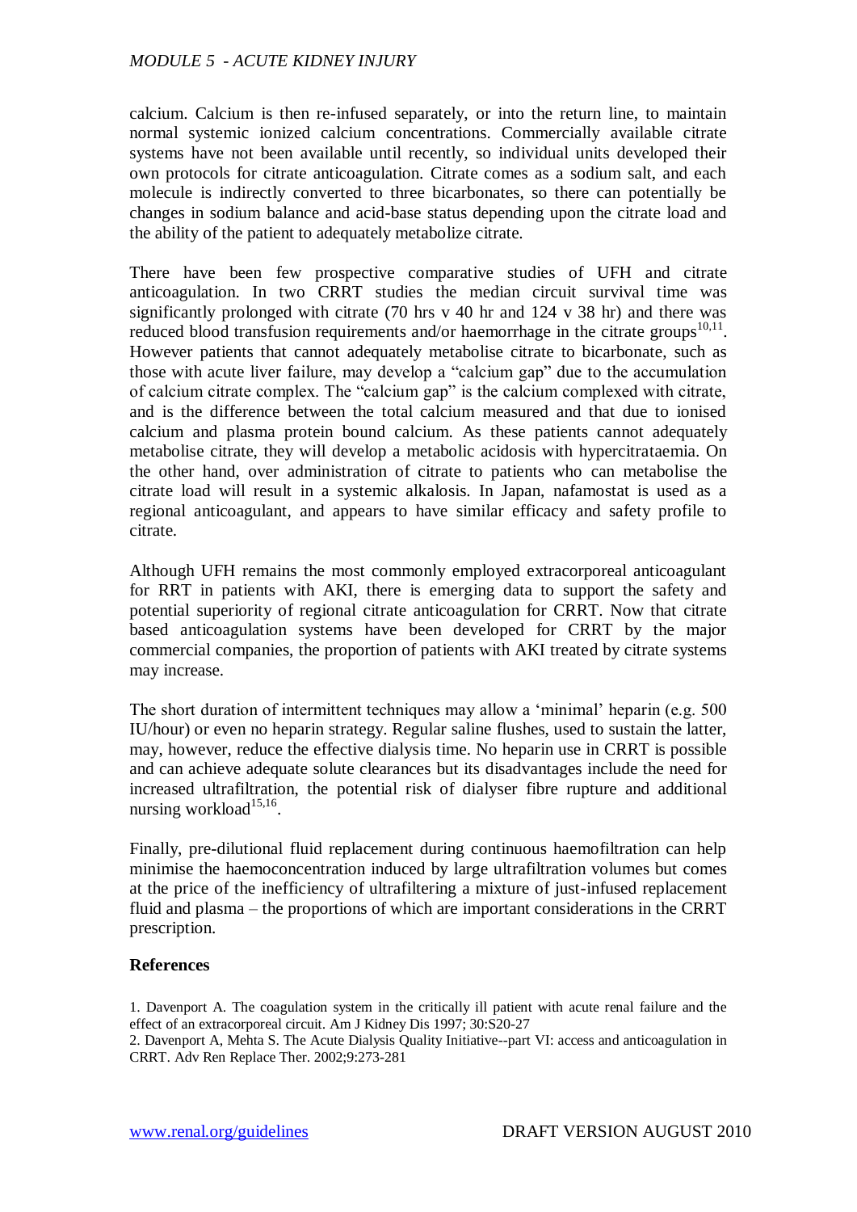calcium. Calcium is then re-infused separately, or into the return line, to maintain normal systemic ionized calcium concentrations. Commercially available citrate systems have not been available until recently, so individual units developed their own protocols for citrate anticoagulation. Citrate comes as a sodium salt, and each molecule is indirectly converted to three bicarbonates, so there can potentially be changes in sodium balance and acid-base status depending upon the citrate load and the ability of the patient to adequately metabolize citrate.

There have been few prospective comparative studies of UFH and citrate anticoagulation. In two CRRT studies the median circuit survival time was significantly prolonged with citrate (70 hrs v 40 hr and 124 v 38 hr) and there was reduced blood transfusion requirements and/or haemorrhage in the citrate groups[10,11]. However patients that cannot adequately metabolise citrate to bicarbonate, such as those with acute liver failure, may develop a "calcium gap" due to the accumulation of calcium citrate complex. The "calcium gap" is the calcium complexed with citrate, and is the difference between the total calcium measured and that due to ionised calcium and plasma protein bound calcium. As these patients cannot adequately metabolise citrate, they will develop a metabolic acidosis with hypercitrataemia. On the other hand, over administration of citrate to patients who can metabolise the citrate load will result in a systemic alkalosis. In Japan, nafamostat is used as a regional anticoagulant, and appears to have similar efficacy and safety profile to citrate.

Although UFH remains the most commonly employed extracorporeal anticoagulant for RRT in patients with AKI, there is emerging data to support the safety and potential superiority of regional citrate anticoagulation for CRRT. Now that citrate based anticoagulation systems have been developed for CRRT by the major commercial companies, the proportion of patients with AKI treated by citrate systems may increase.

The short duration of intermittent techniques may allow a 'minimal' heparin (e.g. 500 IU/hour) or even no heparin strategy. Regular saline flushes, used to sustain the latter, may, however, reduce the effective dialysis time. No heparin use in CRRT is possible and can achieve adequate solute clearances but its disadvantages include the need for increased ultrafiltration, the potential risk of dialyser fibre rupture and additional nursing workload[15,16].

Finally, pre-dilutional fluid replacement during continuous haemofiltration can help minimise the haemoconcentration induced by large ultrafiltration volumes but comes at the price of the inefficiency of ultrafiltering a mixture of just-infused replacement fluid and plasma – the proportions of which are important considerations in the CRRT prescription.

**References**

1. Davenport A. The coagulation system in the critically ill patient with acute renal failure and the effect of an extracorporeal circuit. Am J Kidney Dis 1997; 30:S20-27
2. Davenport A, Mehta S. The Acute Dialysis Quality Initiative--part VI: access and anticoagulation in CRRT. Adv Ren Replace Ther. 2002;9:273-281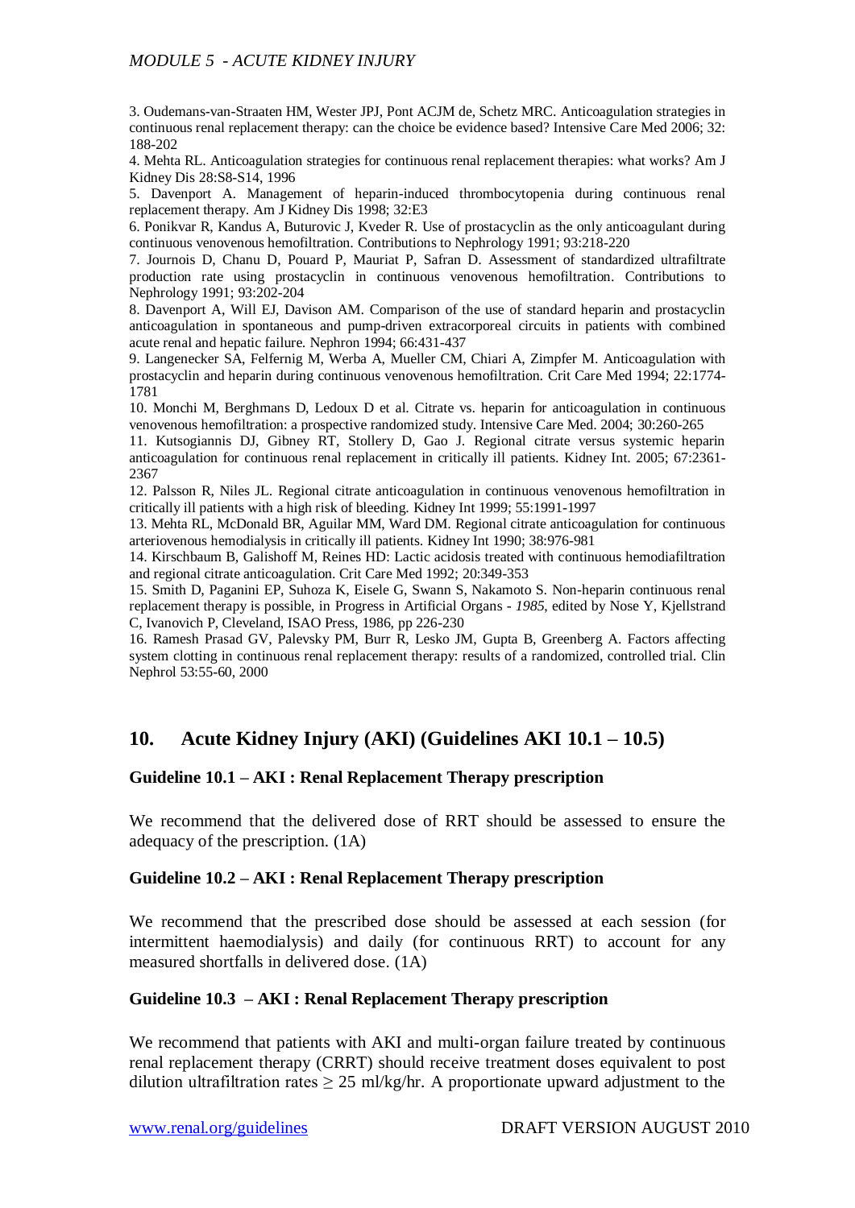3. Oudemans-van-Straaten HM, Wester JPJ, Pont ACJM de, Schetz MRC. Anticoagulation strategies in continuous renal replacement therapy: can the choice be evidence based? Intensive Care Med 2006; 32: 188-202

4. Mehta RL. Anticoagulation strategies for continuous renal replacement therapies: what works? Am J Kidney Dis 28:S8-S14, 1996

5. Davenport A. Management of heparin-induced thrombocytopenia during continuous renal replacement therapy. Am J Kidney Dis 1998; 32:E3

6. Ponikvar R, Kandus A, Buturovic J, Kveder R. Use of prostacyclin as the only anticoagulant during continuous venovenous hemofiltration. Contributions to Nephrology 1991; 93:218-220

7. Journois D, Chanu D, Pouard P, Mauriat P, Safran D. Assessment of standardized ultrafiltrate production rate using prostacyclin in continuous venovenous hemofiltration. Contributions to Nephrology 1991; 93:202-204

8. Davenport A, Will EJ, Davison AM. Comparison of the use of standard heparin and prostacyclin anticoagulation in spontaneous and pump-driven extracorporeal circuits in patients with combined acute renal and hepatic failure. Nephron 1994; 66:431-437

9. Langenecker SA, Felfernig M, Werba A, Mueller CM, Chiari A, Zimpfer M. Anticoagulation with prostacyclin and heparin during continuous venovenous hemofiltration. Crit Care Med 1994; 22:1774-1781

10. Monchi M, Berghmans D, Ledoux D et al. Citrate vs. heparin for anticoagulation in continuous venovenous hemofiltration: a prospective randomized study. Intensive Care Med. 2004; 30:260-265

11. Kutsogiannis DJ, Gibney RT, Stollery D, Gao J. Regional citrate versus systemic heparin anticoagulation for continuous renal replacement in critically ill patients. Kidney Int. 2005; 67:2361-2367

12. Palsson R, Niles JL. Regional citrate anticoagulation in continuous venovenous hemofiltration in critically ill patients with a high risk of bleeding. Kidney Int 1999; 55:1991-1997

13. Mehta RL, McDonald BR, Aguilar MM, Ward DM. Regional citrate anticoagulation for continuous arteriovenous hemodialysis in critically ill patients. Kidney Int 1990; 38:976-981

14. Kirschbaum B, Galishoff M, Reines HD: Lactic acidosis treated with continuous hemodiafiltration and regional citrate anticoagulation. Crit Care Med 1992; 20:349-353

15. Smith D, Paganini EP, Suhoza K, Eisele G, Swann S, Nakamoto S. Non-heparin continuous renal replacement therapy is possible, in Progress in Artificial Organs - *1985*, edited by Nose Y, Kjellstrand C, Ivanovich P, Cleveland, ISAO Press, 1986, pp 226-230

16. Ramesh Prasad GV, Palevsky PM, Burr R, Lesko JM, Gupta B, Greenberg A. Factors affecting system clotting in continuous renal replacement therapy: results of a randomized, controlled trial. Clin Nephrol 53:55-60, 2000

## 10. Acute Kidney Injury (AKI) (Guidelines AKI 10.1 – 10.5)

### Guideline 10.1 – AKI : Renal Replacement Therapy prescription

We recommend that the delivered dose of RRT should be assessed to ensure the adequacy of the prescription. (1A)

### Guideline 10.2 – AKI : Renal Replacement Therapy prescription

We recommend that the prescribed dose should be assessed at each session (for intermittent haemodialysis) and daily (for continuous RRT) to account for any measured shortfalls in delivered dose. (1A)

### Guideline 10.3 – AKI : Renal Replacement Therapy prescription

We recommend that patients with AKI and multi-organ failure treated by continuous renal replacement therapy (CRRT) should receive treatment doses equivalent to post dilution ultrafiltration rates $\geq$ 25 ml/kg/hr. A proportionate upward adjustment to the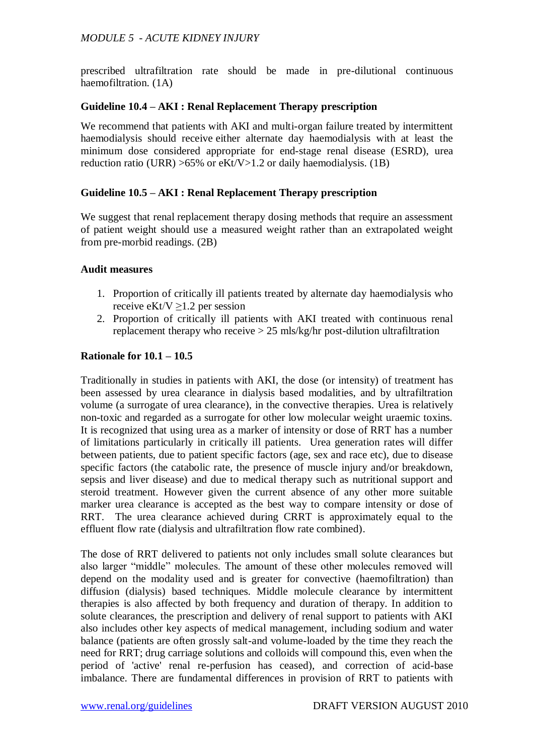prescribed ultrafiltration rate should be made in pre-dilutional continuous haemofiltration. (1A)

**Guideline 10.4 – AKI : Renal Replacement Therapy prescription**

We recommend that patients with AKI and multi-organ failure treated by intermittent haemodialysis should receive either alternate day haemodialysis with at least the minimum dose considered appropriate for end-stage renal disease (ESRD), urea reduction ratio (URR) >65% or eKt/V>1.2 or daily haemodialysis. (1B)

**Guideline 10.5 – AKI : Renal Replacement Therapy prescription**

We suggest that renal replacement therapy dosing methods that require an assessment of patient weight should use a measured weight rather than an extrapolated weight from pre-morbid readings. (2B)

**Audit measures**

1. Proportion of critically ill patients treated by alternate day haemodialysis who receive eKt/V ≥1.2 per session
2. Proportion of critically ill patients with AKI treated with continuous renal replacement therapy who receive > 25 mls/kg/hr post-dilution ultrafiltration

**Rationale for 10.1 – 10.5**

Traditionally in studies in patients with AKI, the dose (or intensity) of treatment has been assessed by urea clearance in dialysis based modalities, and by ultrafiltration volume (a surrogate of urea clearance), in the convective therapies. Urea is relatively non-toxic and regarded as a surrogate for other low molecular weight uraemic toxins. It is recognized that using urea as a marker of intensity or dose of RRT has a number of limitations particularly in critically ill patients. Urea generation rates will differ between patients, due to patient specific factors (age, sex and race etc), due to disease specific factors (the catabolic rate, the presence of muscle injury and/or breakdown, sepsis and liver disease) and due to medical therapy such as nutritional support and steroid treatment. However given the current absence of any other more suitable marker urea clearance is accepted as the best way to compare intensity or dose of RRT. The urea clearance achieved during CRRT is approximately equal to the effluent flow rate (dialysis and ultrafiltration flow rate combined).

The dose of RRT delivered to patients not only includes small solute clearances but also larger "middle" molecules. The amount of these other molecules removed will depend on the modality used and is greater for convective (haemofiltration) than diffusion (dialysis) based techniques. Middle molecule clearance by intermittent therapies is also affected by both frequency and duration of therapy. In addition to solute clearances, the prescription and delivery of renal support to patients with AKI also includes other key aspects of medical management, including sodium and water balance (patients are often grossly salt-and volume-loaded by the time they reach the need for RRT; drug carriage solutions and colloids will compound this, even when the period of 'active' renal re-perfusion has ceased), and correction of acid-base imbalance. There are fundamental differences in provision of RRT to patients with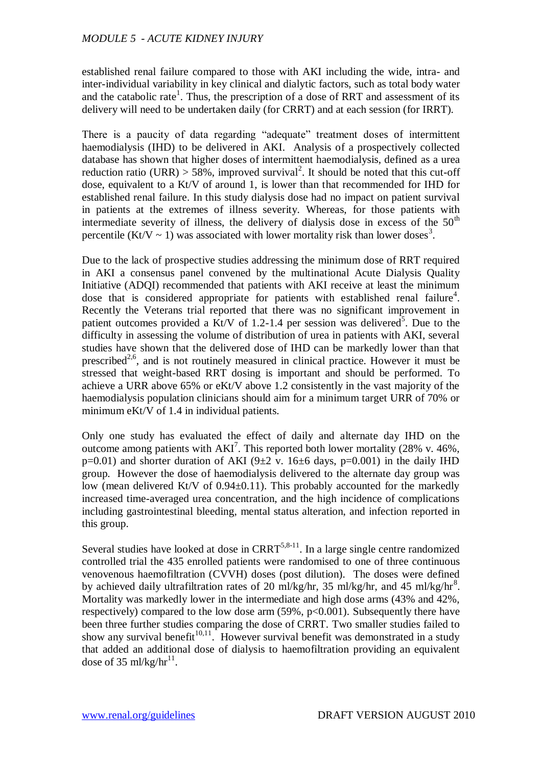established renal failure compared to those with AKI including the wide, intra- and inter-individual variability in key clinical and dialytic factors, such as total body water and the catabolic rate[1]. Thus, the prescription of a dose of RRT and assessment of its delivery will need to be undertaken daily (for CRRT) and at each session (for IRRT).

There is a paucity of data regarding "adequate" treatment doses of intermittent haemodialysis (IHD) to be delivered in AKI. Analysis of a prospectively collected database has shown that higher doses of intermittent haemodialysis, defined as a urea reduction ratio (URR) > 58%, improved survival[2]. It should be noted that this cut-off dose, equivalent to a Kt/V of around 1, is lower than that recommended for IHD for established renal failure. In this study dialysis dose had no impact on patient survival in patients at the extremes of illness severity. Whereas, for those patients with intermediate severity of illness, the delivery of dialysis dose in excess of the $50^{th}$ percentile (Kt/V ~ 1) was associated with lower mortality risk than lower doses[3].

Due to the lack of prospective studies addressing the minimum dose of RRT required in AKI a consensus panel convened by the multinational Acute Dialysis Quality Initiative (ADQI) recommended that patients with AKI receive at least the minimum dose that is considered appropriate for patients with established renal failure[4]. Recently the Veterans trial reported that there was no significant improvement in patient outcomes provided a Kt/V of 1.2-1.4 per session was delivered[5]. Due to the difficulty in assessing the volume of distribution of urea in patients with AKI, several studies have shown that the delivered dose of IHD can be markedly lower than that prescribed[2,6], and is not routinely measured in clinical practice. However it must be stressed that weight-based RRT dosing is important and should be performed. To achieve a URR above 65% or eKt/V above 1.2 consistently in the vast majority of the haemodialysis population clinicians should aim for a minimum target URR of 70% or minimum eKt/V of 1.4 in individual patients.

Only one study has evaluated the effect of daily and alternate day IHD on the outcome among patients with AKI[7]. This reported both lower mortality (28% v. 46%, $p=0.01$) and shorter duration of AKI (9±2 v. 16±6 days, $p=0.001$) in the daily IHD group. However the dose of haemodialysis delivered to the alternate day group was low (mean delivered Kt/V of 0.94±0.11). This probably accounted for the markedly increased time-averaged urea concentration, and the high incidence of complications including gastrointestinal bleeding, mental status alteration, and infection reported in this group.

Several studies have looked at dose in CRRT[5,8-11]. In a large single centre randomized controlled trial the 435 enrolled patients were randomised to one of three continuous venovenous haemofiltration (CVVH) doses (post dilution). The doses were defined by achieved daily ultrafiltration rates of 20 ml/kg/hr, 35 ml/kg/hr, and 45 ml/kg/hr[8]. Mortality was markedly lower in the intermediate and high dose arms (43% and 42%, respectively) compared to the low dose arm (59%, $p<0.001$). Subsequently there have been three further studies comparing the dose of CRRT. Two smaller studies failed to show any survival benefit[10,11]. However survival benefit was demonstrated in a study that added an additional dose of dialysis to haemofiltration providing an equivalent dose of 35 ml/kg/hr[11].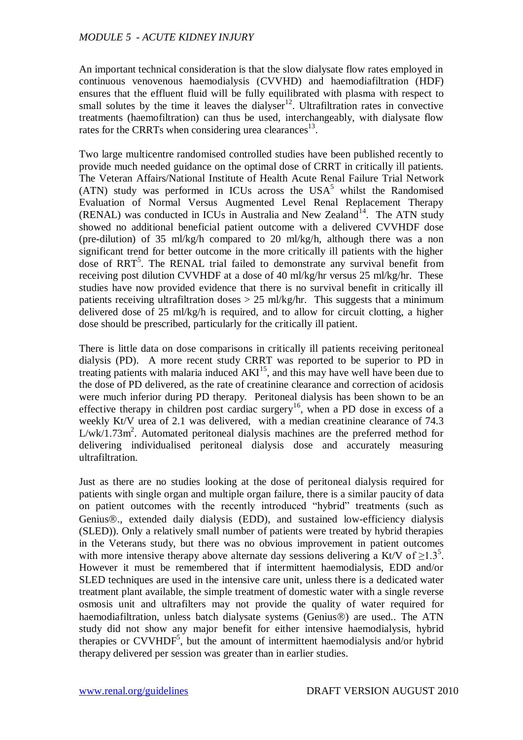An important technical consideration is that the slow dialysate flow rates employed in continuous venovenous haemodialysis (CVVHD) and haemodiafiltration (HDF) ensures that the effluent fluid will be fully equilibrated with plasma with respect to small solutes by the time it leaves the dialyser[12]. Ultrafiltration rates in convective treatments (haemofiltration) can thus be used, interchangeably, with dialysate flow rates for the CRRTs when considering urea clearances[13].

Two large multicentre randomised controlled studies have been published recently to provide much needed guidance on the optimal dose of CRRT in critically ill patients. The Veteran Affairs/National Institute of Health Acute Renal Failure Trial Network (ATN) study was performed in ICUs across the USA[5] whilst the Randomised Evaluation of Normal Versus Augmented Level Renal Replacement Therapy (RENAL) was conducted in ICUs in Australia and New Zealand[14]. The ATN study showed no additional beneficial patient outcome with a delivered CVVHDF dose (pre-dilution) of 35 ml/kg/h compared to 20 ml/kg/h, although there was a non significant trend for better outcome in the more critically ill patients with the higher dose of RRT[5]. The RENAL trial failed to demonstrate any survival benefit from receiving post dilution CVVHDF at a dose of 40 ml/kg/hr versus 25 ml/kg/hr. These studies have now provided evidence that there is no survival benefit in critically ill patients receiving ultrafiltration doses > 25 ml/kg/hr. This suggests that a minimum delivered dose of 25 ml/kg/h is required, and to allow for circuit clotting, a higher dose should be prescribed, particularly for the critically ill patient.

There is little data on dose comparisons in critically ill patients receiving peritoneal dialysis (PD). A more recent study CRRT was reported to be superior to PD in treating patients with malaria induced AKI[15], and this may have well have been due to the dose of PD delivered, as the rate of creatinine clearance and correction of acidosis were much inferior during PD therapy. Peritoneal dialysis has been shown to be an effective therapy in children post cardiac surgery[16], when a PD dose in excess of a weekly Kt/V urea of 2.1 was delivered, with a median creatinine clearance of 74.3 L/wk/1.73m$^2$. Automated peritoneal dialysis machines are the preferred method for delivering individualised peritoneal dialysis dose and accurately measuring ultrafiltration.

Just as there are no studies looking at the dose of peritoneal dialysis required for patients with single organ and multiple organ failure, there is a similar paucity of data on patient outcomes with the recently introduced "hybrid" treatments (such as Genius®., extended daily dialysis (EDD), and sustained low-efficiency dialysis (SLED)). Only a relatively small number of patients were treated by hybrid therapies in the Veterans study, but there was no obvious improvement in patient outcomes with more intensive therapy above alternate day sessions delivering a Kt/V of $\geq$1.3[5]. However it must be remembered that if intermittent haemodialysis, EDD and/or SLED techniques are used in the intensive care unit, unless there is a dedicated water treatment plant available, the simple treatment of domestic water with a single reverse osmosis unit and ultrafilters may not provide the quality of water required for haemodiafiltration, unless batch dialysate systems (Genius®) are used.. The ATN study did not show any major benefit for either intensive haemodialysis, hybrid therapies or CVVHDF[5], but the amount of intermittent haemodialysis and/or hybrid therapy delivered per session was greater than in earlier studies.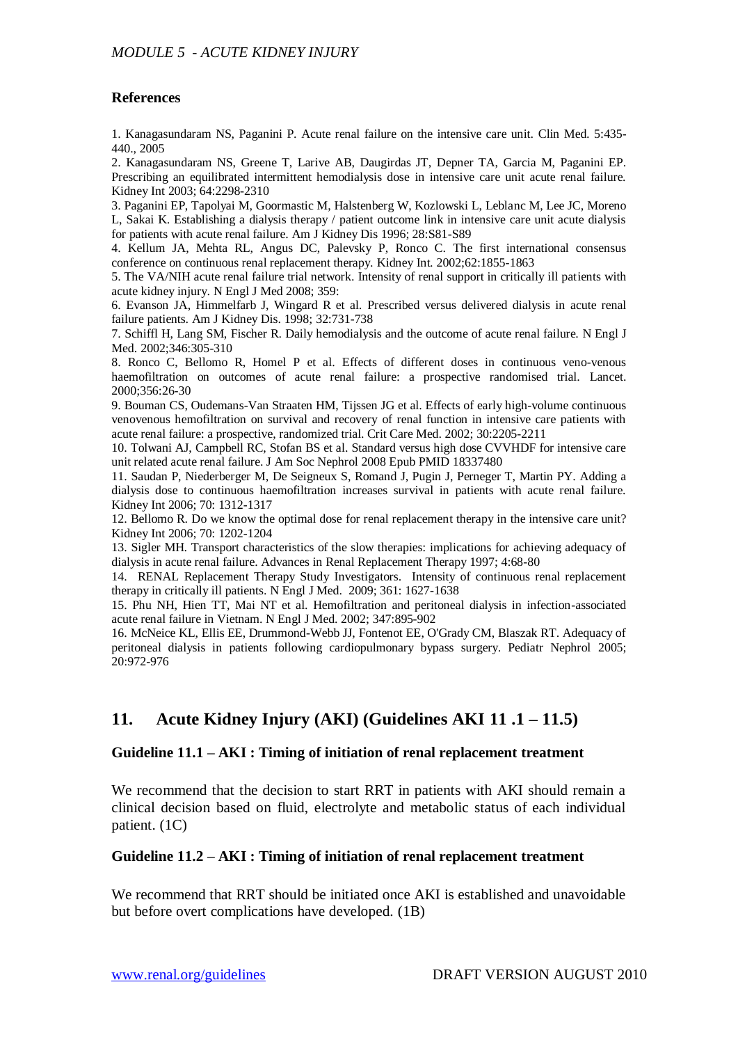### References

1. Kanagasundaram NS, Paganini P. Acute renal failure on the intensive care unit. Clin Med. 5:435-440., 2005
2. Kanagasundaram NS, Greene T, Larive AB, Daugirdas JT, Depner TA, Garcia M, Paganini EP. Prescribing an equilibrated intermittent hemodialysis dose in intensive care unit acute renal failure. Kidney Int 2003; 64:2298-2310
3. Paganini EP, Tapolyai M, Goormastic M, Halstenberg W, Kozlowski L, Leblanc M, Lee JC, Moreno L, Sakai K. Establishing a dialysis therapy / patient outcome link in intensive care unit acute dialysis for patients with acute renal failure. Am J Kidney Dis 1996; 28:S81-S89
4. Kellum JA, Mehta RL, Angus DC, Palevsky P, Ronco C. The first international consensus conference on continuous renal replacement therapy. Kidney Int. 2002;62:1855-1863
5. The VA/NIH acute renal failure trial network. Intensity of renal support in critically ill patients with acute kidney injury. N Engl J Med 2008; 359:
6. Evanson JA, Himmelfarb J, Wingard R et al. Prescribed versus delivered dialysis in acute renal failure patients. Am J Kidney Dis. 1998; 32:731-738
7. Schiffl H, Lang SM, Fischer R. Daily hemodialysis and the outcome of acute renal failure. N Engl J Med. 2002;346:305-310
8. Ronco C, Bellomo R, Homel P et al. Effects of different doses in continuous veno-venous haemofiltration on outcomes of acute renal failure: a prospective randomised trial. Lancet. 2000;356:26-30
9. Bouman CS, Oudemans-Van Straaten HM, Tijssen JG et al. Effects of early high-volume continuous venovenous hemofiltration on survival and recovery of renal function in intensive care patients with acute renal failure: a prospective, randomized trial. Crit Care Med. 2002; 30:2205-2211
10. Tolwani AJ, Campbell RC, Stofan BS et al. Standard versus high dose CVVHDF for intensive care unit related acute renal failure. J Am Soc Nephrol 2008 Epub PMID 18337480
11. Saudan P, Niederberger M, De Seigneux S, Romand J, Pugin J, Perneger T, Martin PY. Adding a dialysis dose to continuous haemofiltration increases survival in patients with acute renal failure. Kidney Int 2006; 70: 1312-1317
12. Bellomo R. Do we know the optimal dose for renal replacement therapy in the intensive care unit? Kidney Int 2006; 70: 1202-1204
13. Sigler MH. Transport characteristics of the slow therapies: implications for achieving adequacy of dialysis in acute renal failure. Advances in Renal Replacement Therapy 1997; 4:68-80
14. RENAL Replacement Therapy Study Investigators. Intensity of continuous renal replacement therapy in critically ill patients. N Engl J Med. 2009; 361: 1627-1638
15. Phu NH, Hien TT, Mai NT et al. Hemofiltration and peritoneal dialysis in infection-associated acute renal failure in Vietnam. N Engl J Med. 2002; 347:895-902
16. McNeice KL, Ellis EE, Drummond-Webb JJ, Fontenot EE, O'Grady CM, Blaszak RT. Adequacy of peritoneal dialysis in patients following cardiopulmonary bypass surgery. Pediatr Nephrol 2005; 20:972-976

## 11. Acute Kidney Injury (AKI) (Guidelines AKI 11 .1 – 11.5)

### Guideline 11.1 – AKI : Timing of initiation of renal replacement treatment

We recommend that the decision to start RRT in patients with AKI should remain a clinical decision based on fluid, electrolyte and metabolic status of each individual patient. (1C)

### Guideline 11.2 – AKI : Timing of initiation of renal replacement treatment

We recommend that RRT should be initiated once AKI is established and unavoidable but before overt complications have developed. (1B)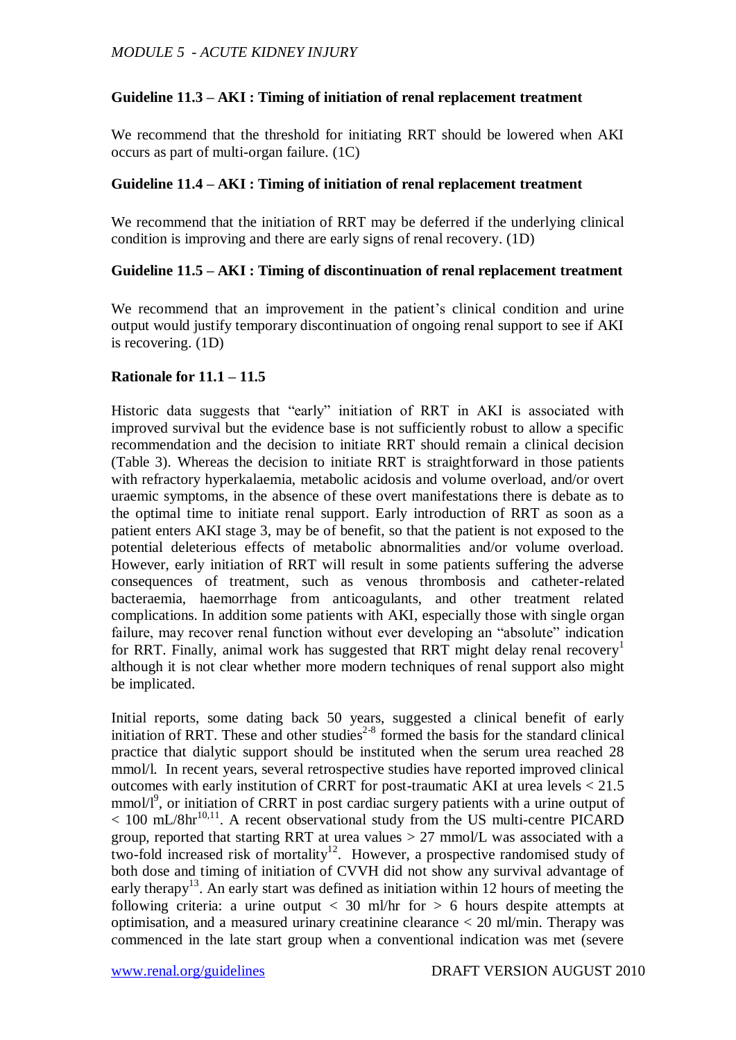### Guideline 11.3 – AKI : Timing of initiation of renal replacement treatment

We recommend that the threshold for initiating RRT should be lowered when AKI occurs as part of multi-organ failure. (1C)

### Guideline 11.4 – AKI : Timing of initiation of renal replacement treatment

We recommend that the initiation of RRT may be deferred if the underlying clinical condition is improving and there are early signs of renal recovery. (1D)

### Guideline 11.5 – AKI : Timing of discontinuation of renal replacement treatment

We recommend that an improvement in the patient's clinical condition and urine output would justify temporary discontinuation of ongoing renal support to see if AKI is recovering. (1D)

### Rationale for 11.1 – 11.5

Historic data suggests that "early" initiation of RRT in AKI is associated with improved survival but the evidence base is not sufficiently robust to allow a specific recommendation and the decision to initiate RRT should remain a clinical decision (Table 3). Whereas the decision to initiate RRT is straightforward in those patients with refractory hyperkalaemia, metabolic acidosis and volume overload, and/or overt uraemic symptoms, in the absence of these overt manifestations there is debate as to the optimal time to initiate renal support. Early introduction of RRT as soon as a patient enters AKI stage 3, may be of benefit, so that the patient is not exposed to the potential deleterious effects of metabolic abnormalities and/or volume overload. However, early initiation of RRT will result in some patients suffering the adverse consequences of treatment, such as venous thrombosis and catheter-related bacteraemia, haemorrhage from anticoagulants, and other treatment related complications. In addition some patients with AKI, especially those with single organ failure, may recover renal function without ever developing an "absolute" indication for RRT. Finally, animal work has suggested that RRT might delay renal recovery[1] although it is not clear whether more modern techniques of renal support also might be implicated.

Initial reports, some dating back 50 years, suggested a clinical benefit of early initiation of RRT. These and other studies[2-8] formed the basis for the standard clinical practice that dialytic support should be instituted when the serum urea reached 28 mmol/l. In recent years, several retrospective studies have reported improved clinical outcomes with early institution of CRRT for post-traumatic AKI at urea levels < 21.5 mmol/l[9], or initiation of CRRT in post cardiac surgery patients with a urine output of < 100 mL/8hr[10,11]. A recent observational study from the US multi-centre PICARD group, reported that starting RRT at urea values > 27 mmol/L was associated with a two-fold increased risk of mortality[12]. However, a prospective randomised study of both dose and timing of initiation of CVVH did not show any survival advantage of early therapy[13]. An early start was defined as initiation within 12 hours of meeting the following criteria: a urine output < 30 ml/hr for > 6 hours despite attempts at optimisation, and a measured urinary creatinine clearance < 20 ml/min. Therapy was commenced in the late start group when a conventional indication was met (severe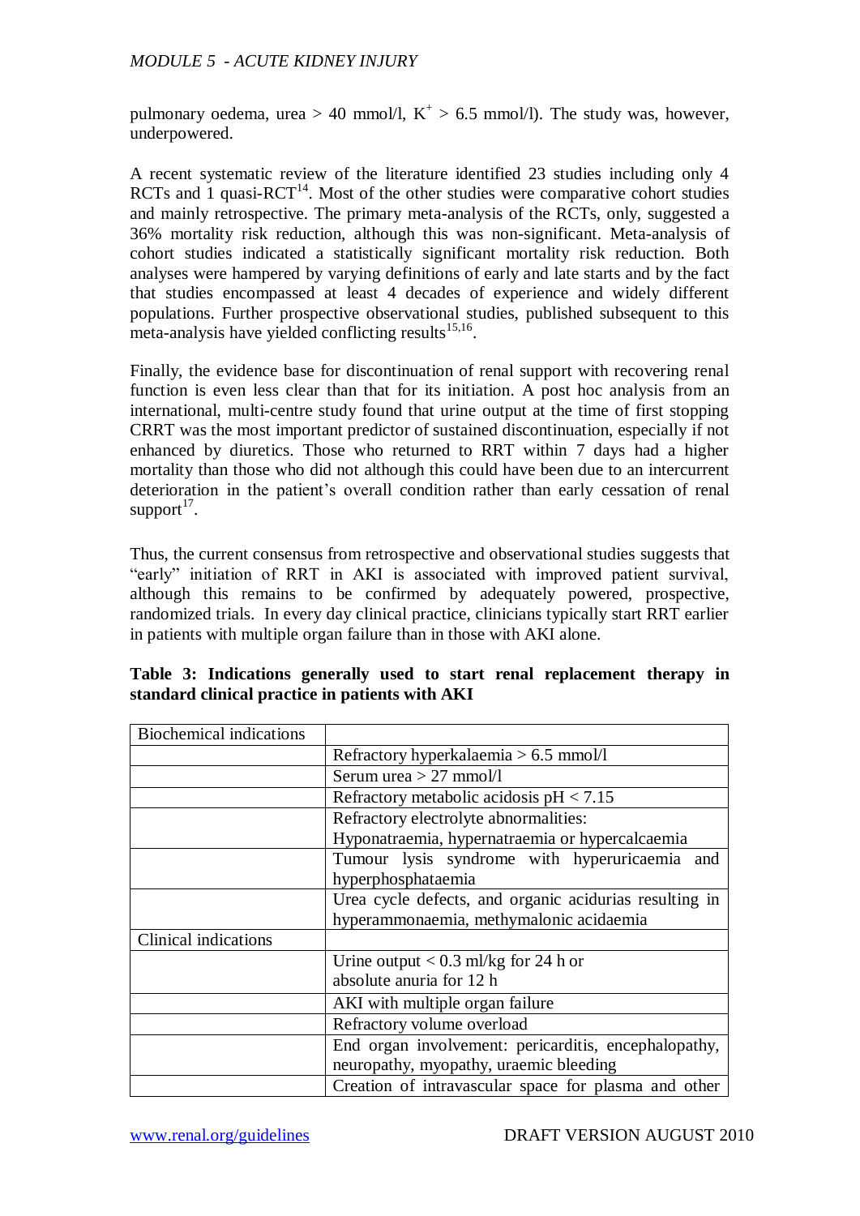pulmonary oedema, urea > 40 mmol/l, $K^+$ > 6.5 mmol/l). The study was, however, underpowered.

A recent systematic review of the literature identified 23 studies including only 4 RCTs and 1 quasi-RCT[14]. Most of the other studies were comparative cohort studies and mainly retrospective. The primary meta-analysis of the RCTs, only, suggested a 36% mortality risk reduction, although this was non-significant. Meta-analysis of cohort studies indicated a statistically significant mortality risk reduction. Both analyses were hampered by varying definitions of early and late starts and by the fact that studies encompassed at least 4 decades of experience and widely different populations. Further prospective observational studies, published subsequent to this meta-analysis have yielded conflicting results[15,16].

Finally, the evidence base for discontinuation of renal support with recovering renal function is even less clear than that for its initiation. A post hoc analysis from an international, multi-centre study found that urine output at the time of first stopping CRRT was the most important predictor of sustained discontinuation, especially if not enhanced by diuretics. Those who returned to RRT within 7 days had a higher mortality than those who did not although this could have been due to an intercurrent deterioration in the patient's overall condition rather than early cessation of renal support[17].

Thus, the current consensus from retrospective and observational studies suggests that "early" initiation of RRT in AKI is associated with improved patient survival, although this remains to be confirmed by adequately powered, prospective, randomized trials. In every day clinical practice, clinicians typically start RRT earlier in patients with multiple organ failure than in those with AKI alone.

**Table 3: Indications generally used to start renal replacement therapy in standard clinical practice in patients with AKI**

| Biochemical indications | |
|---|---|
| | Refractory hyperkalaemia > 6.5 mmol/l |
| | Serum urea > 27 mmol/l |
| | Refractory metabolic acidosis pH < 7.15 |
| | Refractory electrolyte abnormalities: Hyponatraemia, hypernatraemia or hypercalcaemia |
| | Tumour lysis syndrome with hyperuricaemia and hyperphosphataemia |
| | Urea cycle defects, and organic acidurias resulting in hyperammonaemia, methymalonic acidaemia |
| Clinical indications | |
| | Urine output < 0.3 ml/kg for 24 h or absolute anuria for 12 h |
| | AKI with multiple organ failure |
| | Refractory volume overload |
| | End organ involvement: pericarditis, encephalopathy, neuropathy, myopathy, uraemic bleeding |
| | Creation of intravascular space for plasma and other |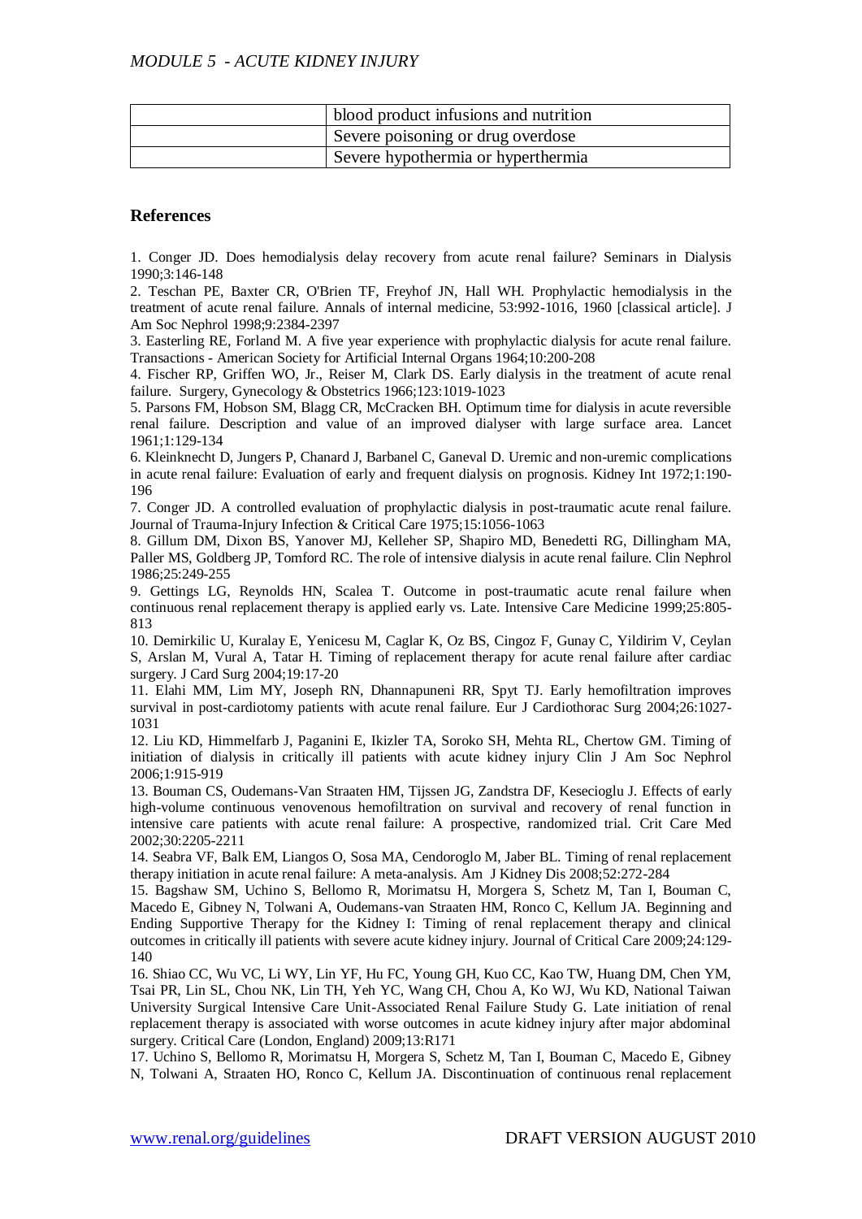| | |
|---|---|
| | blood product infusions and nutrition |
| | Severe poisoning or drug overdose |
| | Severe hypothermia or hyperthermia |

## References

1. Conger JD. Does hemodialysis delay recovery from acute renal failure? Seminars in Dialysis 1990;3:146-148
2. Teschan PE, Baxter CR, O'Brien TF, Freyhof JN, Hall WH. Prophylactic hemodialysis in the treatment of acute renal failure. Annals of internal medicine, 53:992-1016, 1960 [classical article]. J Am Soc Nephrol 1998;9:2384-2397
3. Easterling RE, Forland M. A five year experience with prophylactic dialysis for acute renal failure. Transactions - American Society for Artificial Internal Organs 1964;10:200-208
4. Fischer RP, Griffen WO, Jr., Reiser M, Clark DS. Early dialysis in the treatment of acute renal failure. Surgery, Gynecology & Obstetrics 1966;123:1019-1023
5. Parsons FM, Hobson SM, Blagg CR, McCracken BH. Optimum time for dialysis in acute reversible renal failure. Description and value of an improved dialyser with large surface area. Lancet 1961;1:129-134
6. Kleinknecht D, Jungers P, Chanard J, Barbanel C, Ganeval D. Uremic and non-uremic complications in acute renal failure: Evaluation of early and frequent dialysis on prognosis. Kidney Int 1972;1:190-196
7. Conger JD. A controlled evaluation of prophylactic dialysis in post-traumatic acute renal failure. Journal of Trauma-Injury Infection & Critical Care 1975;15:1056-1063
8. Gillum DM, Dixon BS, Yanover MJ, Kelleher SP, Shapiro MD, Benedetti RG, Dillingham MA, Paller MS, Goldberg JP, Tomford RC. The role of intensive dialysis in acute renal failure. Clin Nephrol 1986;25:249-255
9. Gettings LG, Reynolds HN, Scalea T. Outcome in post-traumatic acute renal failure when continuous renal replacement therapy is applied early vs. Late. Intensive Care Medicine 1999;25:805-813
10. Demirkilic U, Kuralay E, Yenicesu M, Caglar K, Oz BS, Cingoz F, Gunay C, Yildirim V, Ceylan S, Arslan M, Vural A, Tatar H. Timing of replacement therapy for acute renal failure after cardiac surgery. J Card Surg 2004;19:17-20
11. Elahi MM, Lim MY, Joseph RN, Dhannapuneni RR, Spyt TJ. Early hemofiltration improves survival in post-cardiotomy patients with acute renal failure. Eur J Cardiothorac Surg 2004;26:1027-1031
12. Liu KD, Himmelfarb J, Paganini E, Ikizler TA, Soroko SH, Mehta RL, Chertow GM. Timing of initiation of dialysis in critically ill patients with acute kidney injury Clin J Am Soc Nephrol 2006;1:915-919
13. Bouman CS, Oudemans-Van Straaten HM, Tijssen JG, Zandstra DF, Kesecioglu J. Effects of early high-volume continuous venovenous hemofiltration on survival and recovery of renal function in intensive care patients with acute renal failure: A prospective, randomized trial. Crit Care Med 2002;30:2205-2211
14. Seabra VF, Balk EM, Liangos O, Sosa MA, Cendoroglo M, Jaber BL. Timing of renal replacement therapy initiation in acute renal failure: A meta-analysis. Am J Kidney Dis 2008;52:272-284
15. Bagshaw SM, Uchino S, Bellomo R, Morimatsu H, Morgera S, Schetz M, Tan I, Bouman C, Macedo E, Gibney N, Tolwani A, Oudemans-van Straaten HM, Ronco C, Kellum JA. Beginning and Ending Supportive Therapy for the Kidney I: Timing of renal replacement therapy and clinical outcomes in critically ill patients with severe acute kidney injury. Journal of Critical Care 2009;24:129-140
16. Shiao CC, Wu VC, Li WY, Lin YF, Hu FC, Young GH, Kuo CC, Kao TW, Huang DM, Chen YM, Tsai PR, Lin SL, Chou NK, Lin TH, Yeh YC, Wang CH, Chou A, Ko WJ, Wu KD, National Taiwan University Surgical Intensive Care Unit-Associated Renal Failure Study G. Late initiation of renal replacement therapy is associated with worse outcomes in acute kidney injury after major abdominal surgery. Critical Care (London, England) 2009;13:R171
17. Uchino S, Bellomo R, Morimatsu H, Morgera S, Schetz M, Tan I, Bouman C, Macedo E, Gibney N, Tolwani A, Straaten HO, Ronco C, Kellum JA. Discontinuation of continuous renal replacement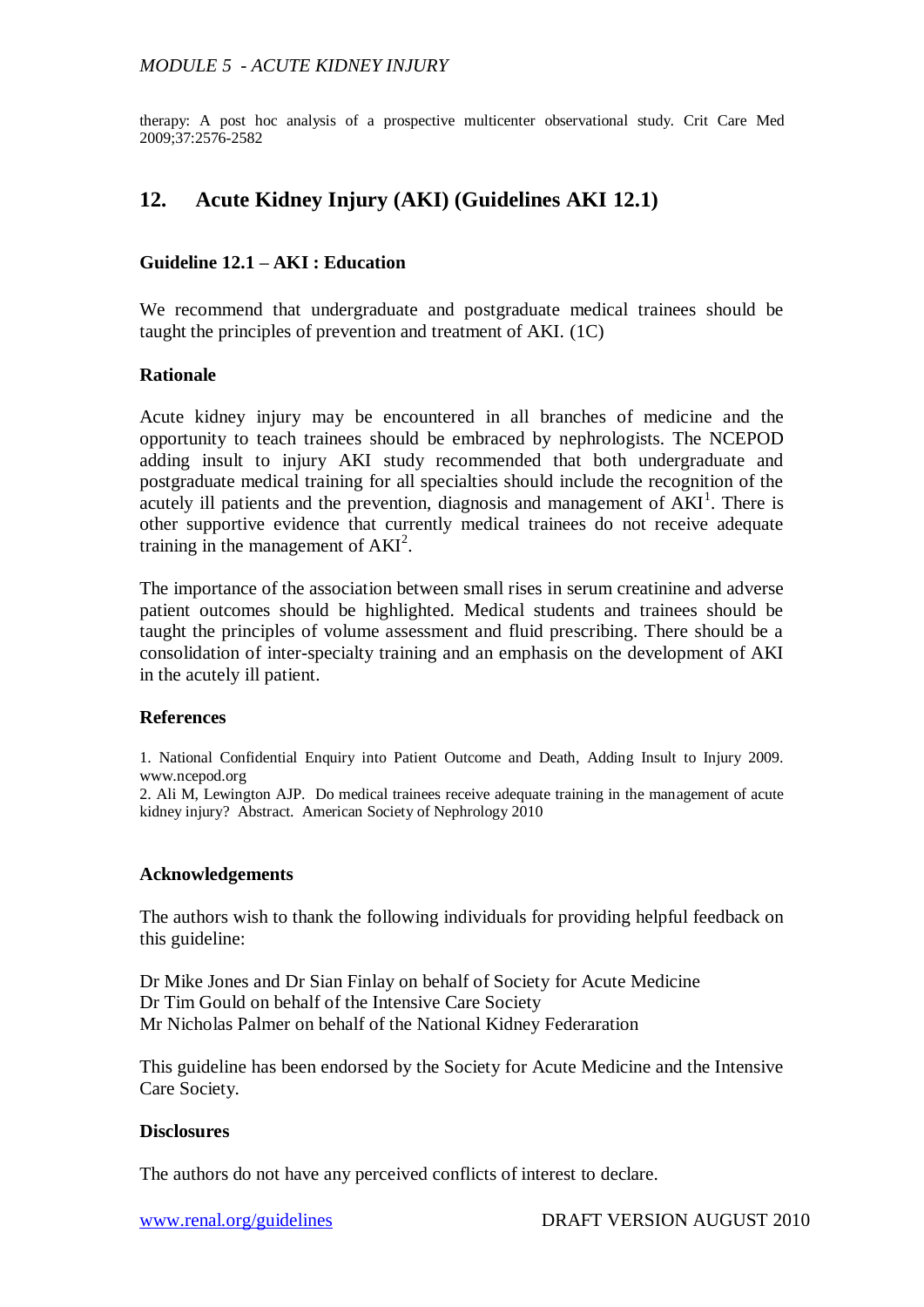therapy: A post hoc analysis of a prospective multicenter observational study. Crit Care Med 2009;37:2576-2582

## 12. Acute Kidney Injury (AKI) (Guidelines AKI 12.1)

### Guideline 12.1 – AKI : Education

We recommend that undergraduate and postgraduate medical trainees should be taught the principles of prevention and treatment of AKI. (1C)

### Rationale

Acute kidney injury may be encountered in all branches of medicine and the opportunity to teach trainees should be embraced by nephrologists. The NCEPOD adding insult to injury AKI study recommended that both undergraduate and postgraduate medical training for all specialties should include the recognition of the acutely ill patients and the prevention, diagnosis and management of AKI[1]. There is other supportive evidence that currently medical trainees do not receive adequate training in the management of AKI[2].

The importance of the association between small rises in serum creatinine and adverse patient outcomes should be highlighted. Medical students and trainees should be taught the principles of volume assessment and fluid prescribing. There should be a consolidation of inter-specialty training and an emphasis on the development of AKI in the acutely ill patient.

### References

1. National Confidential Enquiry into Patient Outcome and Death, Adding Insult to Injury 2009. www.ncepod.org
2. Ali M, Lewington AJP. Do medical trainees receive adequate training in the management of acute kidney injury? Abstract. American Society of Nephrology 2010

### Acknowledgements

The authors wish to thank the following individuals for providing helpful feedback on this guideline:

Dr Mike Jones and Dr Sian Finlay on behalf of Society for Acute Medicine
Dr Tim Gould on behalf of the Intensive Care Society
Mr Nicholas Palmer on behalf of the National Kidney Federaration

This guideline has been endorsed by the Society for Acute Medicine and the Intensive Care Society.

### Disclosures

The authors do not have any perceived conflicts of interest to declare.